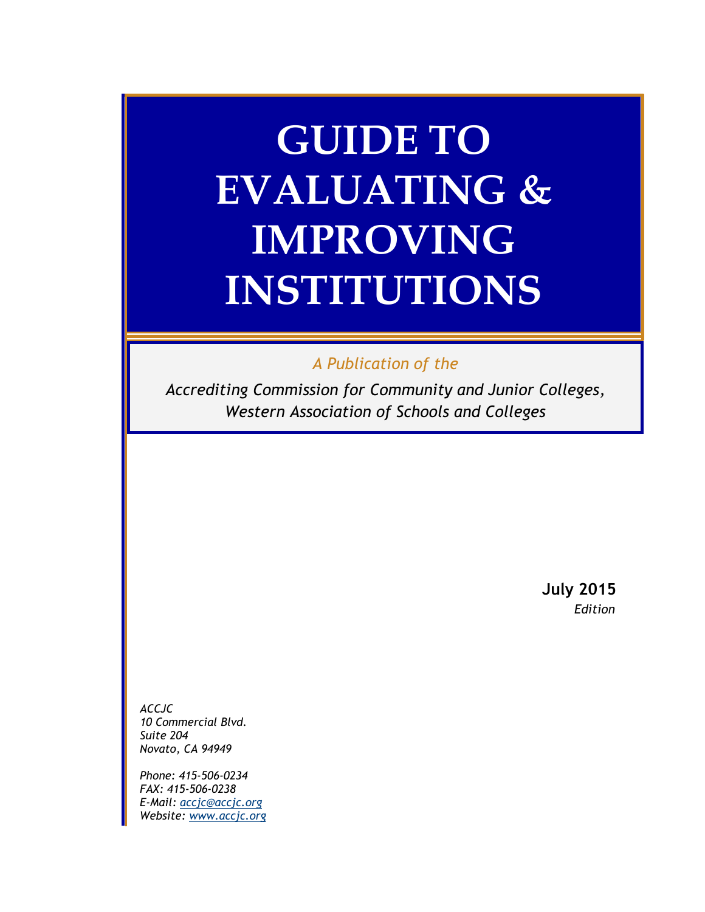# GUIDE TO EVALUATING & IMPROVING INSTITUTIONS

*A Publication of the*

*Accrediting Commission for Community and Junior Colleges, Western Association of Schools and Colleges*

**July 2015**
*Edition*

*ACCJC*
*10 Commercial Blvd.*
*Suite 204*
*Novato, CA 94949*

*Phone: 415-506-0234*
*FAX: 415-506-0238*
*E-Mail: accjc@accjc.org*
*Website: www.accjc.org*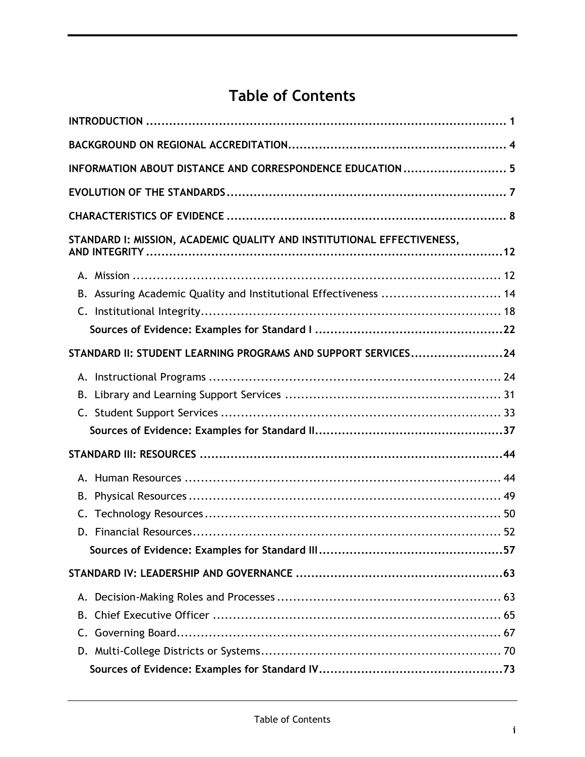# Table of Contents

**INTRODUCTION** ............................................................................................ **1**

**BACKGROUND ON REGIONAL ACCREDITATION**.......................................................... **4**

**INFORMATION ABOUT DISTANCE AND CORRESPONDENCE EDUCATION** ........................... **5**

**EVOLUTION OF THE STANDARDS**......................................................................... **7**

**CHARACTERISTICS OF EVIDENCE** ......................................................................... **8**

**STANDARD I: MISSION, ACADEMIC QUALITY AND INSTITUTIONAL EFFECTIVENESS, AND INTEGRITY** ............................................................................................. **12**

- A. Mission ............................................................................................ 12
- B. Assuring Academic Quality and Institutional Effectiveness .............................. 14
- C. Institutional Integrity.......................................................................... 18
- **Sources of Evidence: Examples for Standard I** ................................................ **22**

**STANDARD II: STUDENT LEARNING PROGRAMS AND SUPPORT SERVICES**........................ **24**

- A. Instructional Programs ........................................................................ 24
- B. Library and Learning Support Services ...................................................... 31
- C. Student Support Services ..................................................................... 33
- **Sources of Evidence: Examples for Standard II**................................................ **37**

**STANDARD III: RESOURCES** ............................................................................. **44**

- A. Human Resources ............................................................................... 44
- B. Physical Resources .............................................................................. 49
- C. Technology Resources.......................................................................... 50
- D. Financial Resources............................................................................. 52
- **Sources of Evidence: Examples for Standard III**............................................... **57**

**STANDARD IV: LEADERSHIP AND GOVERNANCE** ..................................................... **63**

- A. Decision-Making Roles and Processes ........................................................ 63
- B. Chief Executive Officer ........................................................................ 65
- C. Governing Board................................................................................. 67
- D. Multi-College Districts or Systems............................................................ 70
- **Sources of Evidence: Examples for Standard IV**............................................... **73**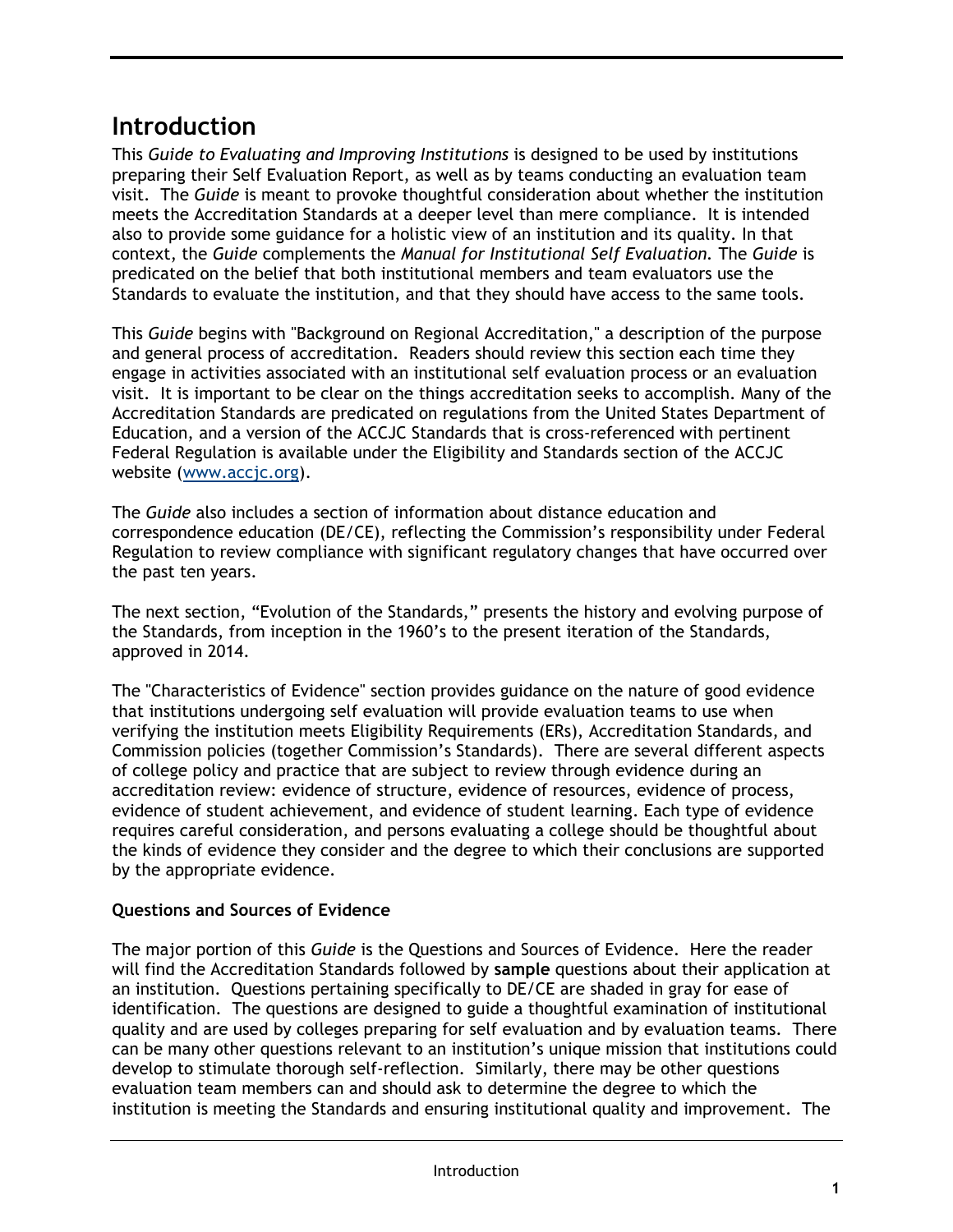# Introduction

This *Guide to Evaluating and Improving Institutions* is designed to be used by institutions preparing their Self Evaluation Report, as well as by teams conducting an evaluation team visit. The *Guide* is meant to provoke thoughtful consideration about whether the institution meets the Accreditation Standards at a deeper level than mere compliance. It is intended also to provide some guidance for a holistic view of an institution and its quality. In that context, the *Guide* complements the *Manual for Institutional Self Evaluation.* The *Guide* is predicated on the belief that both institutional members and team evaluators use the Standards to evaluate the institution, and that they should have access to the same tools.

This *Guide* begins with "Background on Regional Accreditation," a description of the purpose and general process of accreditation. Readers should review this section each time they engage in activities associated with an institutional self evaluation process or an evaluation visit. It is important to be clear on the things accreditation seeks to accomplish. Many of the Accreditation Standards are predicated on regulations from the United States Department of Education, and a version of the ACCJC Standards that is cross-referenced with pertinent Federal Regulation is available under the Eligibility and Standards section of the ACCJC website (www.accjc.org).

The *Guide* also includes a section of information about distance education and correspondence education (DE/CE), reflecting the Commission's responsibility under Federal Regulation to review compliance with significant regulatory changes that have occurred over the past ten years.

The next section, "Evolution of the Standards," presents the history and evolving purpose of the Standards, from inception in the 1960's to the present iteration of the Standards, approved in 2014.

The "Characteristics of Evidence" section provides guidance on the nature of good evidence that institutions undergoing self evaluation will provide evaluation teams to use when verifying the institution meets Eligibility Requirements (ERs), Accreditation Standards, and Commission policies (together Commission's Standards). There are several different aspects of college policy and practice that are subject to review through evidence during an accreditation review: evidence of structure, evidence of resources, evidence of process, evidence of student achievement, and evidence of student learning. Each type of evidence requires careful consideration, and persons evaluating a college should be thoughtful about the kinds of evidence they consider and the degree to which their conclusions are supported by the appropriate evidence.

**Questions and Sources of Evidence**

The major portion of this *Guide* is the Questions and Sources of Evidence. Here the reader will find the Accreditation Standards followed by **sample** questions about their application at an institution. Questions pertaining specifically to DE/CE are shaded in gray for ease of identification. The questions are designed to guide a thoughtful examination of institutional quality and are used by colleges preparing for self evaluation and by evaluation teams. There can be many other questions relevant to an institution's unique mission that institutions could develop to stimulate thorough self-reflection. Similarly, there may be other questions evaluation team members can and should ask to determine the degree to which the institution is meeting the Standards and ensuring institutional quality and improvement. The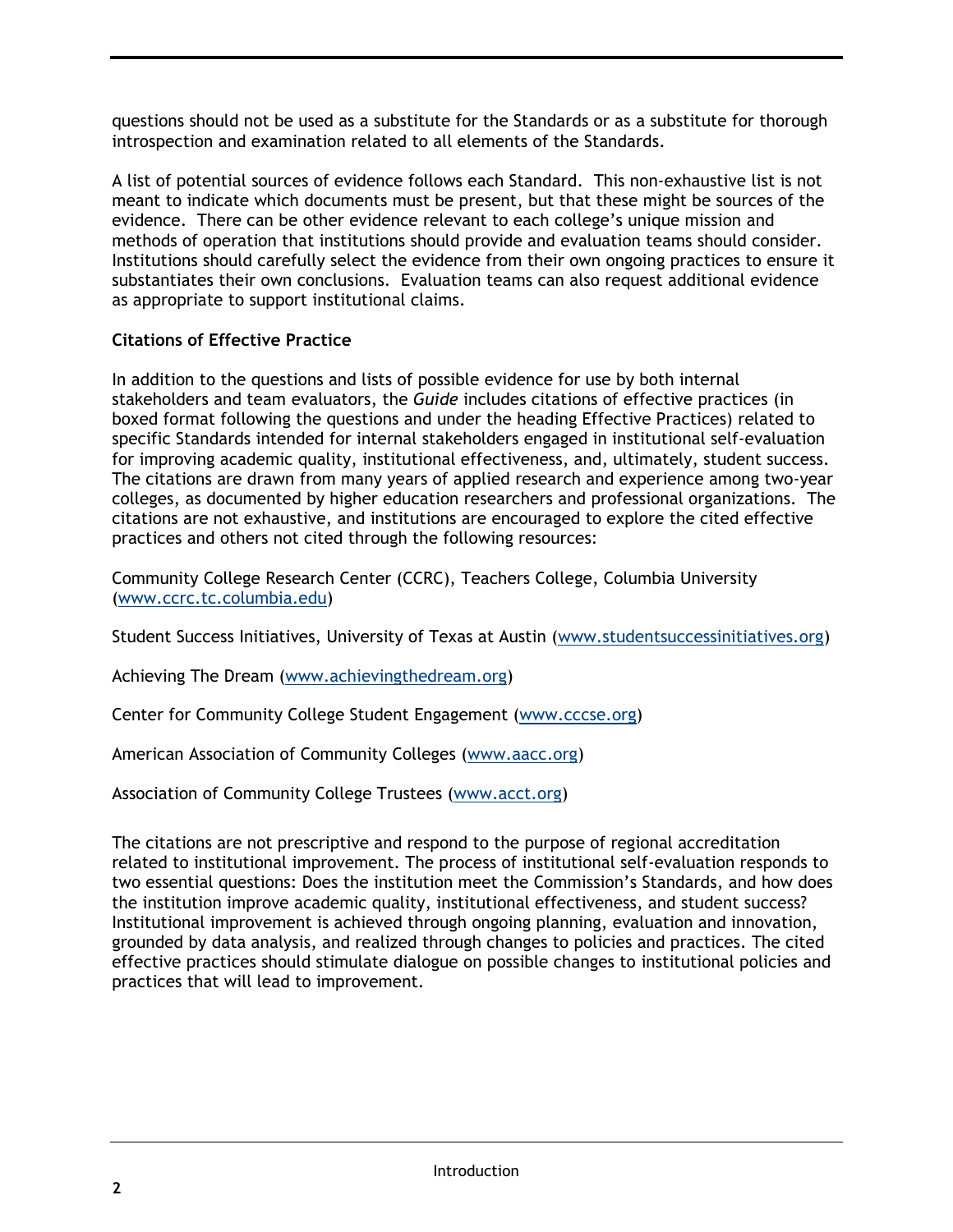questions should not be used as a substitute for the Standards or as a substitute for thorough introspection and examination related to all elements of the Standards.

A list of potential sources of evidence follows each Standard. This non-exhaustive list is not meant to indicate which documents must be present, but that these might be sources of the evidence. There can be other evidence relevant to each college's unique mission and methods of operation that institutions should provide and evaluation teams should consider. Institutions should carefully select the evidence from their own ongoing practices to ensure it substantiates their own conclusions. Evaluation teams can also request additional evidence as appropriate to support institutional claims.

**Citations of Effective Practice**

In addition to the questions and lists of possible evidence for use by both internal stakeholders and team evaluators, the *Guide* includes citations of effective practices (in boxed format following the questions and under the heading Effective Practices) related to specific Standards intended for internal stakeholders engaged in institutional self-evaluation for improving academic quality, institutional effectiveness, and, ultimately, student success. The citations are drawn from many years of applied research and experience among two-year colleges, as documented by higher education researchers and professional organizations. The citations are not exhaustive, and institutions are encouraged to explore the cited effective practices and others not cited through the following resources:

Community College Research Center (CCRC), Teachers College, Columbia University (www.ccrc.tc.columbia.edu)

Student Success Initiatives, University of Texas at Austin (www.studentsuccessinitiatives.org)

Achieving The Dream (www.achievingthedream.org)

Center for Community College Student Engagement (www.cccse.org)

American Association of Community Colleges (www.aacc.org)

Association of Community College Trustees (www.acct.org)

The citations are not prescriptive and respond to the purpose of regional accreditation related to institutional improvement. The process of institutional self-evaluation responds to two essential questions: Does the institution meet the Commission's Standards, and how does the institution improve academic quality, institutional effectiveness, and student success? Institutional improvement is achieved through ongoing planning, evaluation and innovation, grounded by data analysis, and realized through changes to policies and practices. The cited effective practices should stimulate dialogue on possible changes to institutional policies and practices that will lead to improvement.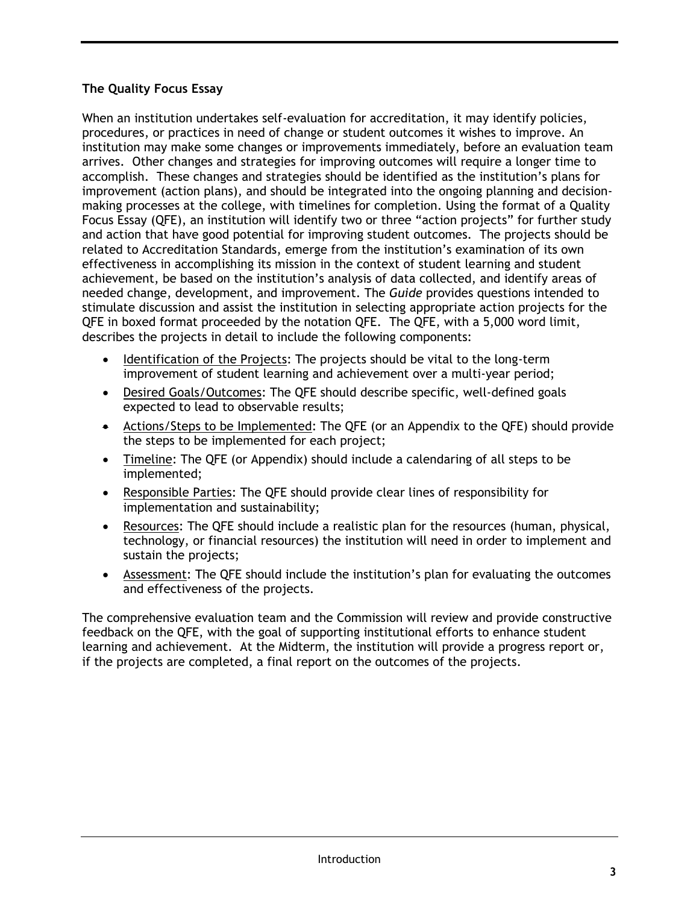### The Quality Focus Essay

When an institution undertakes self-evaluation for accreditation, it may identify policies, procedures, or practices in need of change or student outcomes it wishes to improve. An institution may make some changes or improvements immediately, before an evaluation team arrives. Other changes and strategies for improving outcomes will require a longer time to accomplish. These changes and strategies should be identified as the institution's plans for improvement (action plans), and should be integrated into the ongoing planning and decision-making processes at the college, with timelines for completion. Using the format of a Quality Focus Essay (QFE), an institution will identify two or three "action projects" for further study and action that have good potential for improving student outcomes. The projects should be related to Accreditation Standards, emerge from the institution's examination of its own effectiveness in accomplishing its mission in the context of student learning and student achievement, be based on the institution's analysis of data collected, and identify areas of needed change, development, and improvement. The *Guide* provides questions intended to stimulate discussion and assist the institution in selecting appropriate action projects for the QFE in boxed format proceeded by the notation QFE. The QFE, with a 5,000 word limit, describes the projects in detail to include the following components:

- Identification of the Projects: The projects should be vital to the long-term improvement of student learning and achievement over a multi-year period;
- Desired Goals/Outcomes: The QFE should describe specific, well-defined goals expected to lead to observable results;
- Actions/Steps to be Implemented: The QFE (or an Appendix to the QFE) should provide the steps to be implemented for each project;
- Timeline: The QFE (or Appendix) should include a calendaring of all steps to be implemented;
- Responsible Parties: The QFE should provide clear lines of responsibility for implementation and sustainability;
- Resources: The QFE should include a realistic plan for the resources (human, physical, technology, or financial resources) the institution will need in order to implement and sustain the projects;
- Assessment: The QFE should include the institution's plan for evaluating the outcomes and effectiveness of the projects.

The comprehensive evaluation team and the Commission will review and provide constructive feedback on the QFE, with the goal of supporting institutional efforts to enhance student learning and achievement. At the Midterm, the institution will provide a progress report or, if the projects are completed, a final report on the outcomes of the projects.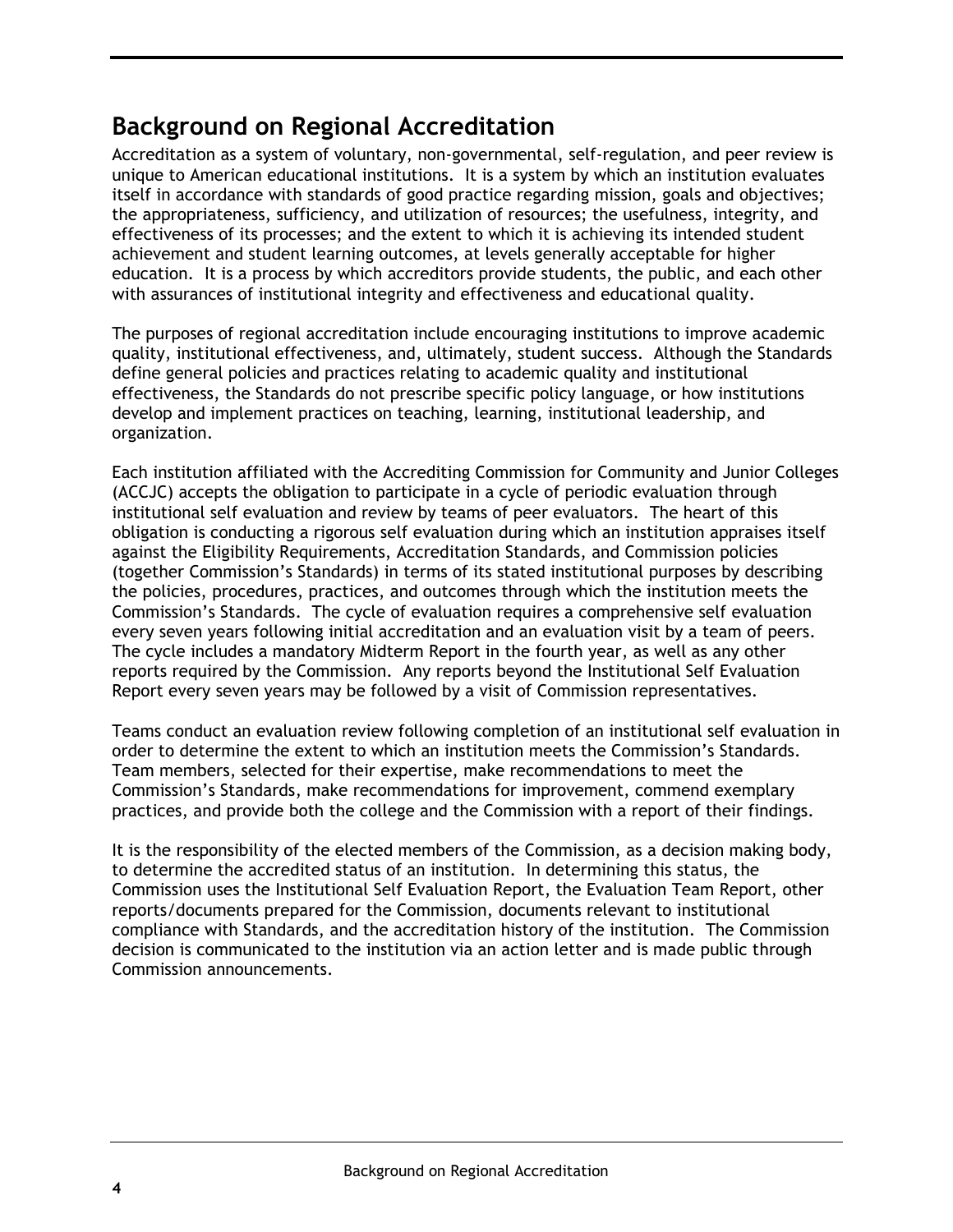## Background on Regional Accreditation

Accreditation as a system of voluntary, non-governmental, self-regulation, and peer review is unique to American educational institutions. It is a system by which an institution evaluates itself in accordance with standards of good practice regarding mission, goals and objectives; the appropriateness, sufficiency, and utilization of resources; the usefulness, integrity, and effectiveness of its processes; and the extent to which it is achieving its intended student achievement and student learning outcomes, at levels generally acceptable for higher education. It is a process by which accreditors provide students, the public, and each other with assurances of institutional integrity and effectiveness and educational quality.

The purposes of regional accreditation include encouraging institutions to improve academic quality, institutional effectiveness, and, ultimately, student success. Although the Standards define general policies and practices relating to academic quality and institutional effectiveness, the Standards do not prescribe specific policy language, or how institutions develop and implement practices on teaching, learning, institutional leadership, and organization.

Each institution affiliated with the Accrediting Commission for Community and Junior Colleges (ACCJC) accepts the obligation to participate in a cycle of periodic evaluation through institutional self evaluation and review by teams of peer evaluators. The heart of this obligation is conducting a rigorous self evaluation during which an institution appraises itself against the Eligibility Requirements, Accreditation Standards, and Commission policies (together Commission's Standards) in terms of its stated institutional purposes by describing the policies, procedures, practices, and outcomes through which the institution meets the Commission's Standards. The cycle of evaluation requires a comprehensive self evaluation every seven years following initial accreditation and an evaluation visit by a team of peers. The cycle includes a mandatory Midterm Report in the fourth year, as well as any other reports required by the Commission. Any reports beyond the Institutional Self Evaluation Report every seven years may be followed by a visit of Commission representatives.

Teams conduct an evaluation review following completion of an institutional self evaluation in order to determine the extent to which an institution meets the Commission's Standards. Team members, selected for their expertise, make recommendations to meet the Commission's Standards, make recommendations for improvement, commend exemplary practices, and provide both the college and the Commission with a report of their findings.

It is the responsibility of the elected members of the Commission, as a decision making body, to determine the accredited status of an institution. In determining this status, the Commission uses the Institutional Self Evaluation Report, the Evaluation Team Report, other reports/documents prepared for the Commission, documents relevant to institutional compliance with Standards, and the accreditation history of the institution. The Commission decision is communicated to the institution via an action letter and is made public through Commission announcements.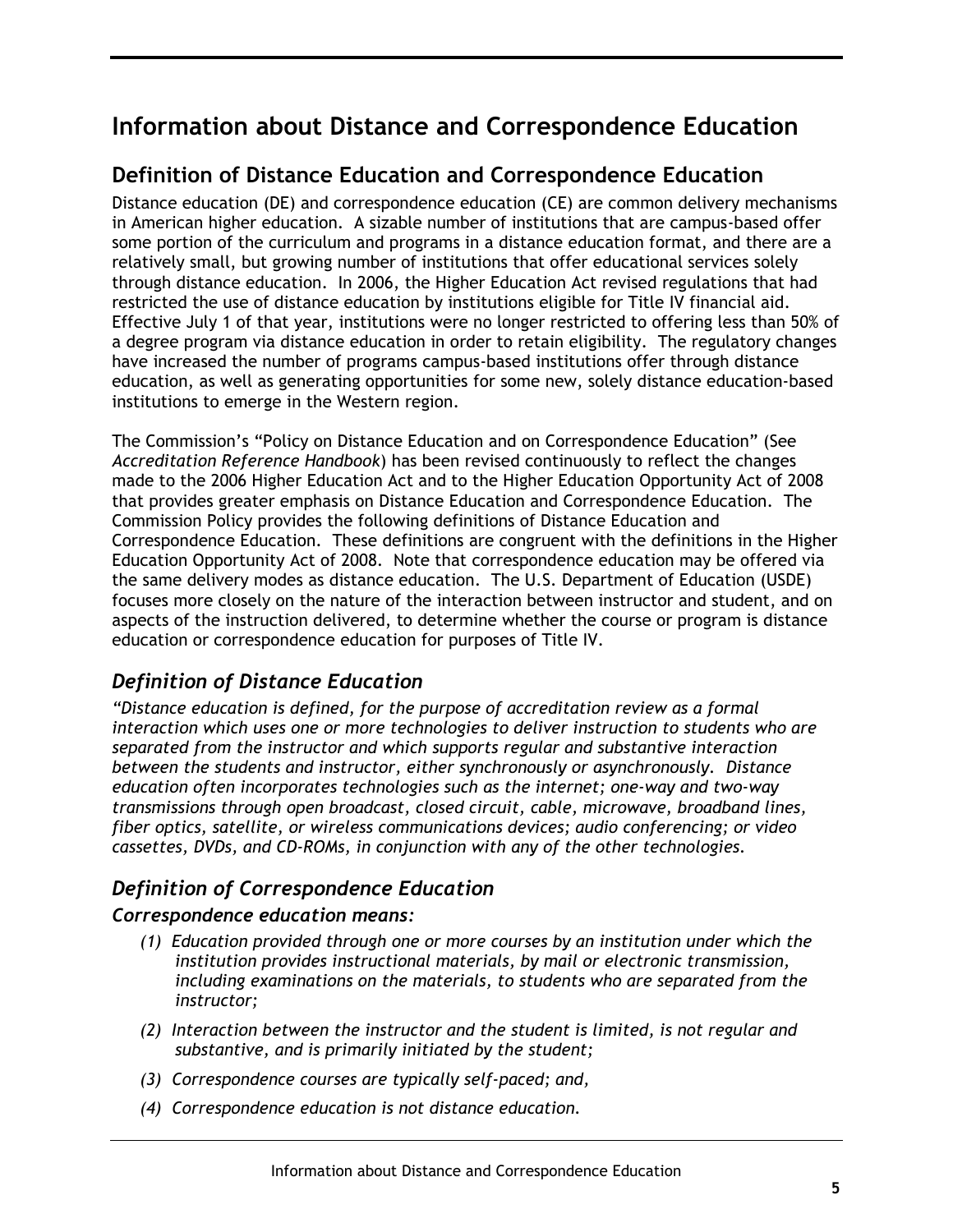# Information about Distance and Correspondence Education

## Definition of Distance Education and Correspondence Education

Distance education (DE) and correspondence education (CE) are common delivery mechanisms in American higher education. A sizable number of institutions that are campus-based offer some portion of the curriculum and programs in a distance education format, and there are a relatively small, but growing number of institutions that offer educational services solely through distance education. In 2006, the Higher Education Act revised regulations that had restricted the use of distance education by institutions eligible for Title IV financial aid. Effective July 1 of that year, institutions were no longer restricted to offering less than 50% of a degree program via distance education in order to retain eligibility. The regulatory changes have increased the number of programs campus-based institutions offer through distance education, as well as generating opportunities for some new, solely distance education-based institutions to emerge in the Western region.

The Commission's "Policy on Distance Education and on Correspondence Education" (See *Accreditation Reference Handbook*) has been revised continuously to reflect the changes made to the 2006 Higher Education Act and to the Higher Education Opportunity Act of 2008 that provides greater emphasis on Distance Education and Correspondence Education. The Commission Policy provides the following definitions of Distance Education and Correspondence Education. These definitions are congruent with the definitions in the Higher Education Opportunity Act of 2008. Note that correspondence education may be offered via the same delivery modes as distance education. The U.S. Department of Education (USDE) focuses more closely on the nature of the interaction between instructor and student, and on aspects of the instruction delivered, to determine whether the course or program is distance education or correspondence education for purposes of Title IV.

### *Definition of Distance Education*

*"Distance education is defined, for the purpose of accreditation review as a formal interaction which uses one or more technologies to deliver instruction to students who are separated from the instructor and which supports regular and substantive interaction between the students and instructor, either synchronously or asynchronously. Distance education often incorporates technologies such as the internet; one-way and two-way transmissions through open broadcast, closed circuit, cable, microwave, broadband lines, fiber optics, satellite, or wireless communications devices; audio conferencing; or video cassettes, DVDs, and CD-ROMs, in conjunction with any of the other technologies.*

### *Definition of Correspondence Education*

***Correspondence education means:***

*(1) Education provided through one or more courses by an institution under which the institution provides instructional materials, by mail or electronic transmission, including examinations on the materials, to students who are separated from the instructor;*

*(2) Interaction between the instructor and the student is limited, is not regular and substantive, and is primarily initiated by the student;*

*(3) Correspondence courses are typically self-paced; and,*

*(4) Correspondence education is not distance education.*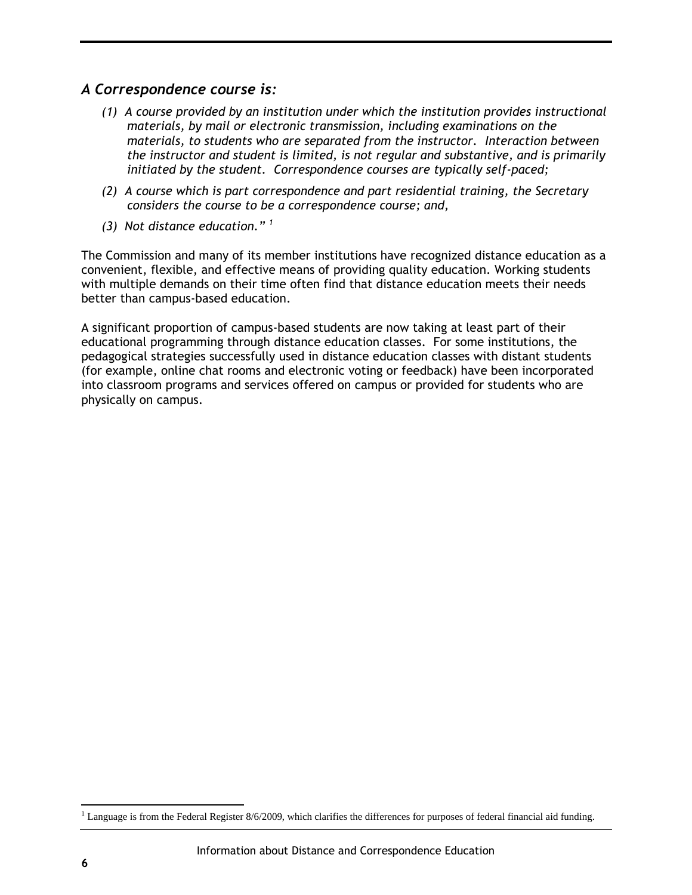## *A Correspondence course is:*

*(1) A course provided by an institution under which the institution provides instructional materials, by mail or electronic transmission, including examinations on the materials, to students who are separated from the instructor. Interaction between the instructor and student is limited, is not regular and substantive, and is primarily initiated by the student. Correspondence courses are typically self-paced;*

*(2) A course which is part correspondence and part residential training, the Secretary considers the course to be a correspondence course; and,*

*(3) Not distance education."* [1]

The Commission and many of its member institutions have recognized distance education as a convenient, flexible, and effective means of providing quality education. Working students with multiple demands on their time often find that distance education meets their needs better than campus-based education.

A significant proportion of campus-based students are now taking at least part of their educational programming through distance education classes. For some institutions, the pedagogical strategies successfully used in distance education classes with distant students (for example, online chat rooms and electronic voting or feedback) have been incorporated into classroom programs and services offered on campus or provided for students who are physically on campus.

[1] Language is from the Federal Register 8/6/2009, which clarifies the differences for purposes of federal financial aid funding.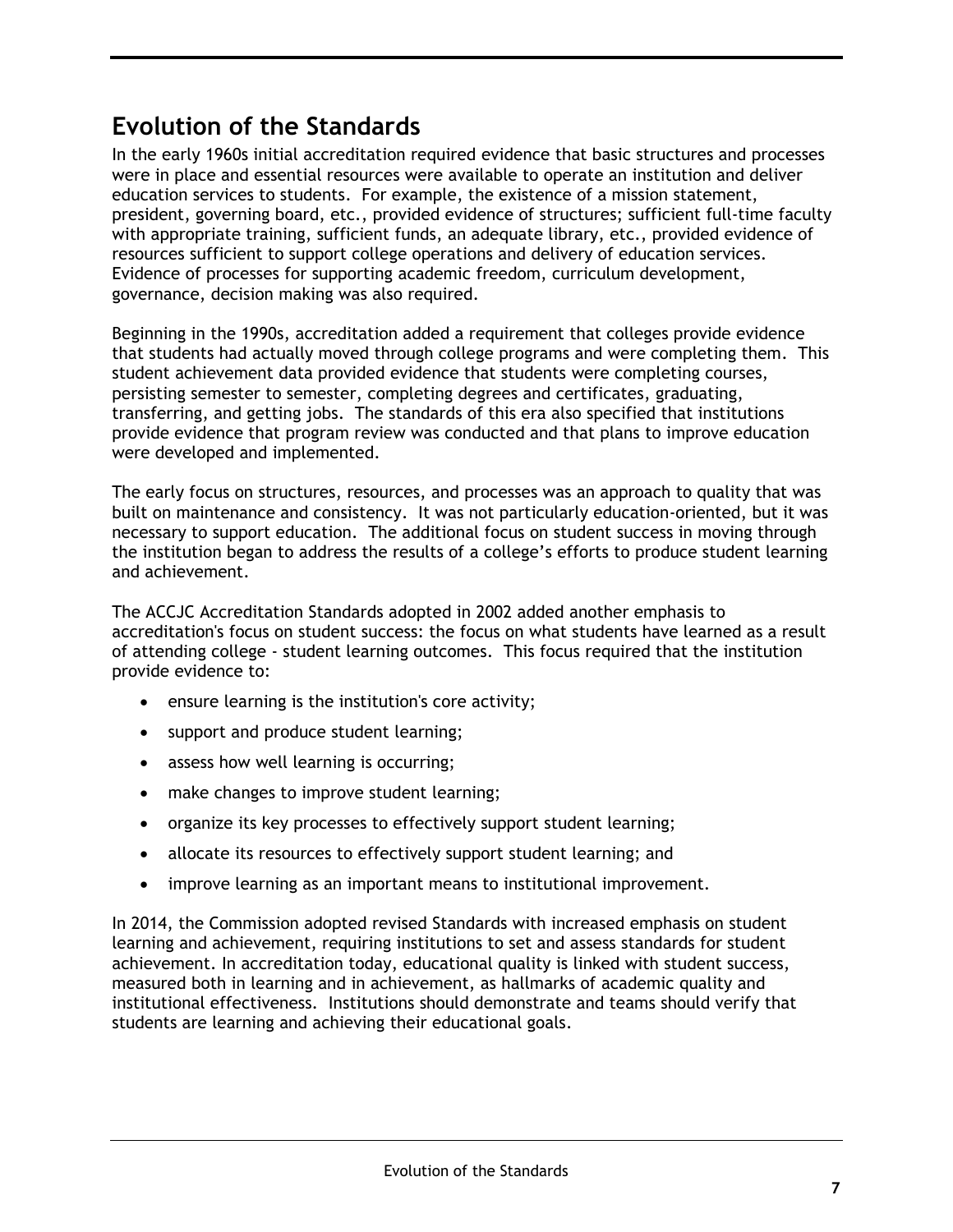## Evolution of the Standards

In the early 1960s initial accreditation required evidence that basic structures and processes were in place and essential resources were available to operate an institution and deliver education services to students. For example, the existence of a mission statement, president, governing board, etc., provided evidence of structures; sufficient full-time faculty with appropriate training, sufficient funds, an adequate library, etc., provided evidence of resources sufficient to support college operations and delivery of education services. Evidence of processes for supporting academic freedom, curriculum development, governance, decision making was also required.

Beginning in the 1990s, accreditation added a requirement that colleges provide evidence that students had actually moved through college programs and were completing them. This student achievement data provided evidence that students were completing courses, persisting semester to semester, completing degrees and certificates, graduating, transferring, and getting jobs. The standards of this era also specified that institutions provide evidence that program review was conducted and that plans to improve education were developed and implemented.

The early focus on structures, resources, and processes was an approach to quality that was built on maintenance and consistency. It was not particularly education-oriented, but it was necessary to support education. The additional focus on student success in moving through the institution began to address the results of a college's efforts to produce student learning and achievement.

The ACCJC Accreditation Standards adopted in 2002 added another emphasis to accreditation's focus on student success: the focus on what students have learned as a result of attending college - student learning outcomes. This focus required that the institution provide evidence to:

- ensure learning is the institution's core activity;
- support and produce student learning;
- assess how well learning is occurring;
- make changes to improve student learning;
- organize its key processes to effectively support student learning;
- allocate its resources to effectively support student learning; and
- improve learning as an important means to institutional improvement.

In 2014, the Commission adopted revised Standards with increased emphasis on student learning and achievement, requiring institutions to set and assess standards for student achievement. In accreditation today, educational quality is linked with student success, measured both in learning and in achievement, as hallmarks of academic quality and institutional effectiveness. Institutions should demonstrate and teams should verify that students are learning and achieving their educational goals.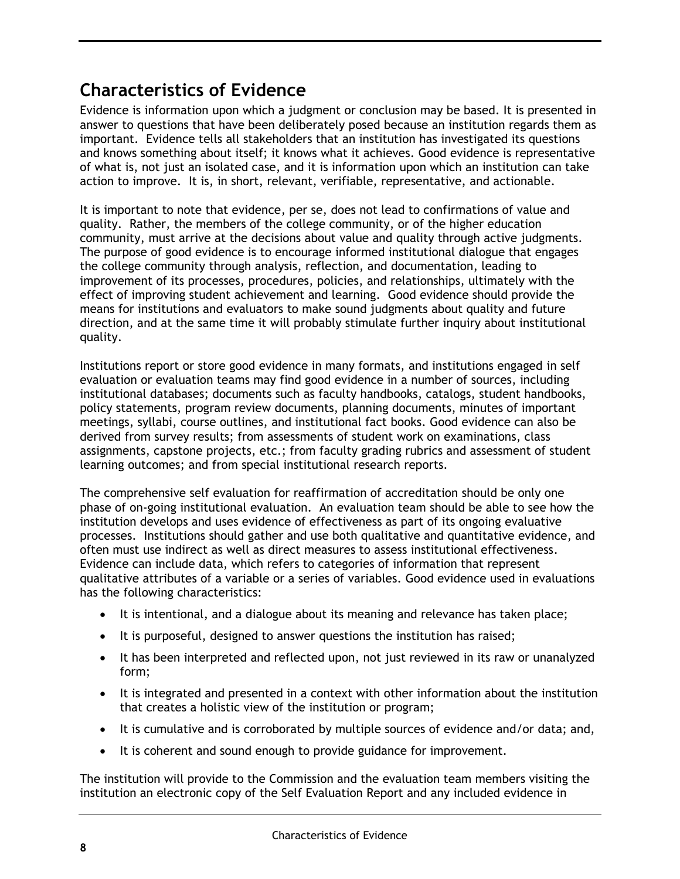## Characteristics of Evidence

Evidence is information upon which a judgment or conclusion may be based. It is presented in answer to questions that have been deliberately posed because an institution regards them as important. Evidence tells all stakeholders that an institution has investigated its questions and knows something about itself; it knows what it achieves. Good evidence is representative of what is, not just an isolated case, and it is information upon which an institution can take action to improve. It is, in short, relevant, verifiable, representative, and actionable.

It is important to note that evidence, per se, does not lead to confirmations of value and quality. Rather, the members of the college community, or of the higher education community, must arrive at the decisions about value and quality through active judgments. The purpose of good evidence is to encourage informed institutional dialogue that engages the college community through analysis, reflection, and documentation, leading to improvement of its processes, procedures, policies, and relationships, ultimately with the effect of improving student achievement and learning. Good evidence should provide the means for institutions and evaluators to make sound judgments about quality and future direction, and at the same time it will probably stimulate further inquiry about institutional quality.

Institutions report or store good evidence in many formats, and institutions engaged in self evaluation or evaluation teams may find good evidence in a number of sources, including institutional databases; documents such as faculty handbooks, catalogs, student handbooks, policy statements, program review documents, planning documents, minutes of important meetings, syllabi, course outlines, and institutional fact books. Good evidence can also be derived from survey results; from assessments of student work on examinations, class assignments, capstone projects, etc.; from faculty grading rubrics and assessment of student learning outcomes; and from special institutional research reports.

The comprehensive self evaluation for reaffirmation of accreditation should be only one phase of on-going institutional evaluation. An evaluation team should be able to see how the institution develops and uses evidence of effectiveness as part of its ongoing evaluative processes. Institutions should gather and use both qualitative and quantitative evidence, and often must use indirect as well as direct measures to assess institutional effectiveness. Evidence can include data, which refers to categories of information that represent qualitative attributes of a variable or a series of variables. Good evidence used in evaluations has the following characteristics:

- It is intentional, and a dialogue about its meaning and relevance has taken place;
- It is purposeful, designed to answer questions the institution has raised;
- It has been interpreted and reflected upon, not just reviewed in its raw or unanalyzed form;
- It is integrated and presented in a context with other information about the institution that creates a holistic view of the institution or program;
- It is cumulative and is corroborated by multiple sources of evidence and/or data; and,
- It is coherent and sound enough to provide guidance for improvement.

The institution will provide to the Commission and the evaluation team members visiting the institution an electronic copy of the Self Evaluation Report and any included evidence in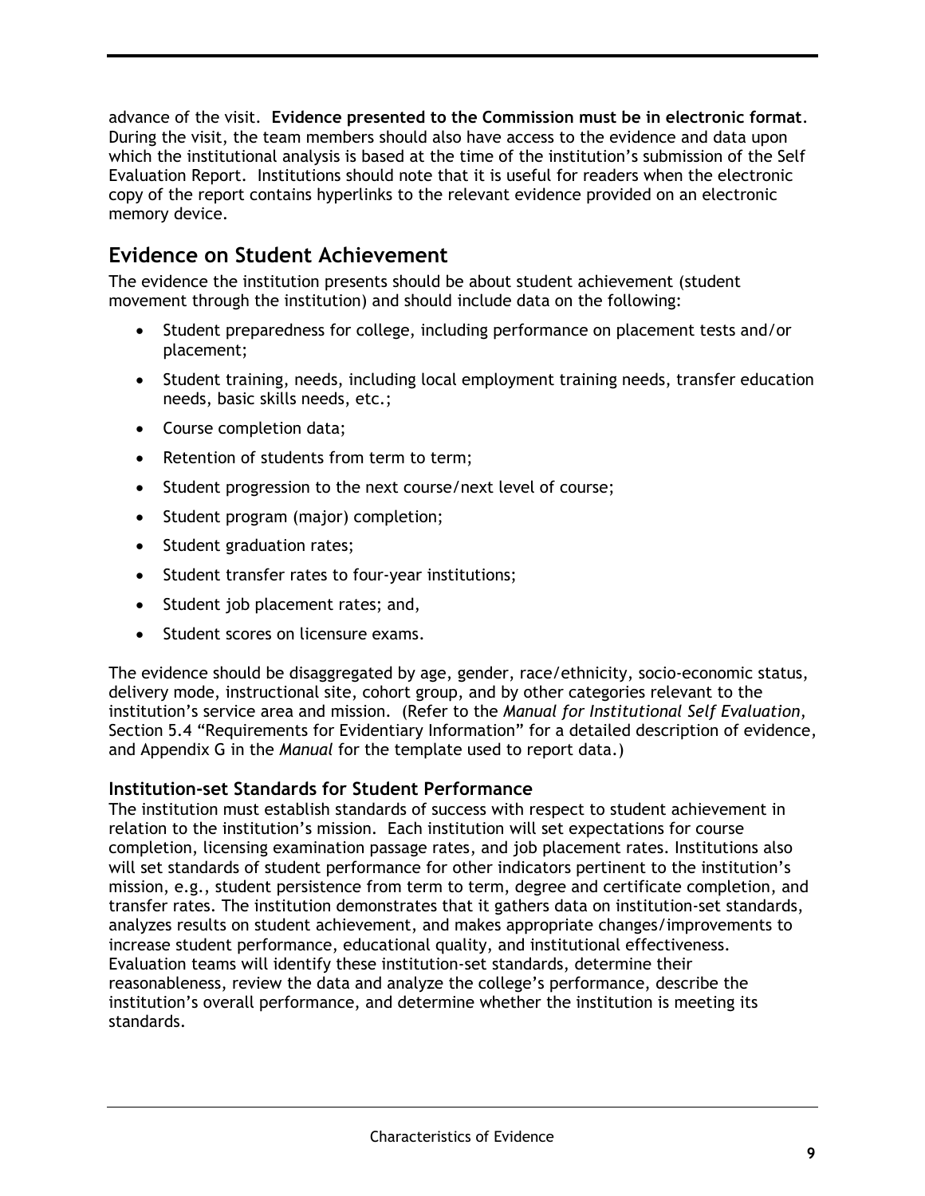advance of the visit. **Evidence presented to the Commission must be in electronic format**. During the visit, the team members should also have access to the evidence and data upon which the institutional analysis is based at the time of the institution's submission of the Self Evaluation Report. Institutions should note that it is useful for readers when the electronic copy of the report contains hyperlinks to the relevant evidence provided on an electronic memory device.

## Evidence on Student Achievement

The evidence the institution presents should be about student achievement (student movement through the institution) and should include data on the following:

- Student preparedness for college, including performance on placement tests and/or placement;
- Student training, needs, including local employment training needs, transfer education needs, basic skills needs, etc.;
- Course completion data;
- Retention of students from term to term;
- Student progression to the next course/next level of course;
- Student program (major) completion;
- Student graduation rates;
- Student transfer rates to four-year institutions;
- Student job placement rates; and,
- Student scores on licensure exams.

The evidence should be disaggregated by age, gender, race/ethnicity, socio-economic status, delivery mode, instructional site, cohort group, and by other categories relevant to the institution's service area and mission. (Refer to the *Manual for Institutional Self Evaluation*, Section 5.4 "Requirements for Evidentiary Information" for a detailed description of evidence, and Appendix G in the *Manual* for the template used to report data.)

### Institution-set Standards for Student Performance

The institution must establish standards of success with respect to student achievement in relation to the institution's mission. Each institution will set expectations for course completion, licensing examination passage rates, and job placement rates. Institutions also will set standards of student performance for other indicators pertinent to the institution's mission, e.g., student persistence from term to term, degree and certificate completion, and transfer rates. The institution demonstrates that it gathers data on institution-set standards, analyzes results on student achievement, and makes appropriate changes/improvements to increase student performance, educational quality, and institutional effectiveness. Evaluation teams will identify these institution-set standards, determine their reasonableness, review the data and analyze the college's performance, describe the institution's overall performance, and determine whether the institution is meeting its standards.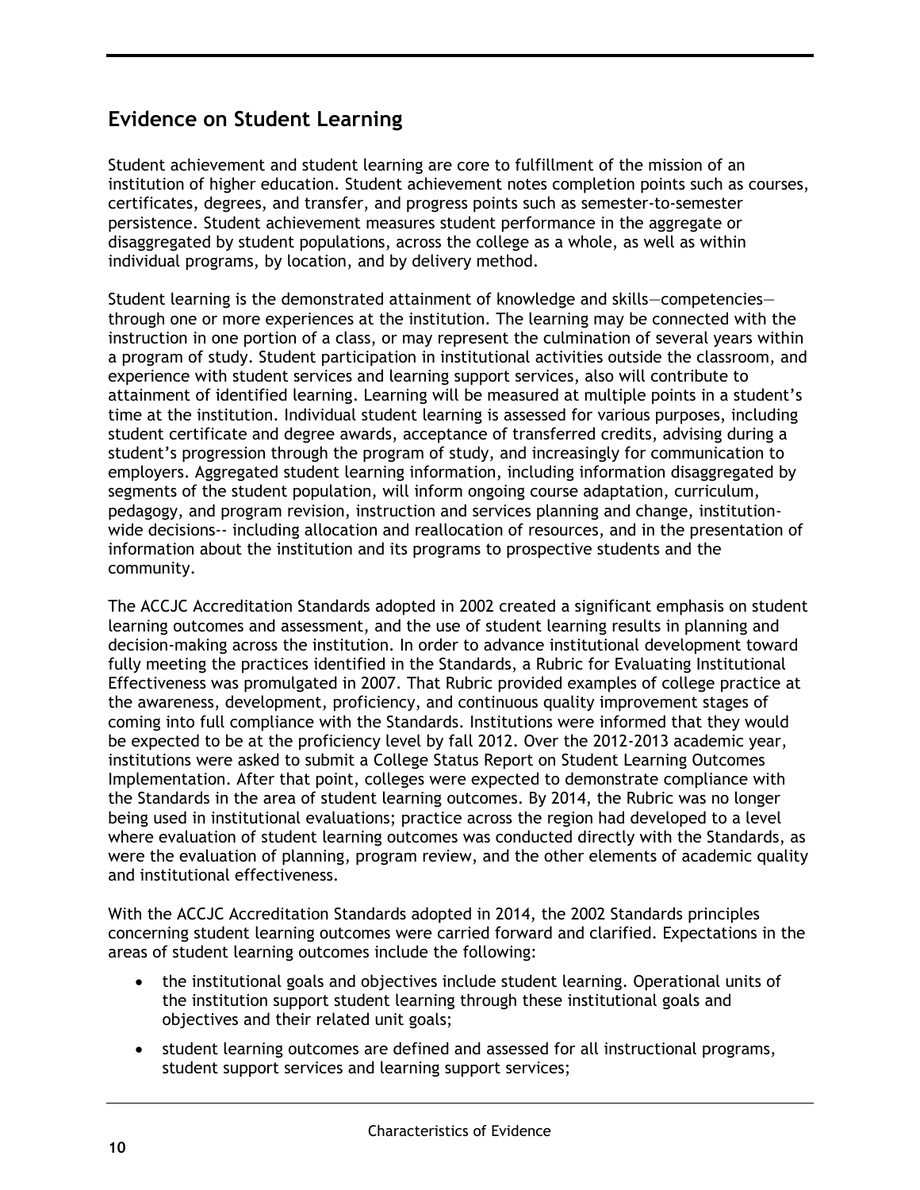## Evidence on Student Learning

Student achievement and student learning are core to fulfillment of the mission of an institution of higher education. Student achievement notes completion points such as courses, certificates, degrees, and transfer, and progress points such as semester-to-semester persistence. Student achievement measures student performance in the aggregate or disaggregated by student populations, across the college as a whole, as well as within individual programs, by location, and by delivery method.

Student learning is the demonstrated attainment of knowledge and skills—competencies—through one or more experiences at the institution. The learning may be connected with the instruction in one portion of a class, or may represent the culmination of several years within a program of study. Student participation in institutional activities outside the classroom, and experience with student services and learning support services, also will contribute to attainment of identified learning. Learning will be measured at multiple points in a student's time at the institution. Individual student learning is assessed for various purposes, including student certificate and degree awards, acceptance of transferred credits, advising during a student's progression through the program of study, and increasingly for communication to employers. Aggregated student learning information, including information disaggregated by segments of the student population, will inform ongoing course adaptation, curriculum, pedagogy, and program revision, instruction and services planning and change, institution-wide decisions-- including allocation and reallocation of resources, and in the presentation of information about the institution and its programs to prospective students and the community.

The ACCJC Accreditation Standards adopted in 2002 created a significant emphasis on student learning outcomes and assessment, and the use of student learning results in planning and decision-making across the institution. In order to advance institutional development toward fully meeting the practices identified in the Standards, a Rubric for Evaluating Institutional Effectiveness was promulgated in 2007. That Rubric provided examples of college practice at the awareness, development, proficiency, and continuous quality improvement stages of coming into full compliance with the Standards. Institutions were informed that they would be expected to be at the proficiency level by fall 2012. Over the 2012-2013 academic year, institutions were asked to submit a College Status Report on Student Learning Outcomes Implementation. After that point, colleges were expected to demonstrate compliance with the Standards in the area of student learning outcomes. By 2014, the Rubric was no longer being used in institutional evaluations; practice across the region had developed to a level where evaluation of student learning outcomes was conducted directly with the Standards, as were the evaluation of planning, program review, and the other elements of academic quality and institutional effectiveness.

With the ACCJC Accreditation Standards adopted in 2014, the 2002 Standards principles concerning student learning outcomes were carried forward and clarified. Expectations in the areas of student learning outcomes include the following:

- the institutional goals and objectives include student learning. Operational units of the institution support student learning through these institutional goals and objectives and their related unit goals;
- student learning outcomes are defined and assessed for all instructional programs, student support services and learning support services;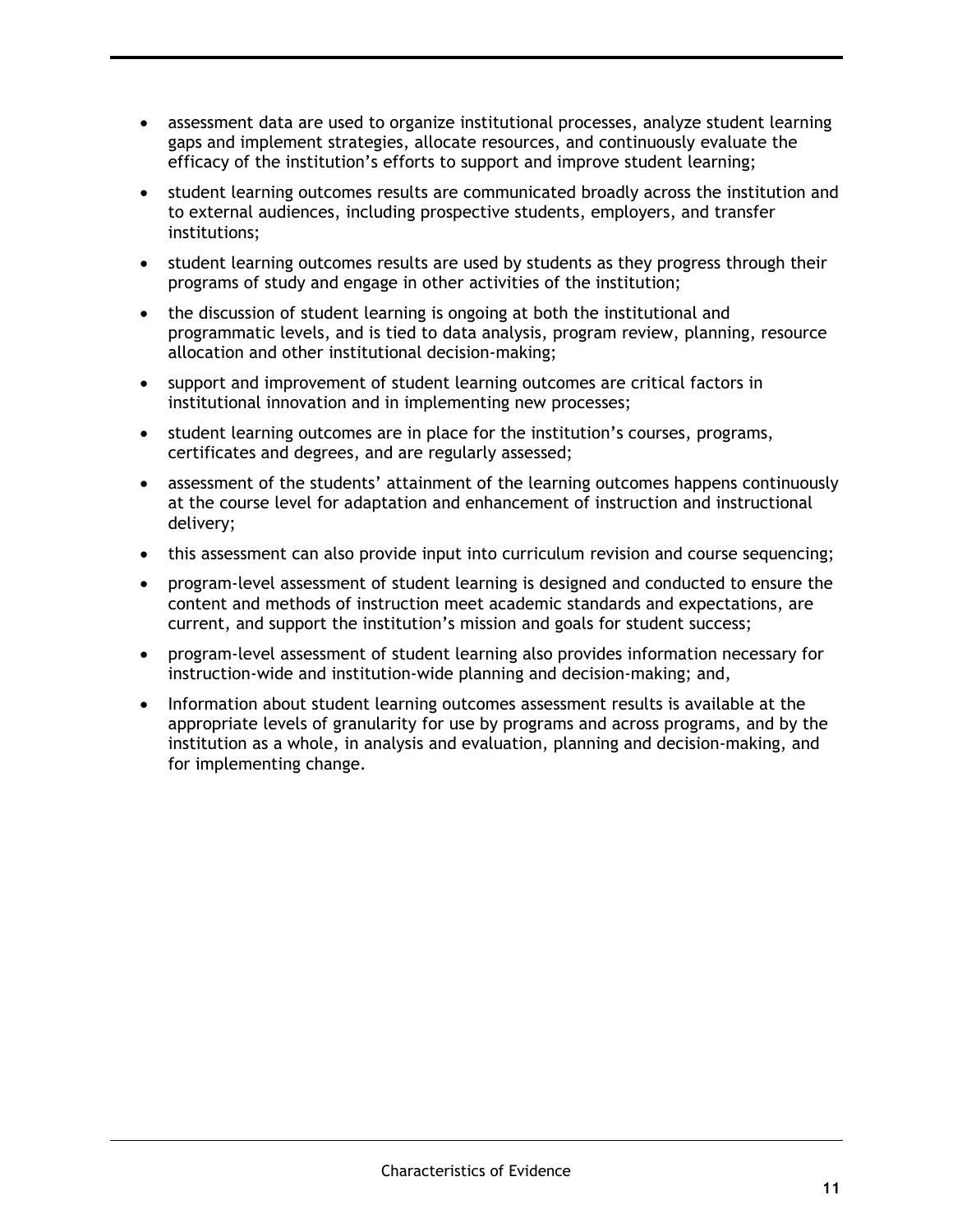- assessment data are used to organize institutional processes, analyze student learning gaps and implement strategies, allocate resources, and continuously evaluate the efficacy of the institution's efforts to support and improve student learning;
- student learning outcomes results are communicated broadly across the institution and to external audiences, including prospective students, employers, and transfer institutions;
- student learning outcomes results are used by students as they progress through their programs of study and engage in other activities of the institution;
- the discussion of student learning is ongoing at both the institutional and programmatic levels, and is tied to data analysis, program review, planning, resource allocation and other institutional decision-making;
- support and improvement of student learning outcomes are critical factors in institutional innovation and in implementing new processes;
- student learning outcomes are in place for the institution's courses, programs, certificates and degrees, and are regularly assessed;
- assessment of the students' attainment of the learning outcomes happens continuously at the course level for adaptation and enhancement of instruction and instructional delivery;
- this assessment can also provide input into curriculum revision and course sequencing;
- program-level assessment of student learning is designed and conducted to ensure the content and methods of instruction meet academic standards and expectations, are current, and support the institution's mission and goals for student success;
- program-level assessment of student learning also provides information necessary for instruction-wide and institution-wide planning and decision-making; and,
- Information about student learning outcomes assessment results is available at the appropriate levels of granularity for use by programs and across programs, and by the institution as a whole, in analysis and evaluation, planning and decision-making, and for implementing change.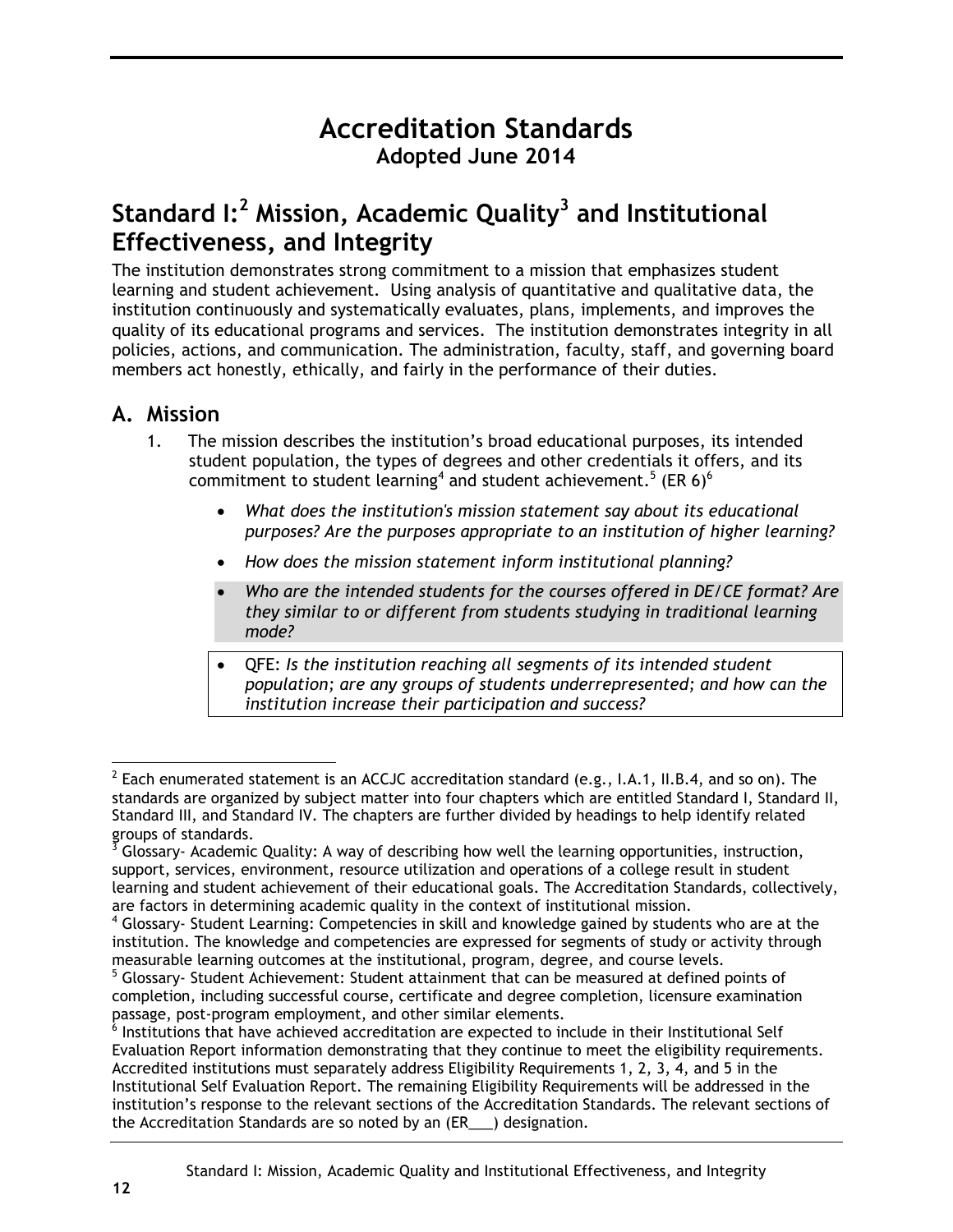# Accreditation Standards

**Adopted June 2014**

## Standard I:[2] Mission, Academic Quality[3] and Institutional Effectiveness, and Integrity

The institution demonstrates strong commitment to a mission that emphasizes student learning and student achievement. Using analysis of quantitative and qualitative data, the institution continuously and systematically evaluates, plans, implements, and improves the quality of its educational programs and services. The institution demonstrates integrity in all policies, actions, and communication. The administration, faculty, staff, and governing board members act honestly, ethically, and fairly in the performance of their duties.

### A. Mission

1. The mission describes the institution's broad educational purposes, its intended student population, the types of degrees and other credentials it offers, and its commitment to student learning[4] and student achievement.[5] (ER 6)[6]

   - *What does the institution's mission statement say about its educational purposes? Are the purposes appropriate to an institution of higher learning?*
   - *How does the mission statement inform institutional planning?*
   - *Who are the intended students for the courses offered in DE/CE format? Are they similar to or different from students studying in traditional learning mode?*
   - QFE: *Is the institution reaching all segments of its intended student population; are any groups of students underrepresented; and how can the institution increase their participation and success?*

---

[2] Each enumerated statement is an ACCJC accreditation standard (e.g., I.A.1, II.B.4, and so on). The standards are organized by subject matter into four chapters which are entitled Standard I, Standard II, Standard III, and Standard IV. The chapters are further divided by headings to help identify related groups of standards.

[3] Glossary- Academic Quality: A way of describing how well the learning opportunities, instruction, support, services, environment, resource utilization and operations of a college result in student learning and student achievement of their educational goals. The Accreditation Standards, collectively, are factors in determining academic quality in the context of institutional mission.

[4] Glossary- Student Learning: Competencies in skill and knowledge gained by students who are at the institution. The knowledge and competencies are expressed for segments of study or activity through measurable learning outcomes at the institutional, program, degree, and course levels.

[5] Glossary- Student Achievement: Student attainment that can be measured at defined points of completion, including successful course, certificate and degree completion, licensure examination passage, post-program employment, and other similar elements.

[6] Institutions that have achieved accreditation are expected to include in their Institutional Self Evaluation Report information demonstrating that they continue to meet the eligibility requirements. Accredited institutions must separately address Eligibility Requirements 1, 2, 3, 4, and 5 in the Institutional Self Evaluation Report. The remaining Eligibility Requirements will be addressed in the institution's response to the relevant sections of the Accreditation Standards. The relevant sections of the Accreditation Standards are so noted by an (ER___) designation.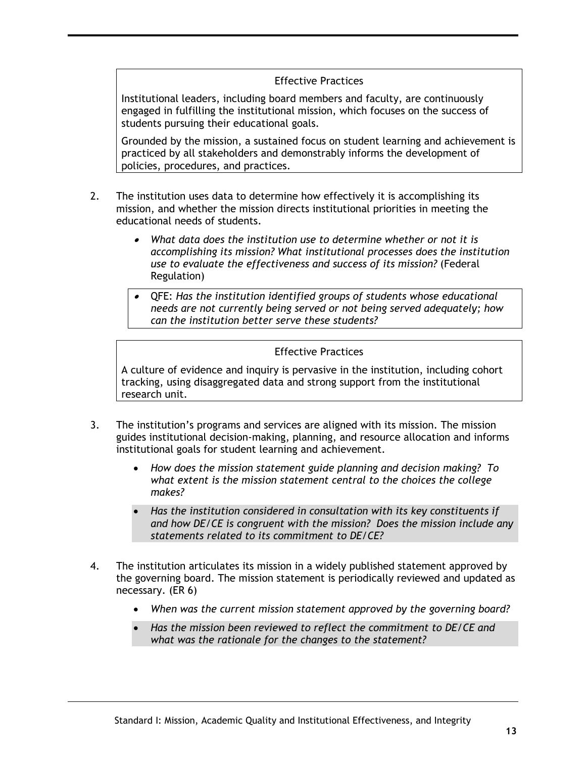Effective Practices

Institutional leaders, including board members and faculty, are continuously engaged in fulfilling the institutional mission, which focuses on the success of students pursuing their educational goals.

Grounded by the mission, a sustained focus on student learning and achievement is practiced by all stakeholders and demonstrably informs the development of policies, procedures, and practices.

2. The institution uses data to determine how effectively it is accomplishing its mission, and whether the mission directs institutional priorities in meeting the educational needs of students.

   - *What data does the institution use to determine whether or not it is accomplishing its mission? What institutional processes does the institution use to evaluate the effectiveness and success of its mission?* (Federal Regulation)
   - QFE: *Has the institution identified groups of students whose educational needs are not currently being served or not being served adequately; how can the institution better serve these students?*

Effective Practices

A culture of evidence and inquiry is pervasive in the institution, including cohort tracking, using disaggregated data and strong support from the institutional research unit.

3. The institution's programs and services are aligned with its mission. The mission guides institutional decision-making, planning, and resource allocation and informs institutional goals for student learning and achievement.

   - *How does the mission statement guide planning and decision making? To what extent is the mission statement central to the choices the college makes?*
   - *Has the institution considered in consultation with its key constituents if and how DE/CE is congruent with the mission? Does the mission include any statements related to its commitment to DE/CE?*

4. The institution articulates its mission in a widely published statement approved by the governing board. The mission statement is periodically reviewed and updated as necessary. (ER 6)

   - *When was the current mission statement approved by the governing board?*
   - *Has the mission been reviewed to reflect the commitment to DE/CE and what was the rationale for the changes to the statement?*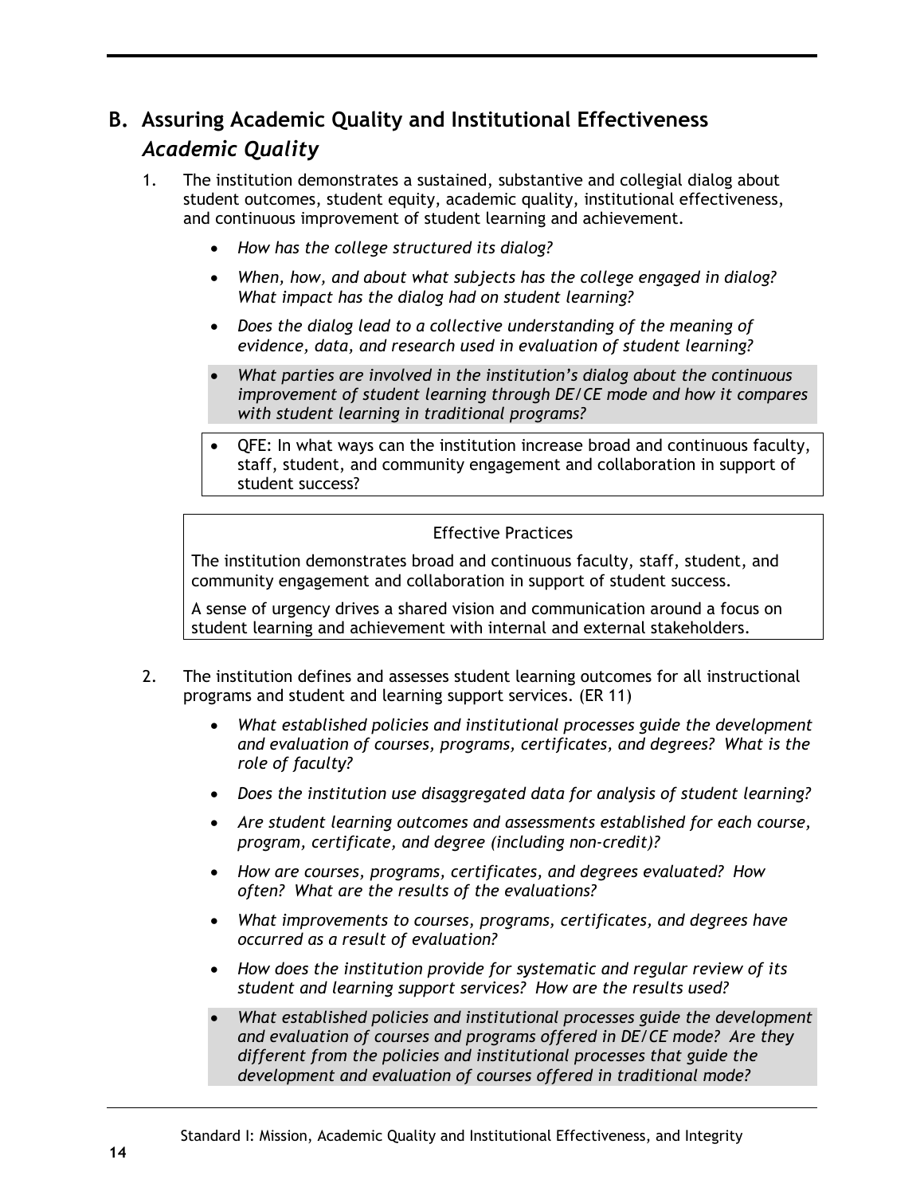## B. Assuring Academic Quality and Institutional Effectiveness

### *Academic Quality*

1. The institution demonstrates a sustained, substantive and collegial dialog about student outcomes, student equity, academic quality, institutional effectiveness, and continuous improvement of student learning and achievement.

   - *How has the college structured its dialog?*
   - *When, how, and about what subjects has the college engaged in dialog? What impact has the dialog had on student learning?*
   - *Does the dialog lead to a collective understanding of the meaning of evidence, data, and research used in evaluation of student learning?*
   - *What parties are involved in the institution's dialog about the continuous improvement of student learning through DE/CE mode and how it compares with student learning in traditional programs?*
   - QFE: In what ways can the institution increase broad and continuous faculty, staff, student, and community engagement and collaboration in support of student success?

   Effective Practices

   The institution demonstrates broad and continuous faculty, staff, student, and community engagement and collaboration in support of student success.

   A sense of urgency drives a shared vision and communication around a focus on student learning and achievement with internal and external stakeholders.

2. The institution defines and assesses student learning outcomes for all instructional programs and student and learning support services. (ER 11)

   - *What established policies and institutional processes guide the development and evaluation of courses, programs, certificates, and degrees? What is the role of faculty?*
   - *Does the institution use disaggregated data for analysis of student learning?*
   - *Are student learning outcomes and assessments established for each course, program, certificate, and degree (including non-credit)?*
   - *How are courses, programs, certificates, and degrees evaluated? How often? What are the results of the evaluations?*
   - *What improvements to courses, programs, certificates, and degrees have occurred as a result of evaluation?*
   - *How does the institution provide for systematic and regular review of its student and learning support services? How are the results used?*
   - *What established policies and institutional processes guide the development and evaluation of courses and programs offered in DE/CE mode? Are they different from the policies and institutional processes that guide the development and evaluation of courses offered in traditional mode?*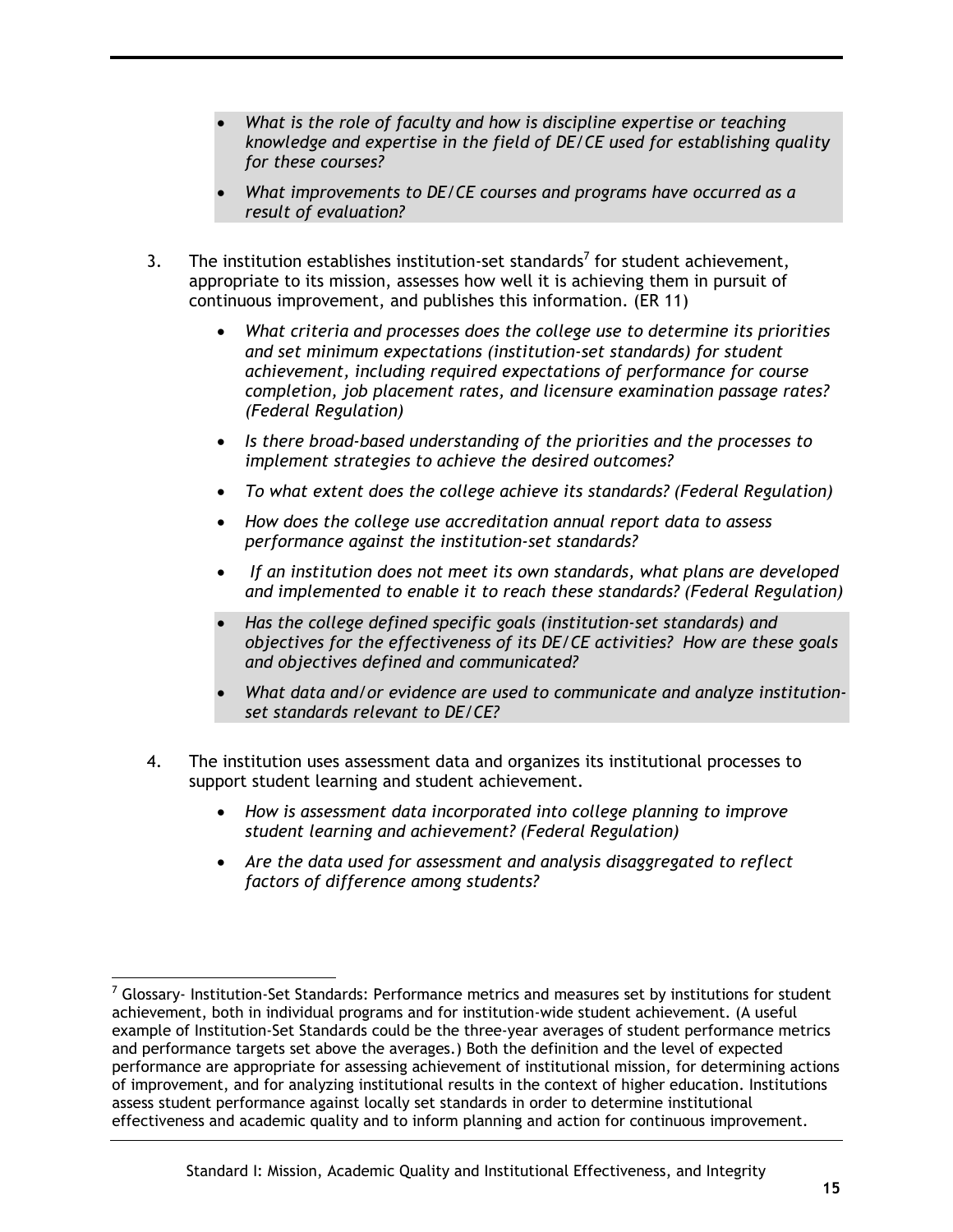- *What is the role of faculty and how is discipline expertise or teaching knowledge and expertise in the field of DE/CE used for establishing quality for these courses?*
- *What improvements to DE/CE courses and programs have occurred as a result of evaluation?*

3. The institution establishes institution-set standards[7] for student achievement, appropriate to its mission, assesses how well it is achieving them in pursuit of continuous improvement, and publishes this information. (ER 11)

    - *What criteria and processes does the college use to determine its priorities and set minimum expectations (institution-set standards) for student achievement, including required expectations of performance for course completion, job placement rates, and licensure examination passage rates? (Federal Regulation)*
    - *Is there broad-based understanding of the priorities and the processes to implement strategies to achieve the desired outcomes?*
    - *To what extent does the college achieve its standards? (Federal Regulation)*
    - *How does the college use accreditation annual report data to assess performance against the institution-set standards?*
    - *If an institution does not meet its own standards, what plans are developed and implemented to enable it to reach these standards? (Federal Regulation)*
    - *Has the college defined specific goals (institution-set standards) and objectives for the effectiveness of its DE/CE activities? How are these goals and objectives defined and communicated?*
    - *What data and/or evidence are used to communicate and analyze institution-set standards relevant to DE/CE?*

4. The institution uses assessment data and organizes its institutional processes to support student learning and student achievement.

    - *How is assessment data incorporated into college planning to improve student learning and achievement? (Federal Regulation)*
    - *Are the data used for assessment and analysis disaggregated to reflect factors of difference among students?*

[7] Glossary- Institution-Set Standards: Performance metrics and measures set by institutions for student achievement, both in individual programs and for institution-wide student achievement. (A useful example of Institution-Set Standards could be the three-year averages of student performance metrics and performance targets set above the averages.) Both the definition and the level of expected performance are appropriate for assessing achievement of institutional mission, for determining actions of improvement, and for analyzing institutional results in the context of higher education. Institutions assess student performance against locally set standards in order to determine institutional effectiveness and academic quality and to inform planning and action for continuous improvement.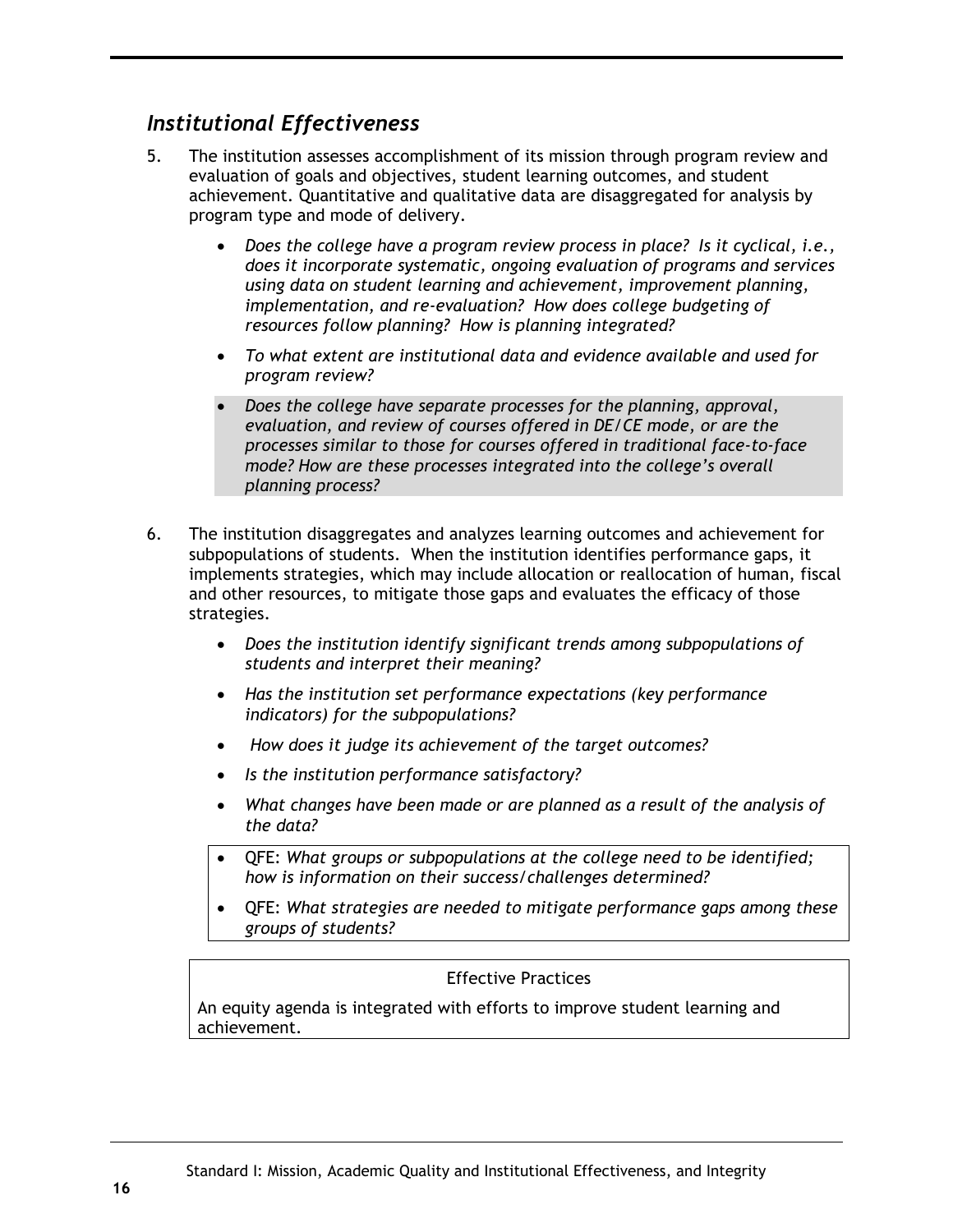## *Institutional Effectiveness*

5. The institution assesses accomplishment of its mission through program review and evaluation of goals and objectives, student learning outcomes, and student achievement. Quantitative and qualitative data are disaggregated for analysis by program type and mode of delivery.

    - *Does the college have a program review process in place? Is it cyclical, i.e., does it incorporate systematic, ongoing evaluation of programs and services using data on student learning and achievement, improvement planning, implementation, and re-evaluation? How does college budgeting of resources follow planning? How is planning integrated?*
    - *To what extent are institutional data and evidence available and used for program review?*
    - *Does the college have separate processes for the planning, approval, evaluation, and review of courses offered in DE/CE mode, or are the processes similar to those for courses offered in traditional face-to-face mode? How are these processes integrated into the college's overall planning process?*

6. The institution disaggregates and analyzes learning outcomes and achievement for subpopulations of students. When the institution identifies performance gaps, it implements strategies, which may include allocation or reallocation of human, fiscal and other resources, to mitigate those gaps and evaluates the efficacy of those strategies.

    - *Does the institution identify significant trends among subpopulations of students and interpret their meaning?*
    - *Has the institution set performance expectations (key performance indicators) for the subpopulations?*
    - *How does it judge its achievement of the target outcomes?*
    - *Is the institution performance satisfactory?*
    - *What changes have been made or are planned as a result of the analysis of the data?*
    - QFE: *What groups or subpopulations at the college need to be identified; how is information on their success/challenges determined?*
    - QFE: *What strategies are needed to mitigate performance gaps among these groups of students?*

| Effective Practices |
|---|
| An equity agenda is integrated with efforts to improve student learning and achievement. |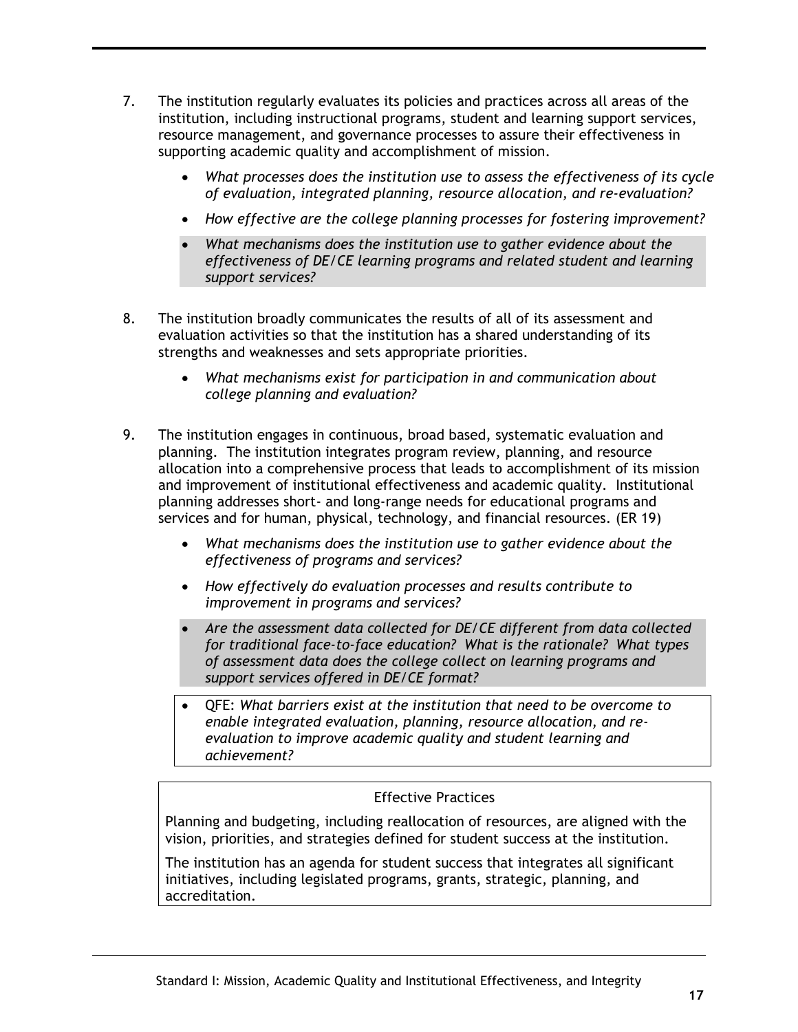7. The institution regularly evaluates its policies and practices across all areas of the institution, including instructional programs, student and learning support services, resource management, and governance processes to assure their effectiveness in supporting academic quality and accomplishment of mission.

    - *What processes does the institution use to assess the effectiveness of its cycle of evaluation, integrated planning, resource allocation, and re-evaluation?*
    - *How effective are the college planning processes for fostering improvement?*
    - *What mechanisms does the institution use to gather evidence about the effectiveness of DE/CE learning programs and related student and learning support services?*

8. The institution broadly communicates the results of all of its assessment and evaluation activities so that the institution has a shared understanding of its strengths and weaknesses and sets appropriate priorities.

    - *What mechanisms exist for participation in and communication about college planning and evaluation?*

9. The institution engages in continuous, broad based, systematic evaluation and planning. The institution integrates program review, planning, and resource allocation into a comprehensive process that leads to accomplishment of its mission and improvement of institutional effectiveness and academic quality. Institutional planning addresses short- and long-range needs for educational programs and services and for human, physical, technology, and financial resources. (ER 19)

    - *What mechanisms does the institution use to gather evidence about the effectiveness of programs and services?*
    - *How effectively do evaluation processes and results contribute to improvement in programs and services?*
    - *Are the assessment data collected for DE/CE different from data collected for traditional face-to-face education? What is the rationale? What types of assessment data does the college collect on learning programs and support services offered in DE/CE format?*
    - QFE: *What barriers exist at the institution that need to be overcome to enable integrated evaluation, planning, resource allocation, and re-evaluation to improve academic quality and student learning and achievement?*

Effective Practices

Planning and budgeting, including reallocation of resources, are aligned with the vision, priorities, and strategies defined for student success at the institution.

The institution has an agenda for student success that integrates all significant initiatives, including legislated programs, grants, strategic, planning, and accreditation.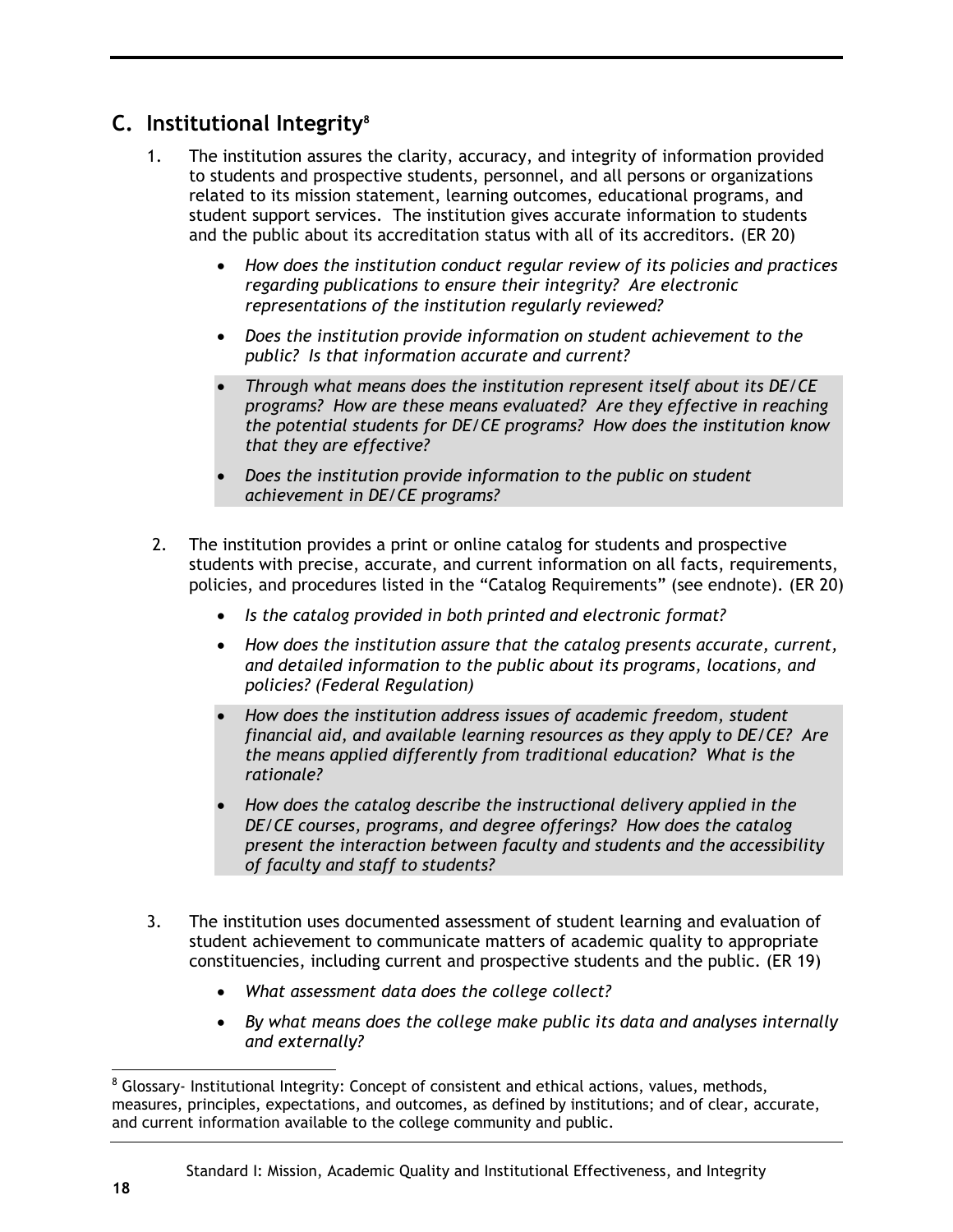## C. Institutional Integrity[8]

1. The institution assures the clarity, accuracy, and integrity of information provided to students and prospective students, personnel, and all persons or organizations related to its mission statement, learning outcomes, educational programs, and student support services. The institution gives accurate information to students and the public about its accreditation status with all of its accreditors. (ER 20)

   - *How does the institution conduct regular review of its policies and practices regarding publications to ensure their integrity? Are electronic representations of the institution regularly reviewed?*
   - *Does the institution provide information on student achievement to the public? Is that information accurate and current?*
   - *Through what means does the institution represent itself about its DE/CE programs? How are these means evaluated? Are they effective in reaching the potential students for DE/CE programs? How does the institution know that they are effective?*
   - *Does the institution provide information to the public on student achievement in DE/CE programs?*

2. The institution provides a print or online catalog for students and prospective students with precise, accurate, and current information on all facts, requirements, policies, and procedures listed in the "Catalog Requirements" (see endnote). (ER 20)

   - *Is the catalog provided in both printed and electronic format?*
   - *How does the institution assure that the catalog presents accurate, current, and detailed information to the public about its programs, locations, and policies? (Federal Regulation)*
   - *How does the institution address issues of academic freedom, student financial aid, and available learning resources as they apply to DE/CE? Are the means applied differently from traditional education? What is the rationale?*
   - *How does the catalog describe the instructional delivery applied in the DE/CE courses, programs, and degree offerings? How does the catalog present the interaction between faculty and students and the accessibility of faculty and staff to students?*

3. The institution uses documented assessment of student learning and evaluation of student achievement to communicate matters of academic quality to appropriate constituencies, including current and prospective students and the public. (ER 19)

   - *What assessment data does the college collect?*
   - *By what means does the college make public its data and analyses internally and externally?*

---

[8] Glossary- Institutional Integrity: Concept of consistent and ethical actions, values, methods, measures, principles, expectations, and outcomes, as defined by institutions; and of clear, accurate, and current information available to the college community and public.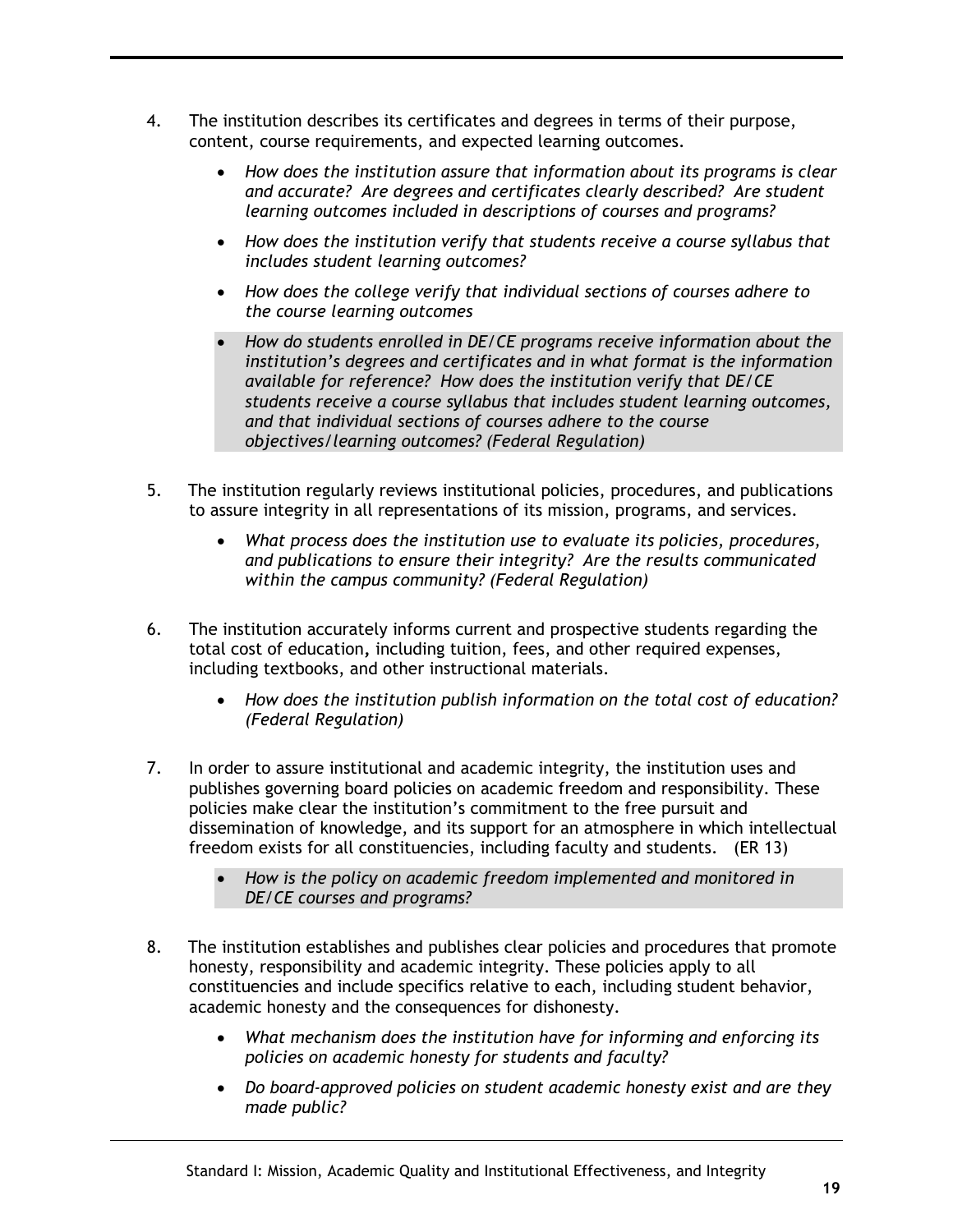4. The institution describes its certificates and degrees in terms of their purpose, content, course requirements, and expected learning outcomes.

    - *How does the institution assure that information about its programs is clear and accurate? Are degrees and certificates clearly described? Are student learning outcomes included in descriptions of courses and programs?*
    - *How does the institution verify that students receive a course syllabus that includes student learning outcomes?*
    - *How does the college verify that individual sections of courses adhere to the course learning outcomes*
    - *How do students enrolled in DE/CE programs receive information about the institution's degrees and certificates and in what format is the information available for reference? How does the institution verify that DE/CE students receive a course syllabus that includes student learning outcomes, and that individual sections of courses adhere to the course objectives/learning outcomes? (Federal Regulation)*

5. The institution regularly reviews institutional policies, procedures, and publications to assure integrity in all representations of its mission, programs, and services.

    - *What process does the institution use to evaluate its policies, procedures, and publications to ensure their integrity? Are the results communicated within the campus community? (Federal Regulation)*

6. The institution accurately informs current and prospective students regarding the total cost of education, including tuition, fees, and other required expenses, including textbooks, and other instructional materials.

    - *How does the institution publish information on the total cost of education? (Federal Regulation)*

7. In order to assure institutional and academic integrity, the institution uses and publishes governing board policies on academic freedom and responsibility. These policies make clear the institution's commitment to the free pursuit and dissemination of knowledge, and its support for an atmosphere in which intellectual freedom exists for all constituencies, including faculty and students. (ER 13)

    - *How is the policy on academic freedom implemented and monitored in DE/CE courses and programs?*

8. The institution establishes and publishes clear policies and procedures that promote honesty, responsibility and academic integrity. These policies apply to all constituencies and include specifics relative to each, including student behavior, academic honesty and the consequences for dishonesty.

    - *What mechanism does the institution have for informing and enforcing its policies on academic honesty for students and faculty?*
    - *Do board-approved policies on student academic honesty exist and are they made public?*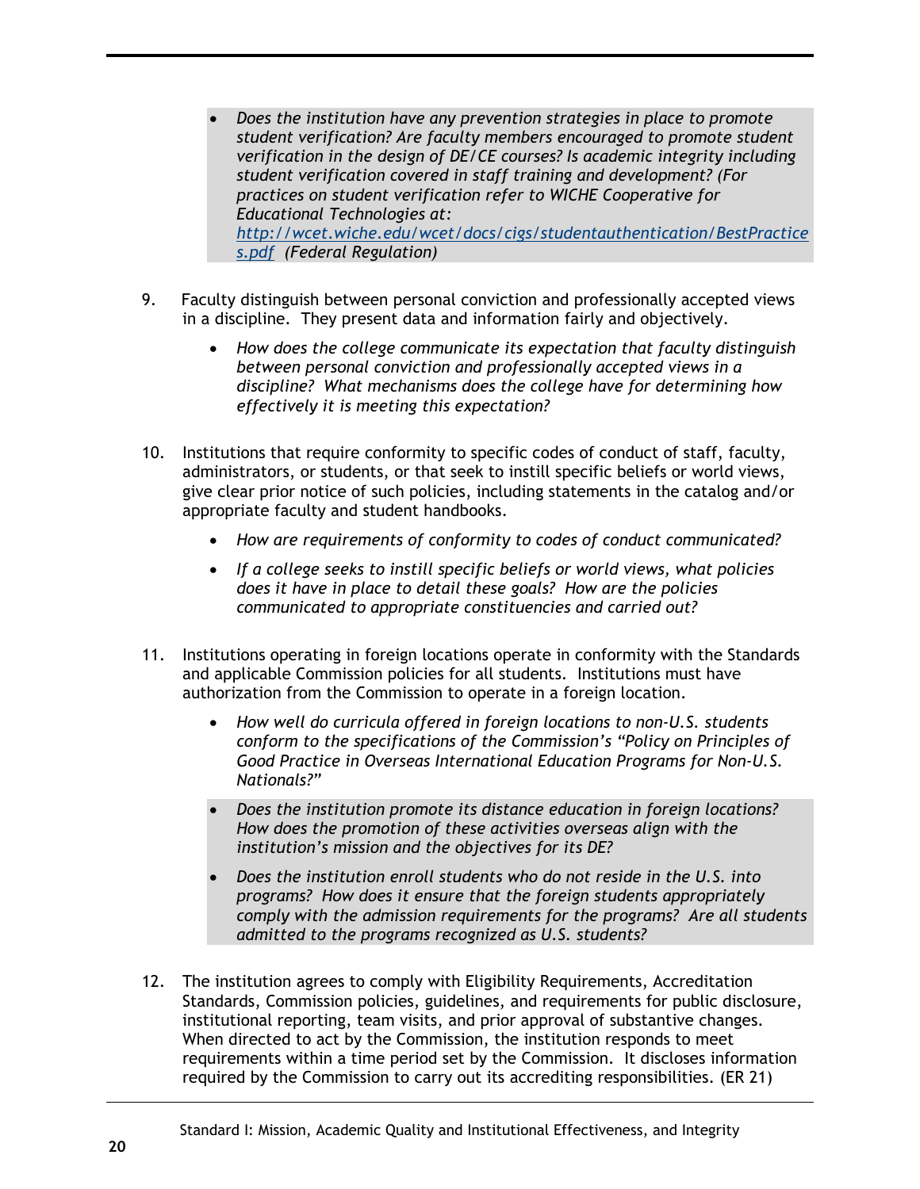- *Does the institution have any prevention strategies in place to promote student verification? Are faculty members encouraged to promote student verification in the design of DE/CE courses? Is academic integrity including student verification covered in staff training and development? (For practices on student verification refer to WICHE Cooperative for Educational Technologies at: [http://wcet.wiche.edu/wcet/docs/cigs/studentauthentication/BestPractices.pdf](http://wcet.wiche.edu/wcet/docs/cigs/studentauthentication/BestPractices.pdf) (Federal Regulation)*

9. Faculty distinguish between personal conviction and professionally accepted views in a discipline. They present data and information fairly and objectively.

    - *How does the college communicate its expectation that faculty distinguish between personal conviction and professionally accepted views in a discipline? What mechanisms does the college have for determining how effectively it is meeting this expectation?*

10. Institutions that require conformity to specific codes of conduct of staff, faculty, administrators, or students, or that seek to instill specific beliefs or world views, give clear prior notice of such policies, including statements in the catalog and/or appropriate faculty and student handbooks.

    - *How are requirements of conformity to codes of conduct communicated?*
    - *If a college seeks to instill specific beliefs or world views, what policies does it have in place to detail these goals? How are the policies communicated to appropriate constituencies and carried out?*

11. Institutions operating in foreign locations operate in conformity with the Standards and applicable Commission policies for all students. Institutions must have authorization from the Commission to operate in a foreign location.

    - *How well do curricula offered in foreign locations to non-U.S. students conform to the specifications of the Commission's "Policy on Principles of Good Practice in Overseas International Education Programs for Non-U.S. Nationals?"*
    - *Does the institution promote its distance education in foreign locations? How does the promotion of these activities overseas align with the institution's mission and the objectives for its DE?*
    - *Does the institution enroll students who do not reside in the U.S. into programs? How does it ensure that the foreign students appropriately comply with the admission requirements for the programs? Are all students admitted to the programs recognized as U.S. students?*

12. The institution agrees to comply with Eligibility Requirements, Accreditation Standards, Commission policies, guidelines, and requirements for public disclosure, institutional reporting, team visits, and prior approval of substantive changes. When directed to act by the Commission, the institution responds to meet requirements within a time period set by the Commission. It discloses information required by the Commission to carry out its accrediting responsibilities. (ER 21)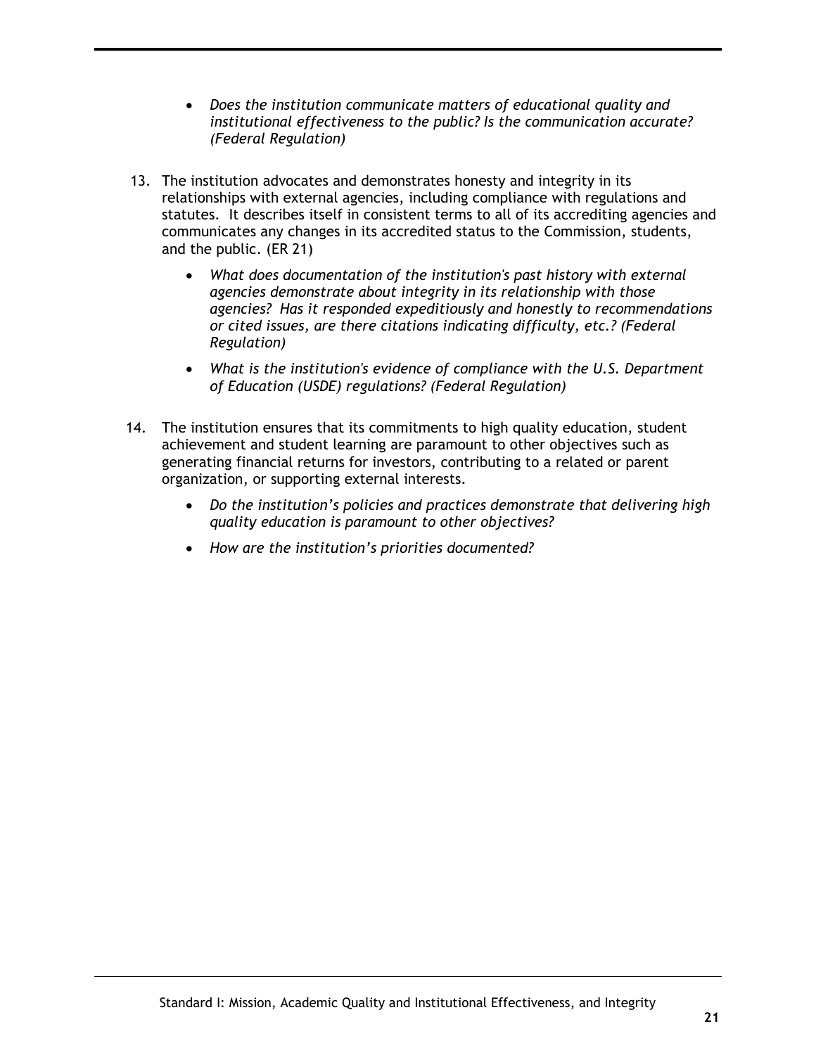- *Does the institution communicate matters of educational quality and institutional effectiveness to the public? Is the communication accurate? (Federal Regulation)*

13. The institution advocates and demonstrates honesty and integrity in its relationships with external agencies, including compliance with regulations and statutes. It describes itself in consistent terms to all of its accrediting agencies and communicates any changes in its accredited status to the Commission, students, and the public. (ER 21)

    - *What does documentation of the institution's past history with external agencies demonstrate about integrity in its relationship with those agencies? Has it responded expeditiously and honestly to recommendations or cited issues, are there citations indicating difficulty, etc.? (Federal Regulation)*
    - *What is the institution's evidence of compliance with the U.S. Department of Education (USDE) regulations? (Federal Regulation)*

14. The institution ensures that its commitments to high quality education, student achievement and student learning are paramount to other objectives such as generating financial returns for investors, contributing to a related or parent organization, or supporting external interests.

    - *Do the institution's policies and practices demonstrate that delivering high quality education is paramount to other objectives?*
    - *How are the institution's priorities documented?*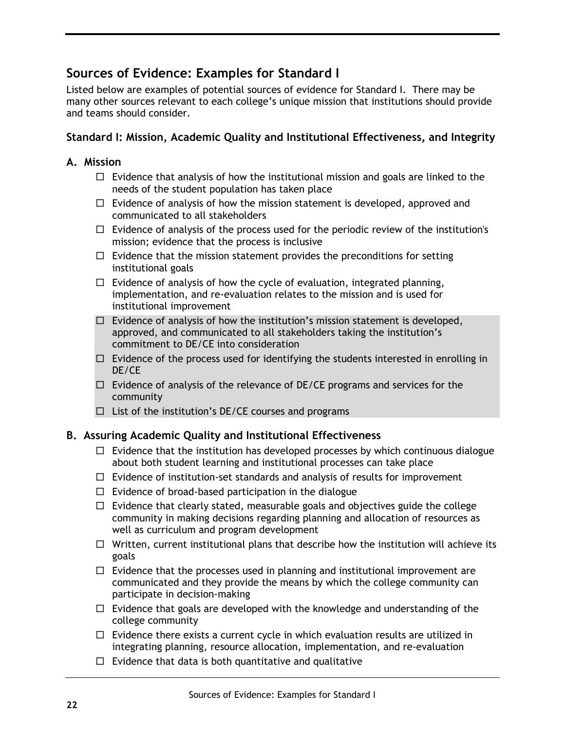## Sources of Evidence: Examples for Standard I

Listed below are examples of potential sources of evidence for Standard I. There may be many other sources relevant to each college's unique mission that institutions should provide and teams should consider.

### Standard I: Mission, Academic Quality and Institutional Effectiveness, and Integrity

### A. Mission

- ☐ Evidence that analysis of how the institutional mission and goals are linked to the needs of the student population has taken place
- ☐ Evidence of analysis of how the mission statement is developed, approved and communicated to all stakeholders
- ☐ Evidence of analysis of the process used for the periodic review of the institution's mission; evidence that the process is inclusive
- ☐ Evidence that the mission statement provides the preconditions for setting institutional goals
- ☐ Evidence of analysis of how the cycle of evaluation, integrated planning, implementation, and re-evaluation relates to the mission and is used for institutional improvement
- ☐ Evidence of analysis of how the institution's mission statement is developed, approved, and communicated to all stakeholders taking the institution's commitment to DE/CE into consideration
- ☐ Evidence of the process used for identifying the students interested in enrolling in DE/CE
- ☐ Evidence of analysis of the relevance of DE/CE programs and services for the community
- ☐ List of the institution's DE/CE courses and programs

### B. Assuring Academic Quality and Institutional Effectiveness

- ☐ Evidence that the institution has developed processes by which continuous dialogue about both student learning and institutional processes can take place
- ☐ Evidence of institution-set standards and analysis of results for improvement
- ☐ Evidence of broad-based participation in the dialogue
- ☐ Evidence that clearly stated, measurable goals and objectives guide the college community in making decisions regarding planning and allocation of resources as well as curriculum and program development
- ☐ Written, current institutional plans that describe how the institution will achieve its goals
- ☐ Evidence that the processes used in planning and institutional improvement are communicated and they provide the means by which the college community can participate in decision-making
- ☐ Evidence that goals are developed with the knowledge and understanding of the college community
- ☐ Evidence there exists a current cycle in which evaluation results are utilized in integrating planning, resource allocation, implementation, and re-evaluation
- ☐ Evidence that data is both quantitative and qualitative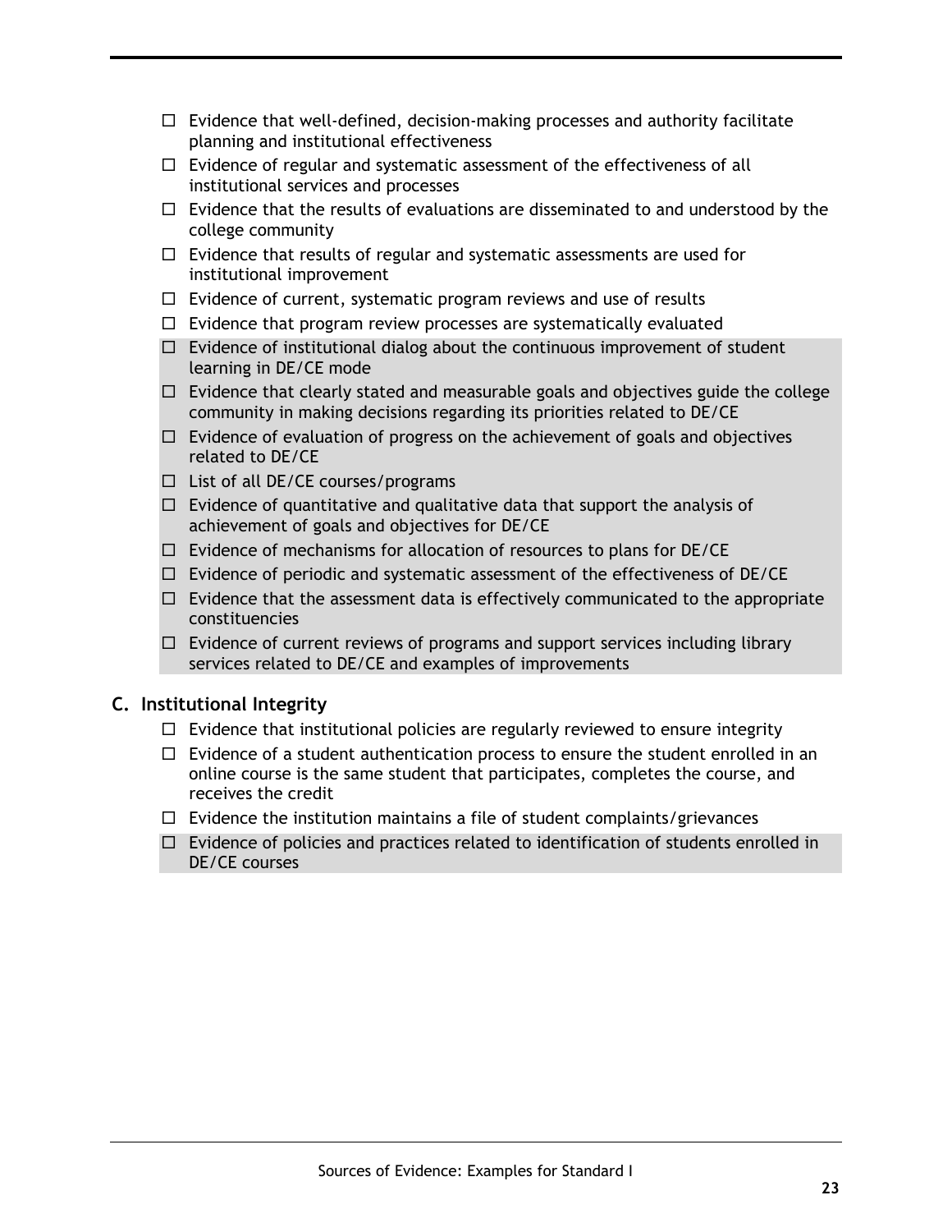- ☐ Evidence that well-defined, decision-making processes and authority facilitate planning and institutional effectiveness
- ☐ Evidence of regular and systematic assessment of the effectiveness of all institutional services and processes
- ☐ Evidence that the results of evaluations are disseminated to and understood by the college community
- ☐ Evidence that results of regular and systematic assessments are used for institutional improvement
- ☐ Evidence of current, systematic program reviews and use of results
- ☐ Evidence that program review processes are systematically evaluated
- ☐ Evidence of institutional dialog about the continuous improvement of student learning in DE/CE mode
- ☐ Evidence that clearly stated and measurable goals and objectives guide the college community in making decisions regarding its priorities related to DE/CE
- ☐ Evidence of evaluation of progress on the achievement of goals and objectives related to DE/CE
- ☐ List of all DE/CE courses/programs
- ☐ Evidence of quantitative and qualitative data that support the analysis of achievement of goals and objectives for DE/CE
- ☐ Evidence of mechanisms for allocation of resources to plans for DE/CE
- ☐ Evidence of periodic and systematic assessment of the effectiveness of DE/CE
- ☐ Evidence that the assessment data is effectively communicated to the appropriate constituencies
- ☐ Evidence of current reviews of programs and support services including library services related to DE/CE and examples of improvements

## C. Institutional Integrity

- ☐ Evidence that institutional policies are regularly reviewed to ensure integrity
- ☐ Evidence of a student authentication process to ensure the student enrolled in an online course is the same student that participates, completes the course, and receives the credit
- ☐ Evidence the institution maintains a file of student complaints/grievances
- ☐ Evidence of policies and practices related to identification of students enrolled in DE/CE courses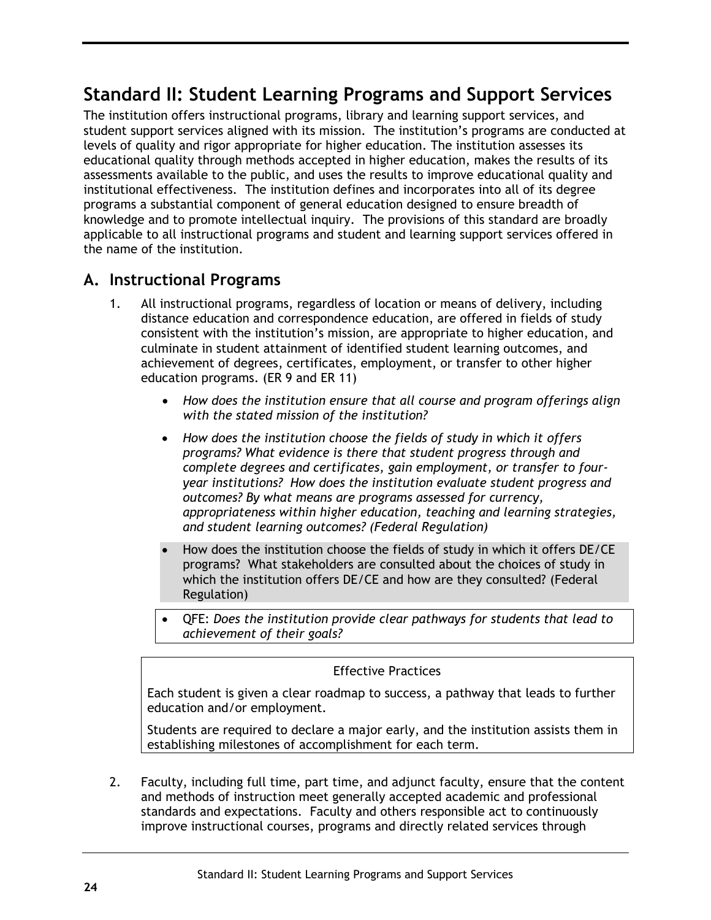# Standard II: Student Learning Programs and Support Services

The institution offers instructional programs, library and learning support services, and student support services aligned with its mission. The institution's programs are conducted at levels of quality and rigor appropriate for higher education. The institution assesses its educational quality through methods accepted in higher education, makes the results of its assessments available to the public, and uses the results to improve educational quality and institutional effectiveness. The institution defines and incorporates into all of its degree programs a substantial component of general education designed to ensure breadth of knowledge and to promote intellectual inquiry. The provisions of this standard are broadly applicable to all instructional programs and student and learning support services offered in the name of the institution.

## A. Instructional Programs

1. All instructional programs, regardless of location or means of delivery, including distance education and correspondence education, are offered in fields of study consistent with the institution's mission, are appropriate to higher education, and culminate in student attainment of identified student learning outcomes, and achievement of degrees, certificates, employment, or transfer to other higher education programs. (ER 9 and ER 11)

   - *How does the institution ensure that all course and program offerings align with the stated mission of the institution?*
   - *How does the institution choose the fields of study in which it offers programs? What evidence is there that student progress through and complete degrees and certificates, gain employment, or transfer to four-year institutions? How does the institution evaluate student progress and outcomes? By what means are programs assessed for currency, appropriateness within higher education, teaching and learning strategies, and student learning outcomes? (Federal Regulation)*
   - How does the institution choose the fields of study in which it offers DE/CE programs? What stakeholders are consulted about the choices of study in which the institution offers DE/CE and how are they consulted? (Federal Regulation)
   - QFE: *Does the institution provide clear pathways for students that lead to achievement of their goals?*

   > Effective Practices
   >
   > Each student is given a clear roadmap to success, a pathway that leads to further education and/or employment.
   >
   > Students are required to declare a major early, and the institution assists them in establishing milestones of accomplishment for each term.

2. Faculty, including full time, part time, and adjunct faculty, ensure that the content and methods of instruction meet generally accepted academic and professional standards and expectations. Faculty and others responsible act to continuously improve instructional courses, programs and directly related services through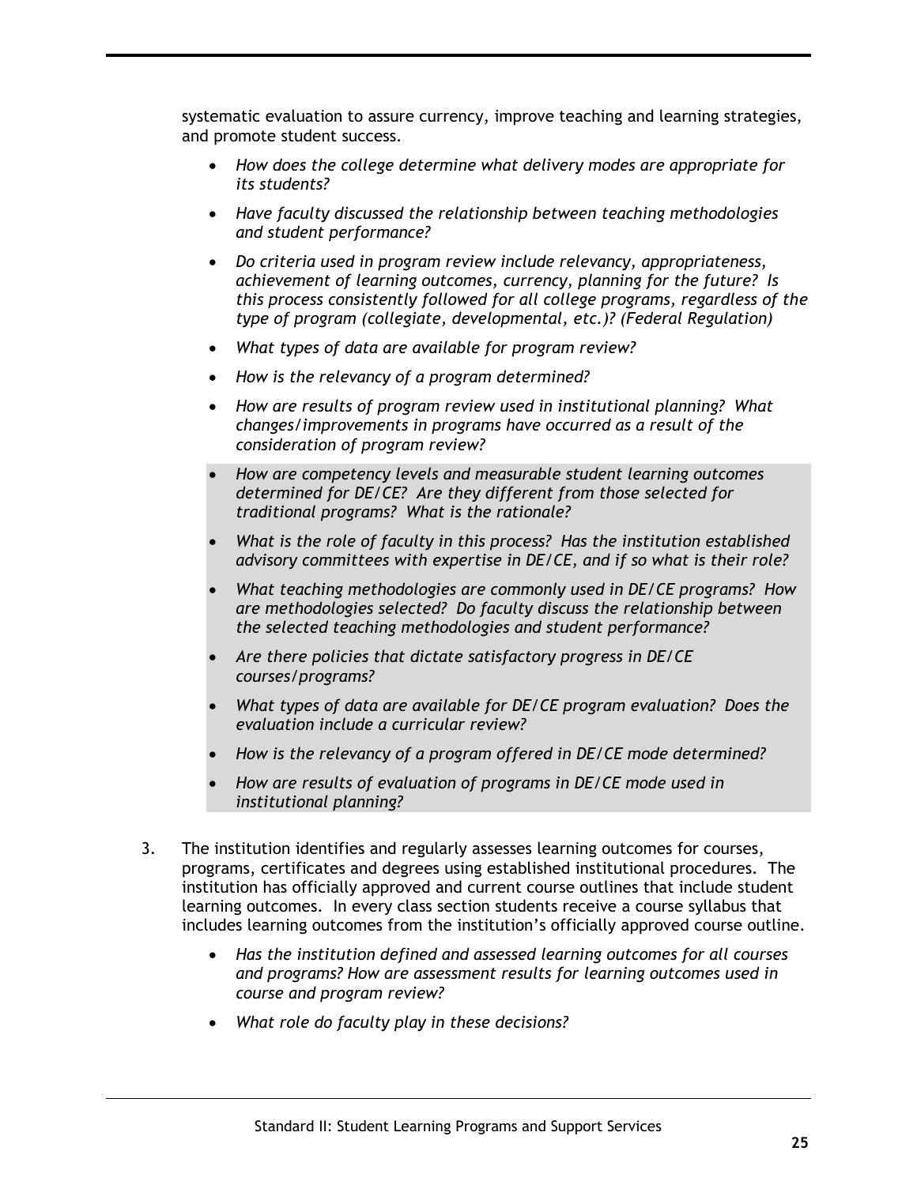systematic evaluation to assure currency, improve teaching and learning strategies, and promote student success.

- *How does the college determine what delivery modes are appropriate for its students?*
- *Have faculty discussed the relationship between teaching methodologies and student performance?*
- *Do criteria used in program review include relevancy, appropriateness, achievement of learning outcomes, currency, planning for the future? Is this process consistently followed for all college programs, regardless of the type of program (collegiate, developmental, etc.)? (Federal Regulation)*
- *What types of data are available for program review?*
- *How is the relevancy of a program determined?*
- *How are results of program review used in institutional planning? What changes/improvements in programs have occurred as a result of the consideration of program review?*
- *How are competency levels and measurable student learning outcomes determined for DE/CE? Are they different from those selected for traditional programs? What is the rationale?*
- *What is the role of faculty in this process? Has the institution established advisory committees with expertise in DE/CE, and if so what is their role?*
- *What teaching methodologies are commonly used in DE/CE programs? How are methodologies selected? Do faculty discuss the relationship between the selected teaching methodologies and student performance?*
- *Are there policies that dictate satisfactory progress in DE/CE courses/programs?*
- *What types of data are available for DE/CE program evaluation? Does the evaluation include a curricular review?*
- *How is the relevancy of a program offered in DE/CE mode determined?*
- *How are results of evaluation of programs in DE/CE mode used in institutional planning?*

3. The institution identifies and regularly assesses learning outcomes for courses, programs, certificates and degrees using established institutional procedures. The institution has officially approved and current course outlines that include student learning outcomes. In every class section students receive a course syllabus that includes learning outcomes from the institution's officially approved course outline.

    - *Has the institution defined and assessed learning outcomes for all courses and programs? How are assessment results for learning outcomes used in course and program review?*
    - *What role do faculty play in these decisions?*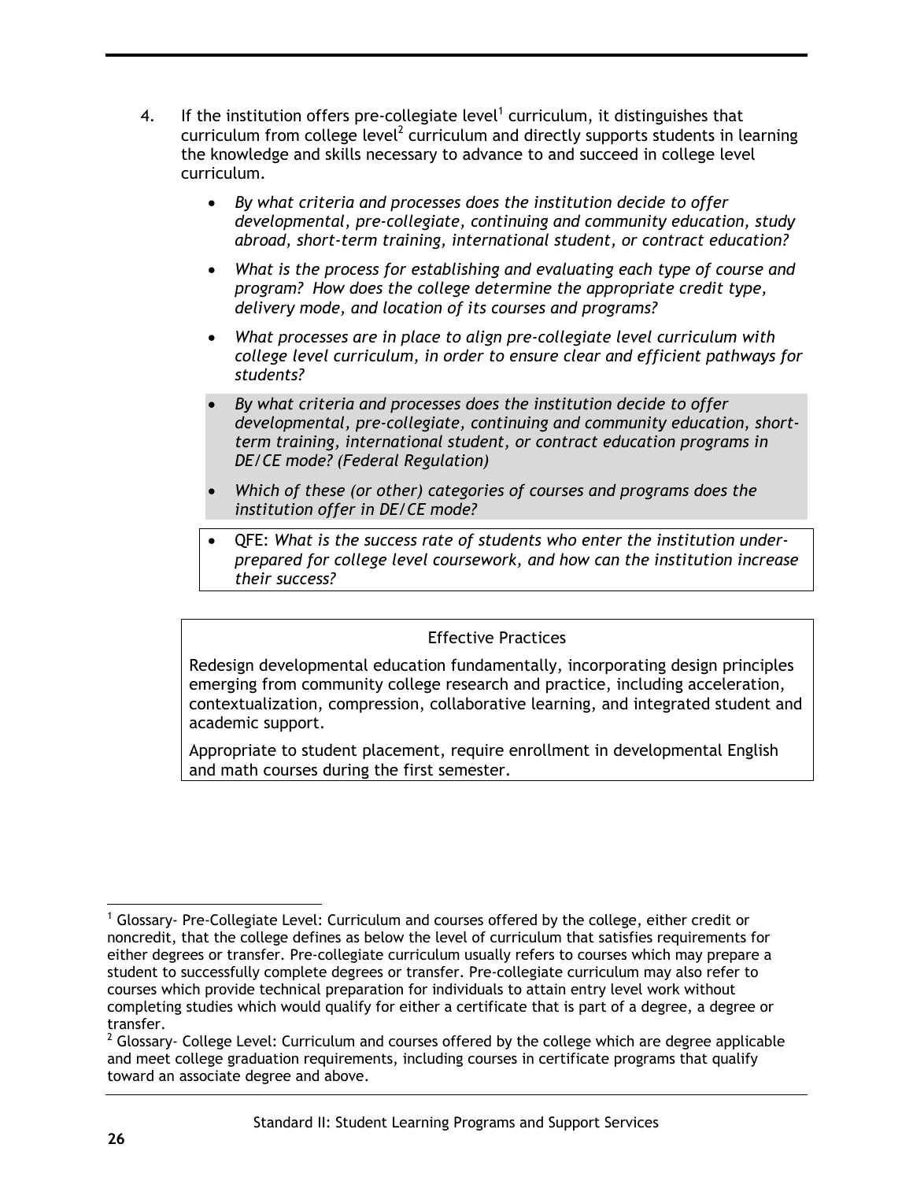4. If the institution offers pre-collegiate level[1] curriculum, it distinguishes that curriculum from college level[2] curriculum and directly supports students in learning the knowledge and skills necessary to advance to and succeed in college level curriculum.

   - *By what criteria and processes does the institution decide to offer developmental, pre-collegiate, continuing and community education, study abroad, short-term training, international student, or contract education?*
   - *What is the process for establishing and evaluating each type of course and program? How does the college determine the appropriate credit type, delivery mode, and location of its courses and programs?*
   - *What processes are in place to align pre-collegiate level curriculum with college level curriculum, in order to ensure clear and efficient pathways for students?*
   - *By what criteria and processes does the institution decide to offer developmental, pre-collegiate, continuing and community education, short-term training, international student, or contract education programs in DE/CE mode? (Federal Regulation)*
   - *Which of these (or other) categories of courses and programs does the institution offer in DE/CE mode?*
   - QFE: *What is the success rate of students who enter the institution under-prepared for college level coursework, and how can the institution increase their success?*

Effective Practices

Redesign developmental education fundamentally, incorporating design principles emerging from community college research and practice, including acceleration, contextualization, compression, collaborative learning, and integrated student and academic support.

Appropriate to student placement, require enrollment in developmental English and math courses during the first semester.

[1] Glossary- Pre-Collegiate Level: Curriculum and courses offered by the college, either credit or noncredit, that the college defines as below the level of curriculum that satisfies requirements for either degrees or transfer. Pre-collegiate curriculum usually refers to courses which may prepare a student to successfully complete degrees or transfer. Pre-collegiate curriculum may also refer to courses which provide technical preparation for individuals to attain entry level work without completing studies which would qualify for either a certificate that is part of a degree, a degree or transfer.

[2] Glossary- College Level: Curriculum and courses offered by the college which are degree applicable and meet college graduation requirements, including courses in certificate programs that qualify toward an associate degree and above.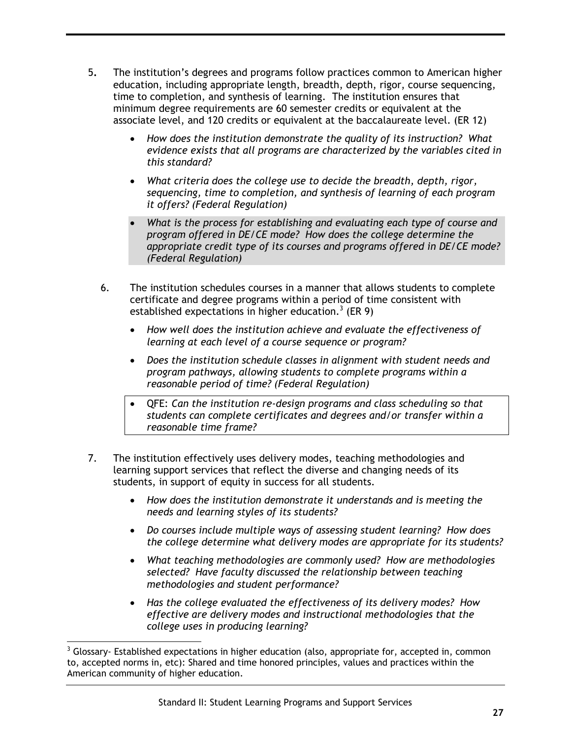5. The institution's degrees and programs follow practices common to American higher education, including appropriate length, breadth, depth, rigor, course sequencing, time to completion, and synthesis of learning. The institution ensures that minimum degree requirements are 60 semester credits or equivalent at the associate level, and 120 credits or equivalent at the baccalaureate level. (ER 12)

   - *How does the institution demonstrate the quality of its instruction? What evidence exists that all programs are characterized by the variables cited in this standard?*
   - *What criteria does the college use to decide the breadth, depth, rigor, sequencing, time to completion, and synthesis of learning of each program it offers? (Federal Regulation)*
   - *What is the process for establishing and evaluating each type of course and program offered in DE/CE mode? How does the college determine the appropriate credit type of its courses and programs offered in DE/CE mode? (Federal Regulation)*

6. The institution schedules courses in a manner that allows students to complete certificate and degree programs within a period of time consistent with established expectations in higher education.[3] (ER 9)

   - *How well does the institution achieve and evaluate the effectiveness of learning at each level of a course sequence or program?*
   - *Does the institution schedule classes in alignment with student needs and program pathways, allowing students to complete programs within a reasonable period of time? (Federal Regulation)*
   - QFE: *Can the institution re-design programs and class scheduling so that students can complete certificates and degrees and/or transfer within a reasonable time frame?*

7. The institution effectively uses delivery modes, teaching methodologies and learning support services that reflect the diverse and changing needs of its students, in support of equity in success for all students.

   - *How does the institution demonstrate it understands and is meeting the needs and learning styles of its students?*
   - *Do courses include multiple ways of assessing student learning? How does the college determine what delivery modes are appropriate for its students?*
   - *What teaching methodologies are commonly used? How are methodologies selected? Have faculty discussed the relationship between teaching methodologies and student performance?*
   - *Has the college evaluated the effectiveness of its delivery modes? How effective are delivery modes and instructional methodologies that the college uses in producing learning?*

[3] Glossary- Established expectations in higher education (also, appropriate for, accepted in, common to, accepted norms in, etc): Shared and time honored principles, values and practices within the American community of higher education.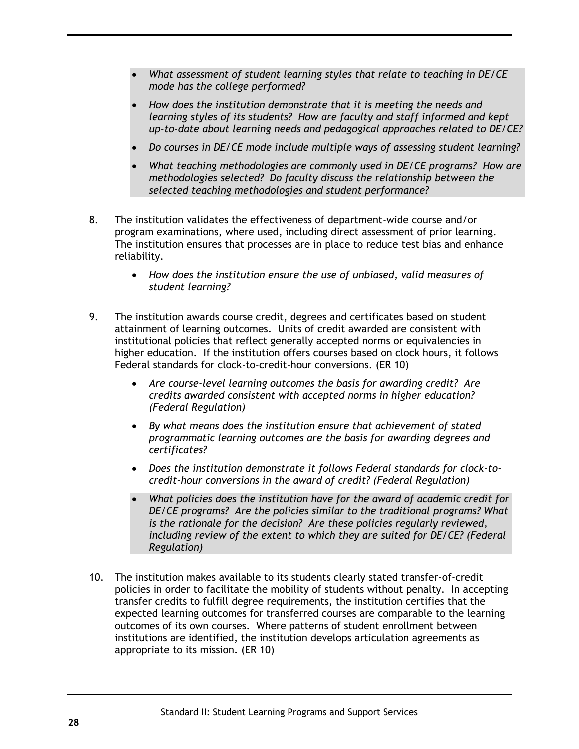- *What assessment of student learning styles that relate to teaching in DE/CE mode has the college performed?*
- *How does the institution demonstrate that it is meeting the needs and learning styles of its students? How are faculty and staff informed and kept up-to-date about learning needs and pedagogical approaches related to DE/CE?*
- *Do courses in DE/CE mode include multiple ways of assessing student learning?*
- *What teaching methodologies are commonly used in DE/CE programs? How are methodologies selected? Do faculty discuss the relationship between the selected teaching methodologies and student performance?*

8. The institution validates the effectiveness of department-wide course and/or program examinations, where used, including direct assessment of prior learning. The institution ensures that processes are in place to reduce test bias and enhance reliability.

    - *How does the institution ensure the use of unbiased, valid measures of student learning?*

9. The institution awards course credit, degrees and certificates based on student attainment of learning outcomes. Units of credit awarded are consistent with institutional policies that reflect generally accepted norms or equivalencies in higher education. If the institution offers courses based on clock hours, it follows Federal standards for clock-to-credit-hour conversions. (ER 10)

    - *Are course-level learning outcomes the basis for awarding credit? Are credits awarded consistent with accepted norms in higher education? (Federal Regulation)*
    - *By what means does the institution ensure that achievement of stated programmatic learning outcomes are the basis for awarding degrees and certificates?*
    - *Does the institution demonstrate it follows Federal standards for clock-to-credit-hour conversions in the award of credit? (Federal Regulation)*
    - *What policies does the institution have for the award of academic credit for DE/CE programs? Are the policies similar to the traditional programs? What is the rationale for the decision? Are these policies regularly reviewed, including review of the extent to which they are suited for DE/CE? (Federal Regulation)*

10. The institution makes available to its students clearly stated transfer-of-credit policies in order to facilitate the mobility of students without penalty. In accepting transfer credits to fulfill degree requirements, the institution certifies that the expected learning outcomes for transferred courses are comparable to the learning outcomes of its own courses. Where patterns of student enrollment between institutions are identified, the institution develops articulation agreements as appropriate to its mission. (ER 10)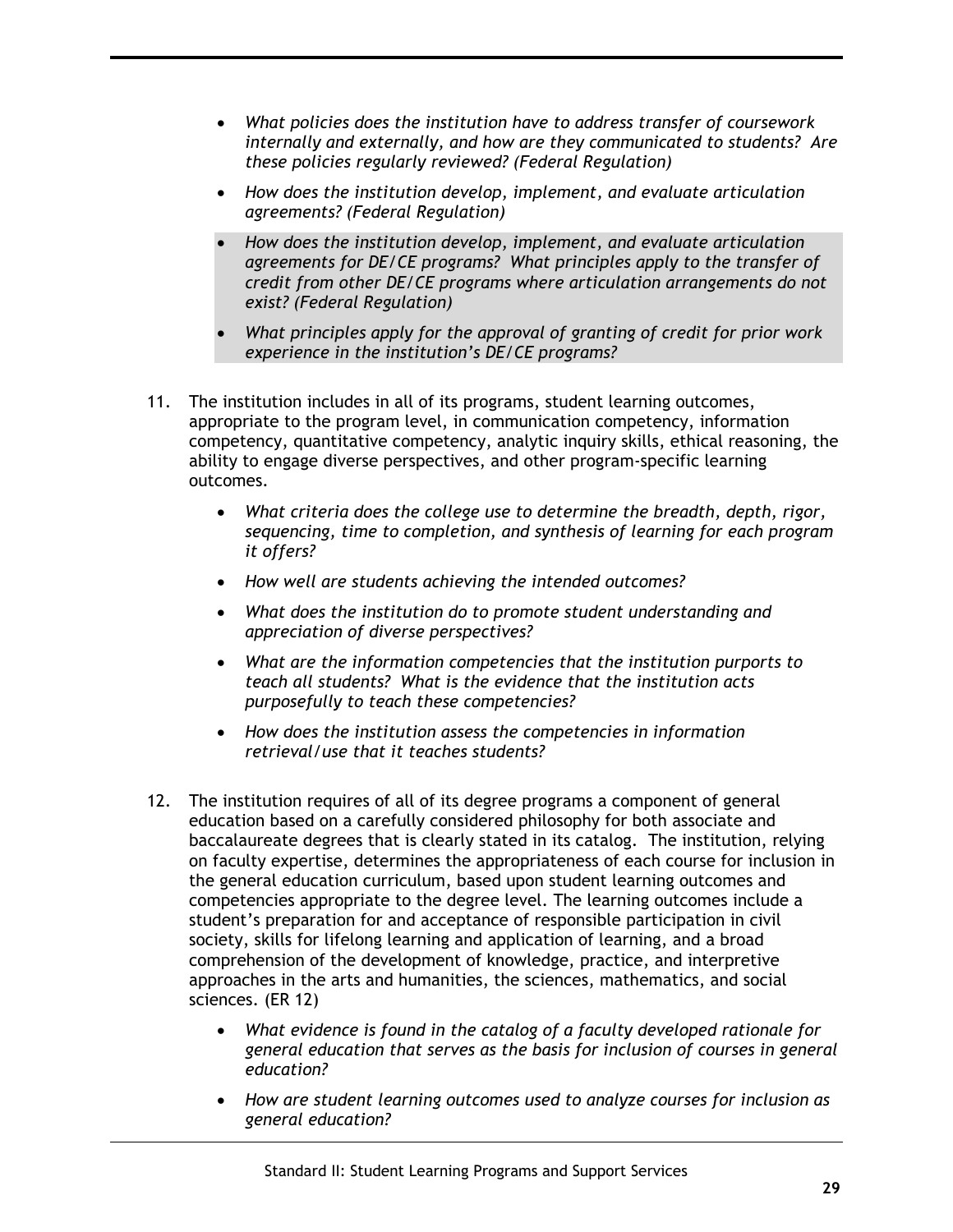- *What policies does the institution have to address transfer of coursework internally and externally, and how are they communicated to students? Are these policies regularly reviewed? (Federal Regulation)*
- *How does the institution develop, implement, and evaluate articulation agreements? (Federal Regulation)*
- *How does the institution develop, implement, and evaluate articulation agreements for DE/CE programs? What principles apply to the transfer of credit from other DE/CE programs where articulation arrangements do not exist? (Federal Regulation)*
- *What principles apply for the approval of granting of credit for prior work experience in the institution's DE/CE programs?*

11. The institution includes in all of its programs, student learning outcomes, appropriate to the program level, in communication competency, information competency, quantitative competency, analytic inquiry skills, ethical reasoning, the ability to engage diverse perspectives, and other program-specific learning outcomes.

    - *What criteria does the college use to determine the breadth, depth, rigor, sequencing, time to completion, and synthesis of learning for each program it offers?*
    - *How well are students achieving the intended outcomes?*
    - *What does the institution do to promote student understanding and appreciation of diverse perspectives?*
    - *What are the information competencies that the institution purports to teach all students? What is the evidence that the institution acts purposefully to teach these competencies?*
    - *How does the institution assess the competencies in information retrieval/use that it teaches students?*

12. The institution requires of all of its degree programs a component of general education based on a carefully considered philosophy for both associate and baccalaureate degrees that is clearly stated in its catalog. The institution, relying on faculty expertise, determines the appropriateness of each course for inclusion in the general education curriculum, based upon student learning outcomes and competencies appropriate to the degree level. The learning outcomes include a student's preparation for and acceptance of responsible participation in civil society, skills for lifelong learning and application of learning, and a broad comprehension of the development of knowledge, practice, and interpretive approaches in the arts and humanities, the sciences, mathematics, and social sciences. (ER 12)

    - *What evidence is found in the catalog of a faculty developed rationale for general education that serves as the basis for inclusion of courses in general education?*
    - *How are student learning outcomes used to analyze courses for inclusion as general education?*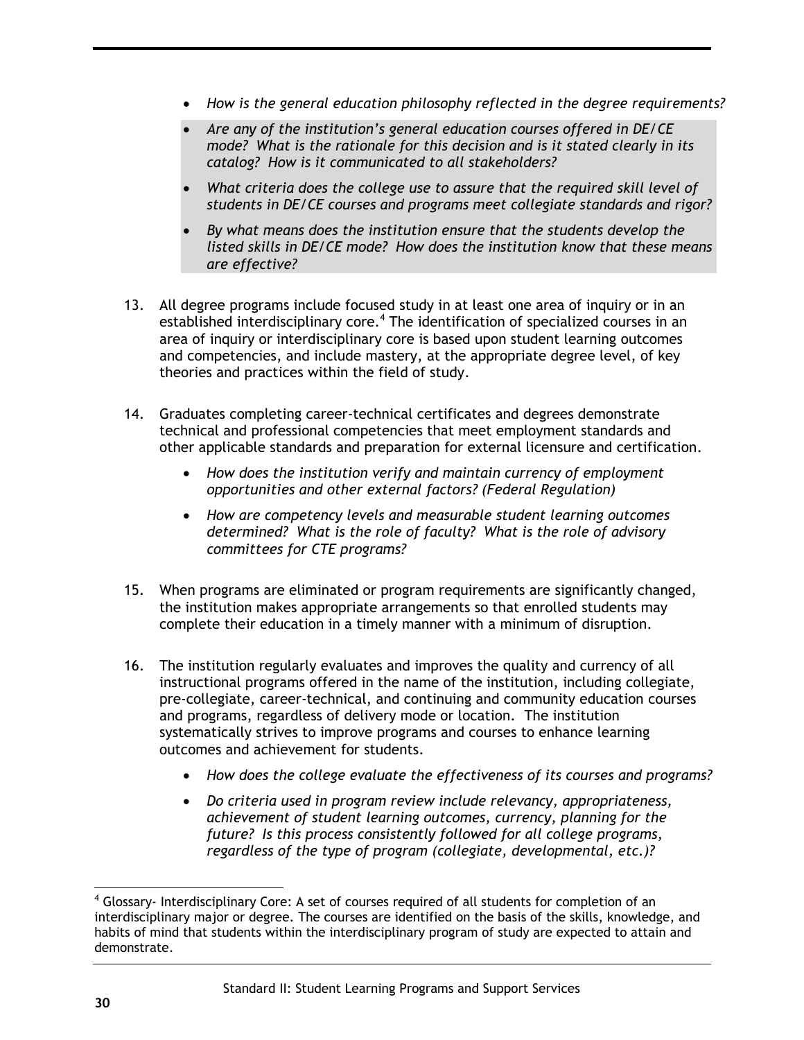- *How is the general education philosophy reflected in the degree requirements?*
- *Are any of the institution's general education courses offered in DE/CE mode? What is the rationale for this decision and is it stated clearly in its catalog? How is it communicated to all stakeholders?*
- *What criteria does the college use to assure that the required skill level of students in DE/CE courses and programs meet collegiate standards and rigor?*
- *By what means does the institution ensure that the students develop the listed skills in DE/CE mode? How does the institution know that these means are effective?*

13. All degree programs include focused study in at least one area of inquiry or in an established interdisciplinary core.[4] The identification of specialized courses in an area of inquiry or interdisciplinary core is based upon student learning outcomes and competencies, and include mastery, at the appropriate degree level, of key theories and practices within the field of study.

14. Graduates completing career-technical certificates and degrees demonstrate technical and professional competencies that meet employment standards and other applicable standards and preparation for external licensure and certification.
    - *How does the institution verify and maintain currency of employment opportunities and other external factors? (Federal Regulation)*
    - *How are competency levels and measurable student learning outcomes determined? What is the role of faculty? What is the role of advisory committees for CTE programs?*

15. When programs are eliminated or program requirements are significantly changed, the institution makes appropriate arrangements so that enrolled students may complete their education in a timely manner with a minimum of disruption.

16. The institution regularly evaluates and improves the quality and currency of all instructional programs offered in the name of the institution, including collegiate, pre-collegiate, career-technical, and continuing and community education courses and programs, regardless of delivery mode or location. The institution systematically strives to improve programs and courses to enhance learning outcomes and achievement for students.
    - *How does the college evaluate the effectiveness of its courses and programs?*
    - *Do criteria used in program review include relevancy, appropriateness, achievement of student learning outcomes, currency, planning for the future? Is this process consistently followed for all college programs, regardless of the type of program (collegiate, developmental, etc.)?*

---

[4] Glossary- Interdisciplinary Core: A set of courses required of all students for completion of an interdisciplinary major or degree. The courses are identified on the basis of the skills, knowledge, and habits of mind that students within the interdisciplinary program of study are expected to attain and demonstrate.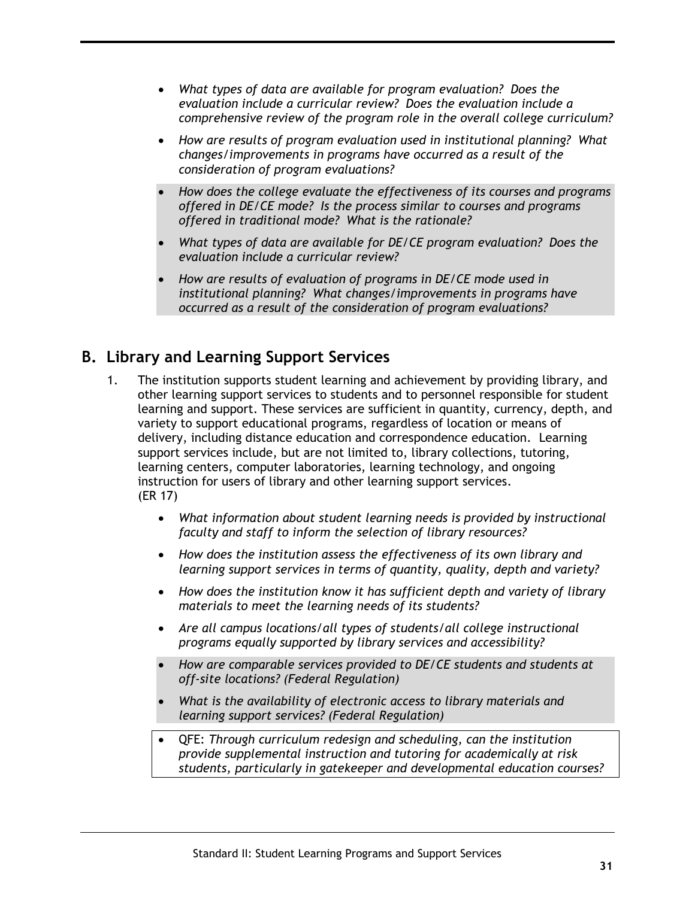- *What types of data are available for program evaluation? Does the evaluation include a curricular review? Does the evaluation include a comprehensive review of the program role in the overall college curriculum?*
- *How are results of program evaluation used in institutional planning? What changes/improvements in programs have occurred as a result of the consideration of program evaluations?*
- *How does the college evaluate the effectiveness of its courses and programs offered in DE/CE mode? Is the process similar to courses and programs offered in traditional mode? What is the rationale?*
- *What types of data are available for DE/CE program evaluation? Does the evaluation include a curricular review?*
- *How are results of evaluation of programs in DE/CE mode used in institutional planning? What changes/improvements in programs have occurred as a result of the consideration of program evaluations?*

## B. Library and Learning Support Services

1. The institution supports student learning and achievement by providing library, and other learning support services to students and to personnel responsible for student learning and support. These services are sufficient in quantity, currency, depth, and variety to support educational programs, regardless of location or means of delivery, including distance education and correspondence education. Learning support services include, but are not limited to, library collections, tutoring, learning centers, computer laboratories, learning technology, and ongoing instruction for users of library and other learning support services. (ER 17)

    - *What information about student learning needs is provided by instructional faculty and staff to inform the selection of library resources?*
    - *How does the institution assess the effectiveness of its own library and learning support services in terms of quantity, quality, depth and variety?*
    - *How does the institution know it has sufficient depth and variety of library materials to meet the learning needs of its students?*
    - *Are all campus locations/all types of students/all college instructional programs equally supported by library services and accessibility?*
    - *How are comparable services provided to DE/CE students and students at off-site locations? (Federal Regulation)*
    - *What is the availability of electronic access to library materials and learning support services? (Federal Regulation)*
    - QFE: *Through curriculum redesign and scheduling, can the institution provide supplemental instruction and tutoring for academically at risk students, particularly in gatekeeper and developmental education courses?*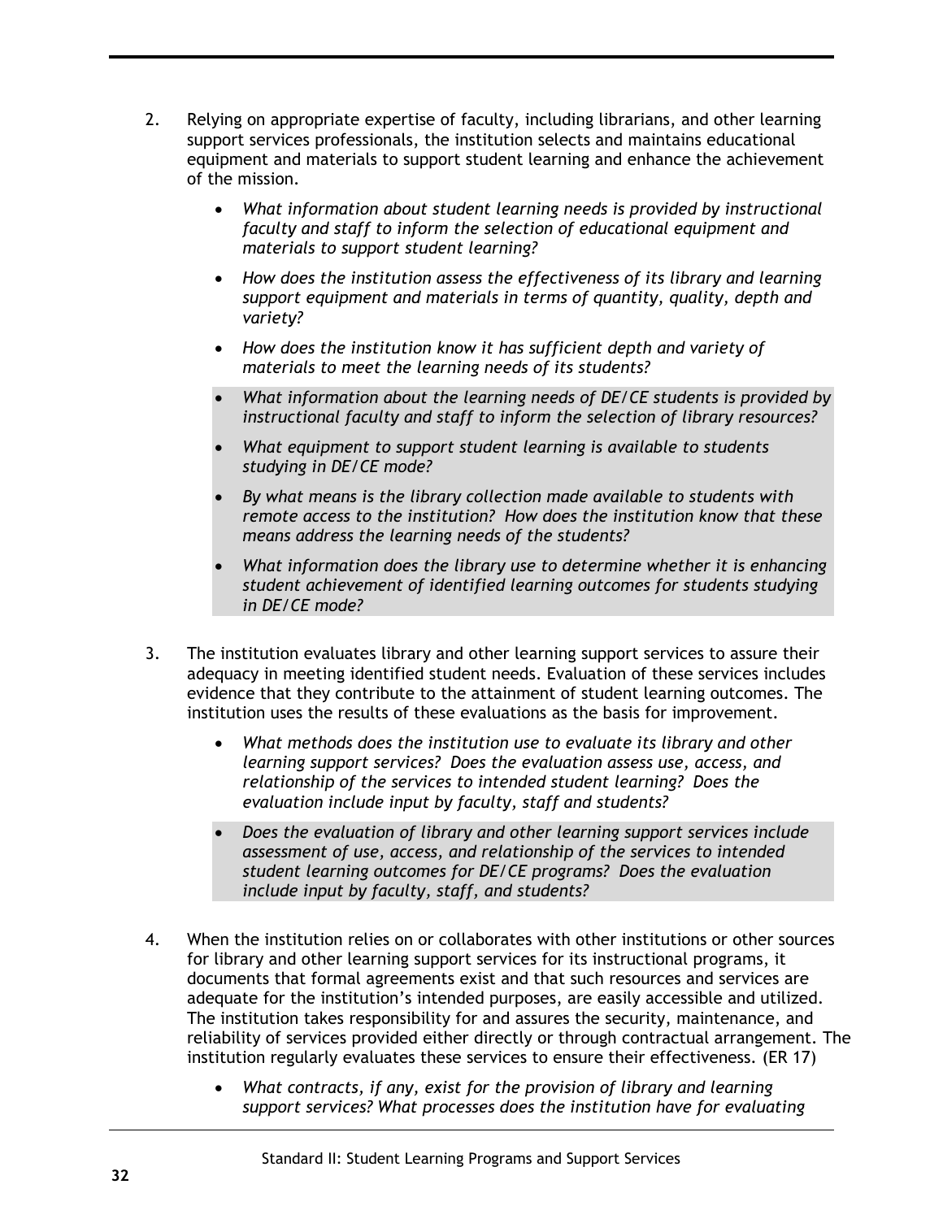2. Relying on appropriate expertise of faculty, including librarians, and other learning support services professionals, the institution selects and maintains educational equipment and materials to support student learning and enhance the achievement of the mission.

    - *What information about student learning needs is provided by instructional faculty and staff to inform the selection of educational equipment and materials to support student learning?*
    - *How does the institution assess the effectiveness of its library and learning support equipment and materials in terms of quantity, quality, depth and variety?*
    - *How does the institution know it has sufficient depth and variety of materials to meet the learning needs of its students?*
    - *What information about the learning needs of DE/CE students is provided by instructional faculty and staff to inform the selection of library resources?*
    - *What equipment to support student learning is available to students studying in DE/CE mode?*
    - *By what means is the library collection made available to students with remote access to the institution? How does the institution know that these means address the learning needs of the students?*
    - *What information does the library use to determine whether it is enhancing student achievement of identified learning outcomes for students studying in DE/CE mode?*

3. The institution evaluates library and other learning support services to assure their adequacy in meeting identified student needs. Evaluation of these services includes evidence that they contribute to the attainment of student learning outcomes. The institution uses the results of these evaluations as the basis for improvement.

    - *What methods does the institution use to evaluate its library and other learning support services? Does the evaluation assess use, access, and relationship of the services to intended student learning? Does the evaluation include input by faculty, staff and students?*
    - *Does the evaluation of library and other learning support services include assessment of use, access, and relationship of the services to intended student learning outcomes for DE/CE programs? Does the evaluation include input by faculty, staff, and students?*

4. When the institution relies on or collaborates with other institutions or other sources for library and other learning support services for its instructional programs, it documents that formal agreements exist and that such resources and services are adequate for the institution's intended purposes, are easily accessible and utilized. The institution takes responsibility for and assures the security, maintenance, and reliability of services provided either directly or through contractual arrangement. The institution regularly evaluates these services to ensure their effectiveness. (ER 17)

    - *What contracts, if any, exist for the provision of library and learning support services? What processes does the institution have for evaluating*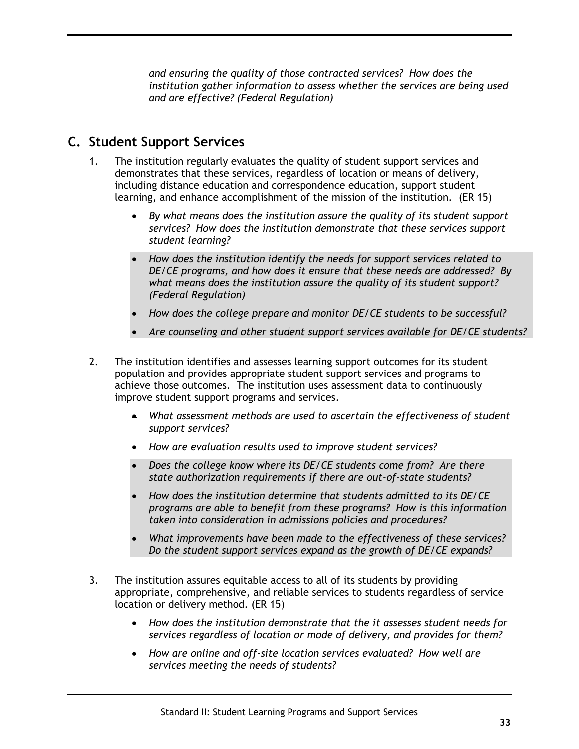*and ensuring the quality of those contracted services? How does the institution gather information to assess whether the services are being used and are effective? (Federal Regulation)*

## C. Student Support Services

1. The institution regularly evaluates the quality of student support services and demonstrates that these services, regardless of location or means of delivery, including distance education and correspondence education, support student learning, and enhance accomplishment of the mission of the institution. (ER 15)

   - *By what means does the institution assure the quality of its student support services? How does the institution demonstrate that these services support student learning?*
   - *How does the institution identify the needs for support services related to DE/CE programs, and how does it ensure that these needs are addressed? By what means does the institution assure the quality of its student support? (Federal Regulation)*
   - *How does the college prepare and monitor DE/CE students to be successful?*
   - *Are counseling and other student support services available for DE/CE students?*

2. The institution identifies and assesses learning support outcomes for its student population and provides appropriate student support services and programs to achieve those outcomes. The institution uses assessment data to continuously improve student support programs and services.

   - *What assessment methods are used to ascertain the effectiveness of student support services?*
   - *How are evaluation results used to improve student services?*
   - *Does the college know where its DE/CE students come from? Are there state authorization requirements if there are out-of-state students?*
   - *How does the institution determine that students admitted to its DE/CE programs are able to benefit from these programs? How is this information taken into consideration in admissions policies and procedures?*
   - *What improvements have been made to the effectiveness of these services? Do the student support services expand as the growth of DE/CE expands?*

3. The institution assures equitable access to all of its students by providing appropriate, comprehensive, and reliable services to students regardless of service location or delivery method. (ER 15)

   - *How does the institution demonstrate that the it assesses student needs for services regardless of location or mode of delivery, and provides for them?*
   - *How are online and off-site location services evaluated? How well are services meeting the needs of students?*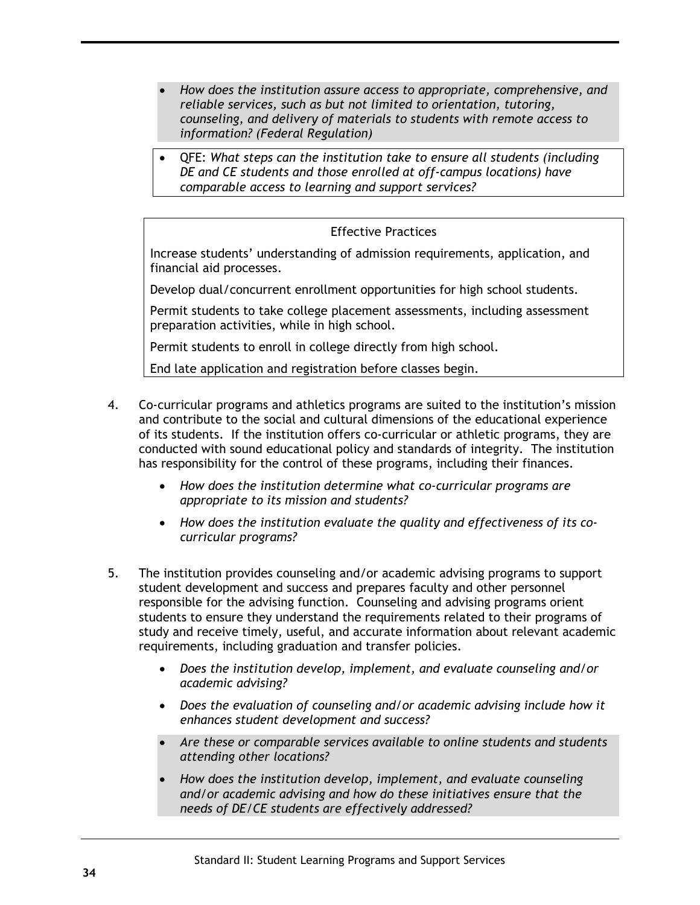- *How does the institution assure access to appropriate, comprehensive, and reliable services, such as but not limited to orientation, tutoring, counseling, and delivery of materials to students with remote access to information? (Federal Regulation)*

- QFE: *What steps can the institution take to ensure all students (including DE and CE students and those enrolled at off-campus locations) have comparable access to learning and support services?*

Effective Practices

Increase students' understanding of admission requirements, application, and financial aid processes.

Develop dual/concurrent enrollment opportunities for high school students.

Permit students to take college placement assessments, including assessment preparation activities, while in high school.

Permit students to enroll in college directly from high school.

End late application and registration before classes begin.

4. Co-curricular programs and athletics programs are suited to the institution's mission and contribute to the social and cultural dimensions of the educational experience of its students. If the institution offers co-curricular or athletic programs, they are conducted with sound educational policy and standards of integrity. The institution has responsibility for the control of these programs, including their finances.

   - *How does the institution determine what co-curricular programs are appropriate to its mission and students?*
   - *How does the institution evaluate the quality and effectiveness of its co-curricular programs?*

5. The institution provides counseling and/or academic advising programs to support student development and success and prepares faculty and other personnel responsible for the advising function. Counseling and advising programs orient students to ensure they understand the requirements related to their programs of study and receive timely, useful, and accurate information about relevant academic requirements, including graduation and transfer policies.

   - *Does the institution develop, implement, and evaluate counseling and/or academic advising?*
   - *Does the evaluation of counseling and/or academic advising include how it enhances student development and success?*
   - *Are these or comparable services available to online students and students attending other locations?*
   - *How does the institution develop, implement, and evaluate counseling and/or academic advising and how do these initiatives ensure that the needs of DE/CE students are effectively addressed?*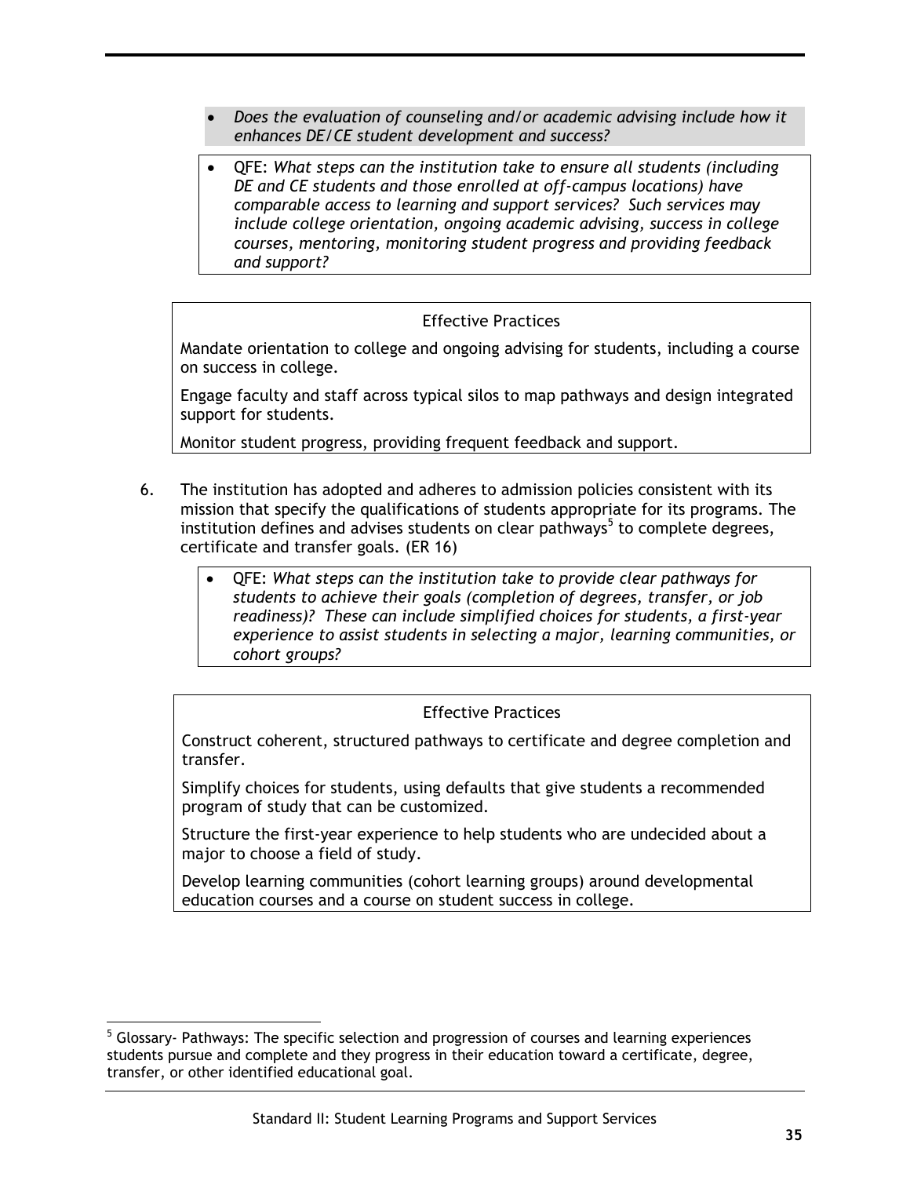- *Does the evaluation of counseling and/or academic advising include how it enhances DE/CE student development and success?*

- QFE: *What steps can the institution take to ensure all students (including DE and CE students and those enrolled at off-campus locations) have comparable access to learning and support services? Such services may include college orientation, ongoing academic advising, success in college courses, mentoring, monitoring student progress and providing feedback and support?*

**Effective Practices**

Mandate orientation to college and ongoing advising for students, including a course on success in college.

Engage faculty and staff across typical silos to map pathways and design integrated support for students.

Monitor student progress, providing frequent feedback and support.

6. The institution has adopted and adheres to admission policies consistent with its mission that specify the qualifications of students appropriate for its programs. The institution defines and advises students on clear pathways[5] to complete degrees, certificate and transfer goals. (ER 16)

    - QFE: *What steps can the institution take to provide clear pathways for students to achieve their goals (completion of degrees, transfer, or job readiness)? These can include simplified choices for students, a first-year experience to assist students in selecting a major, learning communities, or cohort groups?*

**Effective Practices**

Construct coherent, structured pathways to certificate and degree completion and transfer.

Simplify choices for students, using defaults that give students a recommended program of study that can be customized.

Structure the first-year experience to help students who are undecided about a major to choose a field of study.

Develop learning communities (cohort learning groups) around developmental education courses and a course on student success in college.

[5] Glossary- Pathways: The specific selection and progression of courses and learning experiences students pursue and complete and they progress in their education toward a certificate, degree, transfer, or other identified educational goal.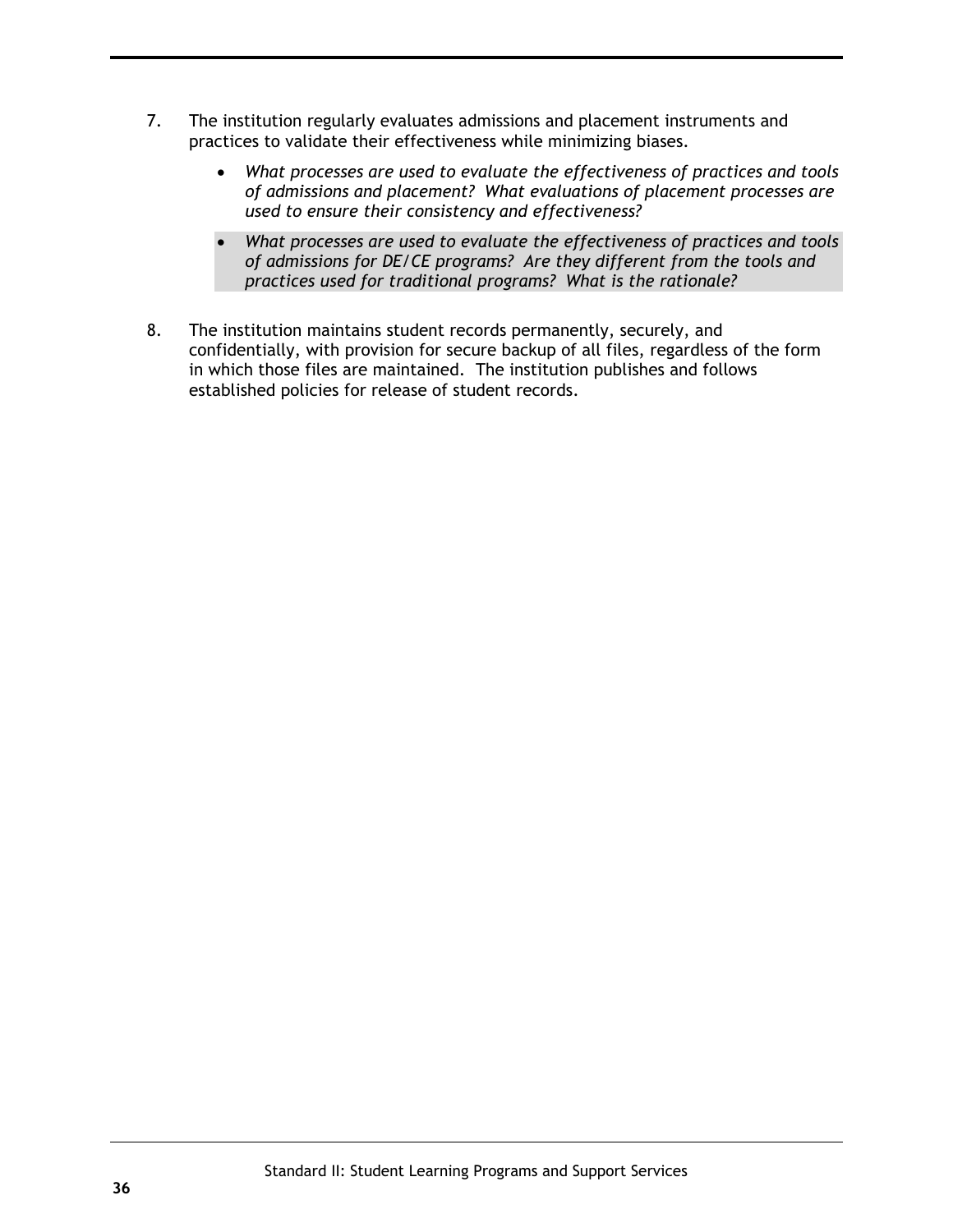7. The institution regularly evaluates admissions and placement instruments and practices to validate their effectiveness while minimizing biases.

   - *What processes are used to evaluate the effectiveness of practices and tools of admissions and placement? What evaluations of placement processes are used to ensure their consistency and effectiveness?*
   - *What processes are used to evaluate the effectiveness of practices and tools of admissions for DE/CE programs? Are they different from the tools and practices used for traditional programs? What is the rationale?*

8. The institution maintains student records permanently, securely, and confidentially, with provision for secure backup of all files, regardless of the form in which those files are maintained. The institution publishes and follows established policies for release of student records.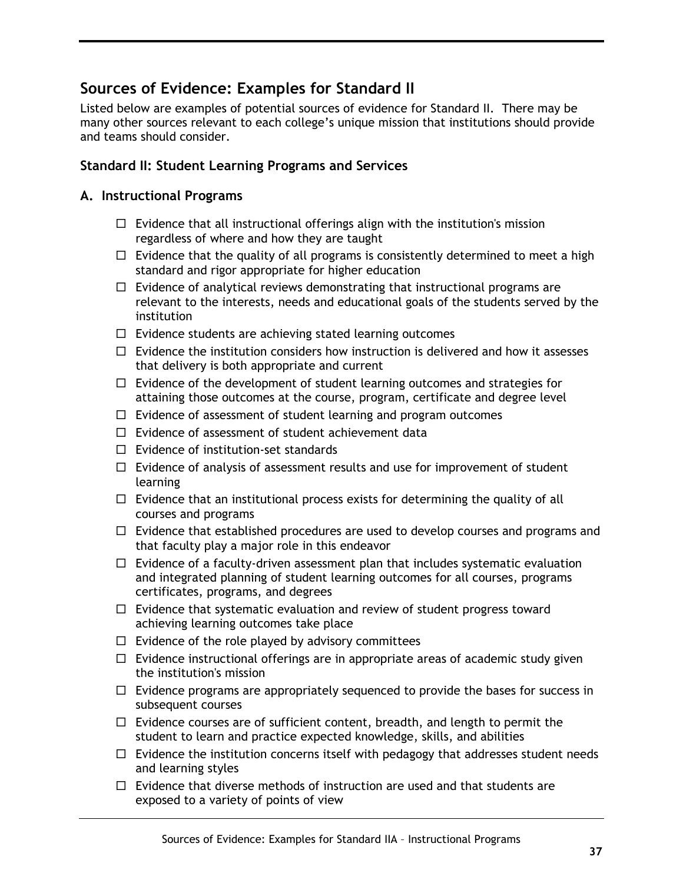## Sources of Evidence: Examples for Standard II

Listed below are examples of potential sources of evidence for Standard II. There may be many other sources relevant to each college's unique mission that institutions should provide and teams should consider.

### Standard II: Student Learning Programs and Services

### A. Instructional Programs

- ☐ Evidence that all instructional offerings align with the institution's mission regardless of where and how they are taught
- ☐ Evidence that the quality of all programs is consistently determined to meet a high standard and rigor appropriate for higher education
- ☐ Evidence of analytical reviews demonstrating that instructional programs are relevant to the interests, needs and educational goals of the students served by the institution
- ☐ Evidence students are achieving stated learning outcomes
- ☐ Evidence the institution considers how instruction is delivered and how it assesses that delivery is both appropriate and current
- ☐ Evidence of the development of student learning outcomes and strategies for attaining those outcomes at the course, program, certificate and degree level
- ☐ Evidence of assessment of student learning and program outcomes
- ☐ Evidence of assessment of student achievement data
- ☐ Evidence of institution-set standards
- ☐ Evidence of analysis of assessment results and use for improvement of student learning
- ☐ Evidence that an institutional process exists for determining the quality of all courses and programs
- ☐ Evidence that established procedures are used to develop courses and programs and that faculty play a major role in this endeavor
- ☐ Evidence of a faculty-driven assessment plan that includes systematic evaluation and integrated planning of student learning outcomes for all courses, programs certificates, programs, and degrees
- ☐ Evidence that systematic evaluation and review of student progress toward achieving learning outcomes take place
- ☐ Evidence of the role played by advisory committees
- ☐ Evidence instructional offerings are in appropriate areas of academic study given the institution's mission
- ☐ Evidence programs are appropriately sequenced to provide the bases for success in subsequent courses
- ☐ Evidence courses are of sufficient content, breadth, and length to permit the student to learn and practice expected knowledge, skills, and abilities
- ☐ Evidence the institution concerns itself with pedagogy that addresses student needs and learning styles
- ☐ Evidence that diverse methods of instruction are used and that students are exposed to a variety of points of view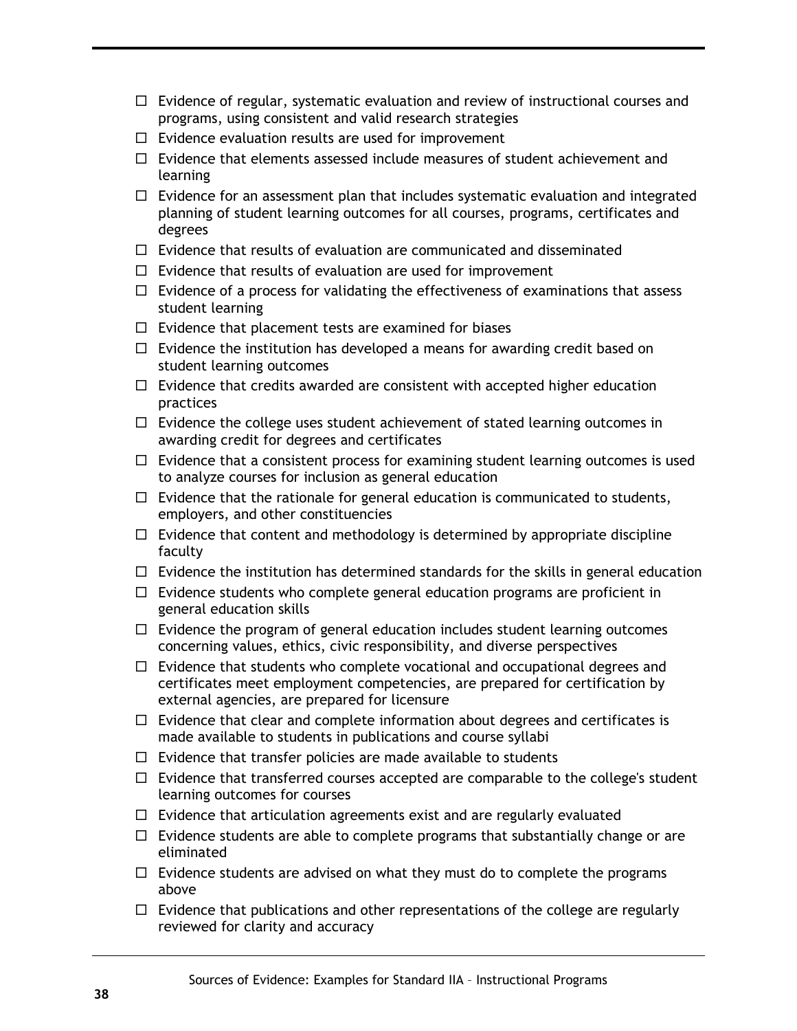- ☐ Evidence of regular, systematic evaluation and review of instructional courses and programs, using consistent and valid research strategies
- ☐ Evidence evaluation results are used for improvement
- ☐ Evidence that elements assessed include measures of student achievement and learning
- ☐ Evidence for an assessment plan that includes systematic evaluation and integrated planning of student learning outcomes for all courses, programs, certificates and degrees
- ☐ Evidence that results of evaluation are communicated and disseminated
- ☐ Evidence that results of evaluation are used for improvement
- ☐ Evidence of a process for validating the effectiveness of examinations that assess student learning
- ☐ Evidence that placement tests are examined for biases
- ☐ Evidence the institution has developed a means for awarding credit based on student learning outcomes
- ☐ Evidence that credits awarded are consistent with accepted higher education practices
- ☐ Evidence the college uses student achievement of stated learning outcomes in awarding credit for degrees and certificates
- ☐ Evidence that a consistent process for examining student learning outcomes is used to analyze courses for inclusion as general education
- ☐ Evidence that the rationale for general education is communicated to students, employers, and other constituencies
- ☐ Evidence that content and methodology is determined by appropriate discipline faculty
- ☐ Evidence the institution has determined standards for the skills in general education
- ☐ Evidence students who complete general education programs are proficient in general education skills
- ☐ Evidence the program of general education includes student learning outcomes concerning values, ethics, civic responsibility, and diverse perspectives
- ☐ Evidence that students who complete vocational and occupational degrees and certificates meet employment competencies, are prepared for certification by external agencies, are prepared for licensure
- ☐ Evidence that clear and complete information about degrees and certificates is made available to students in publications and course syllabi
- ☐ Evidence that transfer policies are made available to students
- ☐ Evidence that transferred courses accepted are comparable to the college's student learning outcomes for courses
- ☐ Evidence that articulation agreements exist and are regularly evaluated
- ☐ Evidence students are able to complete programs that substantially change or are eliminated
- ☐ Evidence students are advised on what they must do to complete the programs above
- ☐ Evidence that publications and other representations of the college are regularly reviewed for clarity and accuracy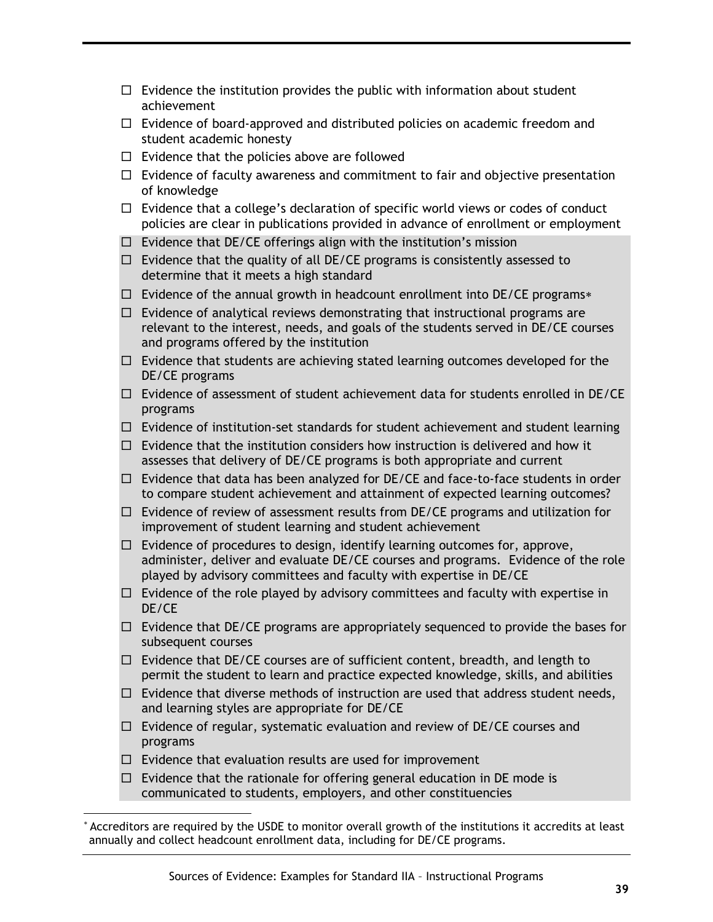- ☐ Evidence the institution provides the public with information about student achievement
- ☐ Evidence of board-approved and distributed policies on academic freedom and student academic honesty
- ☐ Evidence that the policies above are followed
- ☐ Evidence of faculty awareness and commitment to fair and objective presentation of knowledge
- ☐ Evidence that a college's declaration of specific world views or codes of conduct policies are clear in publications provided in advance of enrollment or employment
- ☐ Evidence that DE/CE offerings align with the institution's mission
- ☐ Evidence that the quality of all DE/CE programs is consistently assessed to determine that it meets a high standard
- ☐ Evidence of the annual growth in headcount enrollment into DE/CE programs*
- ☐ Evidence of analytical reviews demonstrating that instructional programs are relevant to the interest, needs, and goals of the students served in DE/CE courses and programs offered by the institution
- ☐ Evidence that students are achieving stated learning outcomes developed for the DE/CE programs
- ☐ Evidence of assessment of student achievement data for students enrolled in DE/CE programs
- ☐ Evidence of institution-set standards for student achievement and student learning
- ☐ Evidence that the institution considers how instruction is delivered and how it assesses that delivery of DE/CE programs is both appropriate and current
- ☐ Evidence that data has been analyzed for DE/CE and face-to-face students in order to compare student achievement and attainment of expected learning outcomes?
- ☐ Evidence of review of assessment results from DE/CE programs and utilization for improvement of student learning and student achievement
- ☐ Evidence of procedures to design, identify learning outcomes for, approve, administer, deliver and evaluate DE/CE courses and programs. Evidence of the role played by advisory committees and faculty with expertise in DE/CE
- ☐ Evidence of the role played by advisory committees and faculty with expertise in DE/CE
- ☐ Evidence that DE/CE programs are appropriately sequenced to provide the bases for subsequent courses
- ☐ Evidence that DE/CE courses are of sufficient content, breadth, and length to permit the student to learn and practice expected knowledge, skills, and abilities
- ☐ Evidence that diverse methods of instruction are used that address student needs, and learning styles are appropriate for DE/CE
- ☐ Evidence of regular, systematic evaluation and review of DE/CE courses and programs
- ☐ Evidence that evaluation results are used for improvement
- ☐ Evidence that the rationale for offering general education in DE mode is communicated to students, employers, and other constituencies

---

* Accreditors are required by the USDE to monitor overall growth of the institutions it accredits at least annually and collect headcount enrollment data, including for DE/CE programs.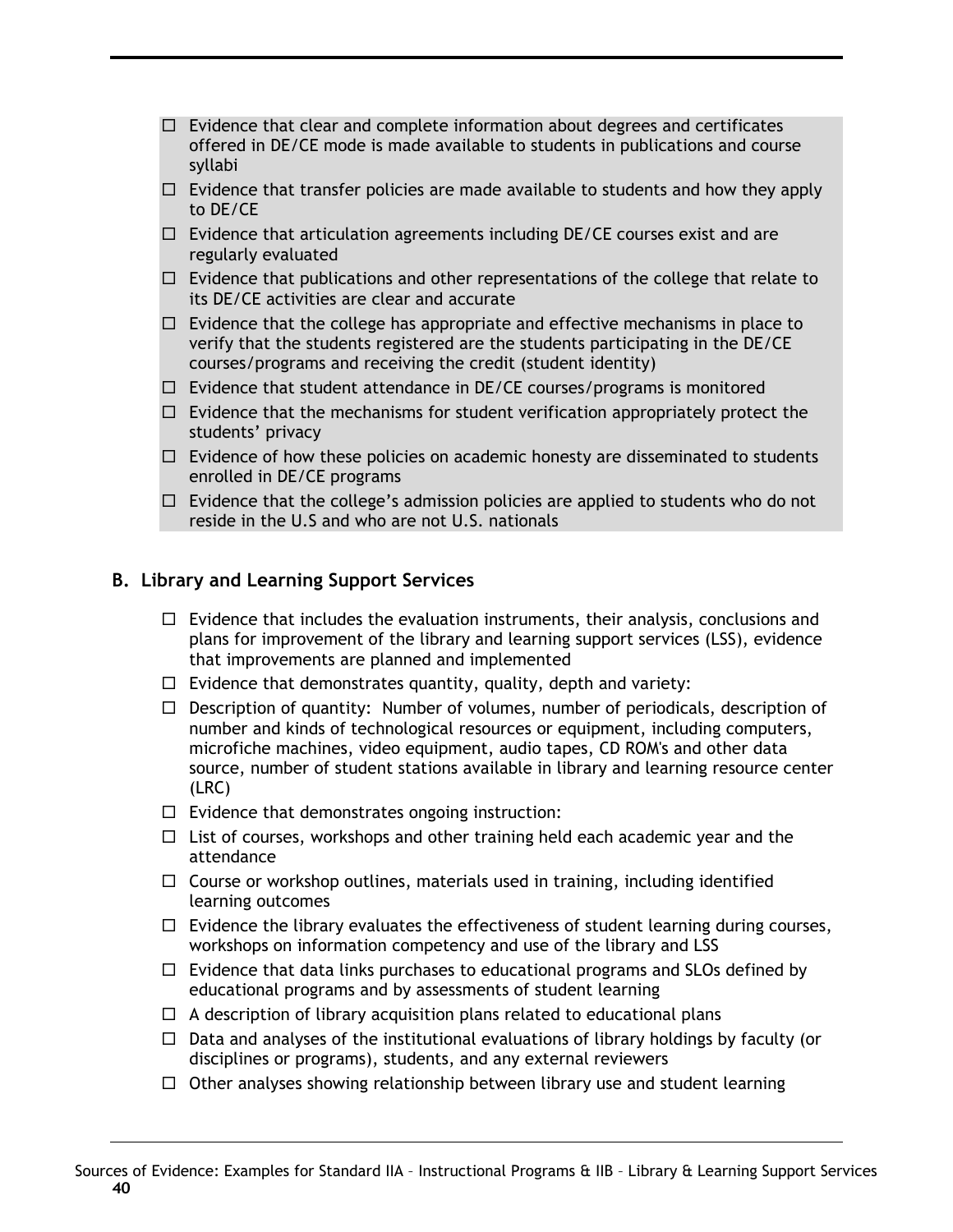- ☐ Evidence that clear and complete information about degrees and certificates offered in DE/CE mode is made available to students in publications and course syllabi
- ☐ Evidence that transfer policies are made available to students and how they apply to DE/CE
- ☐ Evidence that articulation agreements including DE/CE courses exist and are regularly evaluated
- ☐ Evidence that publications and other representations of the college that relate to its DE/CE activities are clear and accurate
- ☐ Evidence that the college has appropriate and effective mechanisms in place to verify that the students registered are the students participating in the DE/CE courses/programs and receiving the credit (student identity)
- ☐ Evidence that student attendance in DE/CE courses/programs is monitored
- ☐ Evidence that the mechanisms for student verification appropriately protect the students' privacy
- ☐ Evidence of how these policies on academic honesty are disseminated to students enrolled in DE/CE programs
- ☐ Evidence that the college's admission policies are applied to students who do not reside in the U.S and who are not U.S. nationals

## B. Library and Learning Support Services

- ☐ Evidence that includes the evaluation instruments, their analysis, conclusions and plans for improvement of the library and learning support services (LSS), evidence that improvements are planned and implemented
- ☐ Evidence that demonstrates quantity, quality, depth and variety:
- ☐ Description of quantity: Number of volumes, number of periodicals, description of number and kinds of technological resources or equipment, including computers, microfiche machines, video equipment, audio tapes, CD ROM's and other data source, number of student stations available in library and learning resource center (LRC)
- ☐ Evidence that demonstrates ongoing instruction:
- ☐ List of courses, workshops and other training held each academic year and the attendance
- ☐ Course or workshop outlines, materials used in training, including identified learning outcomes
- ☐ Evidence the library evaluates the effectiveness of student learning during courses, workshops on information competency and use of the library and LSS
- ☐ Evidence that data links purchases to educational programs and SLOs defined by educational programs and by assessments of student learning
- ☐ A description of library acquisition plans related to educational plans
- ☐ Data and analyses of the institutional evaluations of library holdings by faculty (or disciplines or programs), students, and any external reviewers
- ☐ Other analyses showing relationship between library use and student learning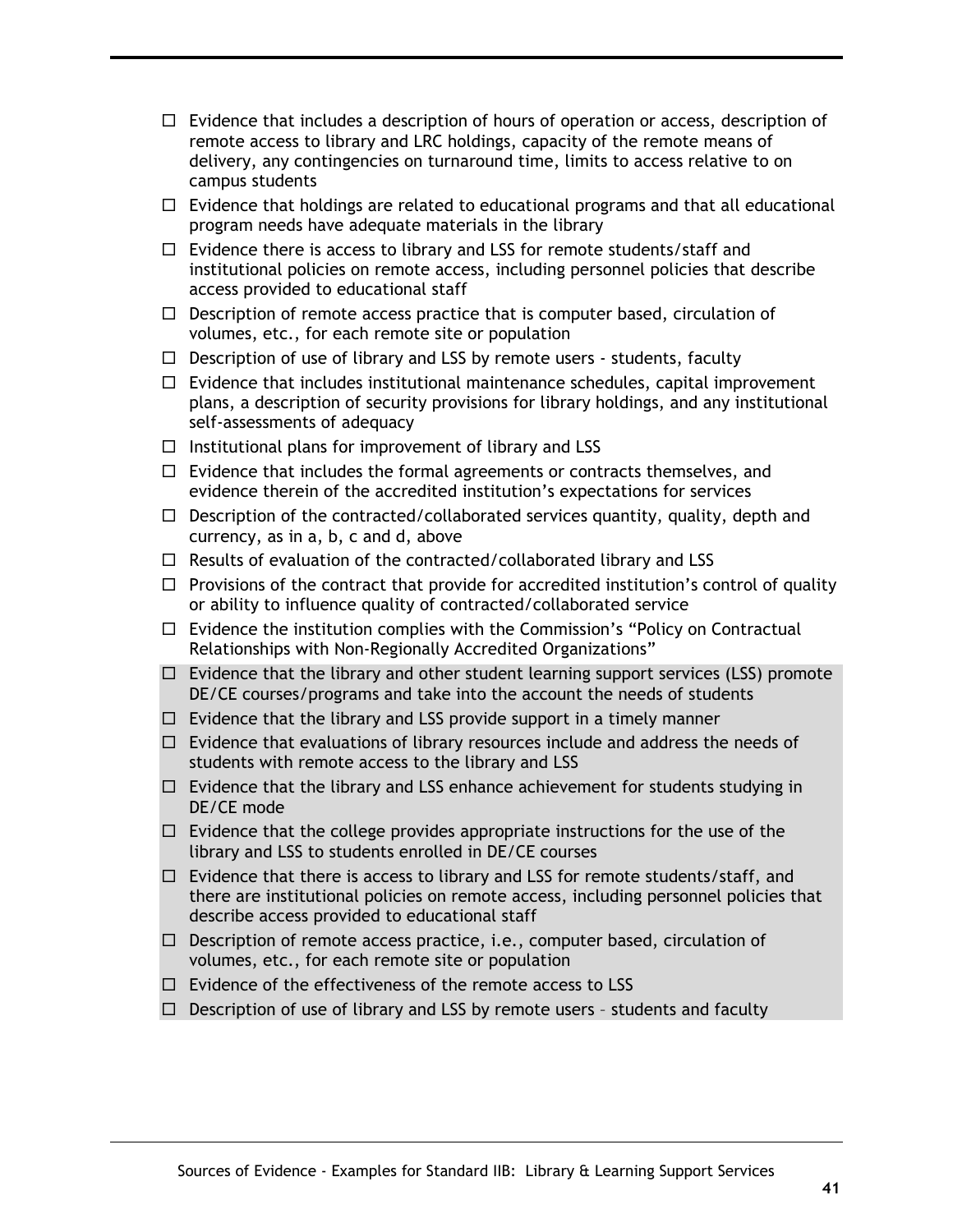- ☐ Evidence that includes a description of hours of operation or access, description of remote access to library and LRC holdings, capacity of the remote means of delivery, any contingencies on turnaround time, limits to access relative to on campus students
- ☐ Evidence that holdings are related to educational programs and that all educational program needs have adequate materials in the library
- ☐ Evidence there is access to library and LSS for remote students/staff and institutional policies on remote access, including personnel policies that describe access provided to educational staff
- ☐ Description of remote access practice that is computer based, circulation of volumes, etc., for each remote site or population
- ☐ Description of use of library and LSS by remote users - students, faculty
- ☐ Evidence that includes institutional maintenance schedules, capital improvement plans, a description of security provisions for library holdings, and any institutional self-assessments of adequacy
- ☐ Institutional plans for improvement of library and LSS
- ☐ Evidence that includes the formal agreements or contracts themselves, and evidence therein of the accredited institution's expectations for services
- ☐ Description of the contracted/collaborated services quantity, quality, depth and currency, as in a, b, c and d, above
- ☐ Results of evaluation of the contracted/collaborated library and LSS
- ☐ Provisions of the contract that provide for accredited institution's control of quality or ability to influence quality of contracted/collaborated service
- ☐ Evidence the institution complies with the Commission's "Policy on Contractual Relationships with Non-Regionally Accredited Organizations"
- ☐ Evidence that the library and other student learning support services (LSS) promote DE/CE courses/programs and take into the account the needs of students
- ☐ Evidence that the library and LSS provide support in a timely manner
- ☐ Evidence that evaluations of library resources include and address the needs of students with remote access to the library and LSS
- ☐ Evidence that the library and LSS enhance achievement for students studying in DE/CE mode
- ☐ Evidence that the college provides appropriate instructions for the use of the library and LSS to students enrolled in DE/CE courses
- ☐ Evidence that there is access to library and LSS for remote students/staff, and there are institutional policies on remote access, including personnel policies that describe access provided to educational staff
- ☐ Description of remote access practice, i.e., computer based, circulation of volumes, etc., for each remote site or population
- ☐ Evidence of the effectiveness of the remote access to LSS
- ☐ Description of use of library and LSS by remote users – students and faculty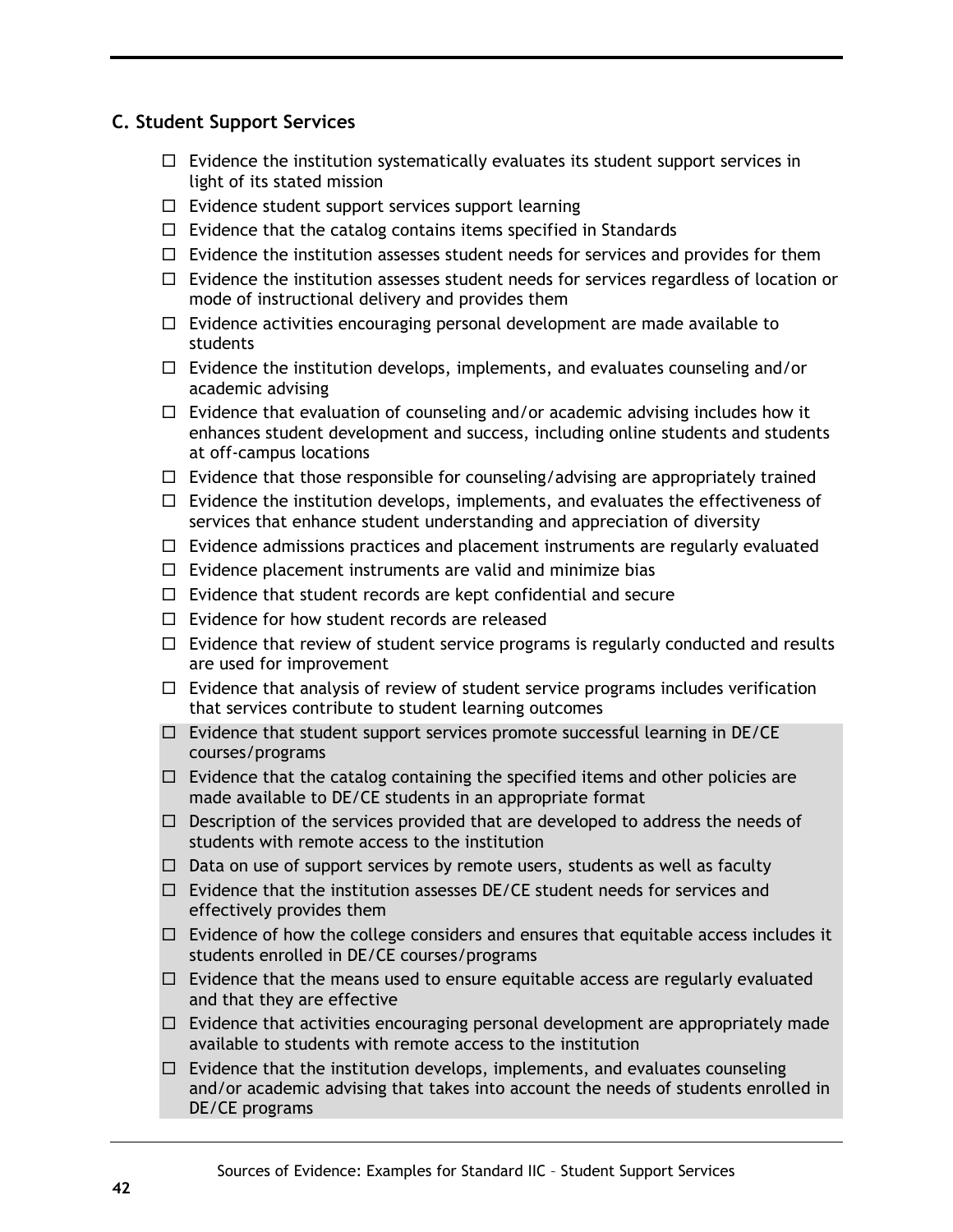### C. Student Support Services

- ☐ Evidence the institution systematically evaluates its student support services in light of its stated mission
- ☐ Evidence student support services support learning
- ☐ Evidence that the catalog contains items specified in Standards
- ☐ Evidence the institution assesses student needs for services and provides for them
- ☐ Evidence the institution assesses student needs for services regardless of location or mode of instructional delivery and provides them
- ☐ Evidence activities encouraging personal development are made available to students
- ☐ Evidence the institution develops, implements, and evaluates counseling and/or academic advising
- ☐ Evidence that evaluation of counseling and/or academic advising includes how it enhances student development and success, including online students and students at off-campus locations
- ☐ Evidence that those responsible for counseling/advising are appropriately trained
- ☐ Evidence the institution develops, implements, and evaluates the effectiveness of services that enhance student understanding and appreciation of diversity
- ☐ Evidence admissions practices and placement instruments are regularly evaluated
- ☐ Evidence placement instruments are valid and minimize bias
- ☐ Evidence that student records are kept confidential and secure
- ☐ Evidence for how student records are released
- ☐ Evidence that review of student service programs is regularly conducted and results are used for improvement
- ☐ Evidence that analysis of review of student service programs includes verification that services contribute to student learning outcomes
- ☐ Evidence that student support services promote successful learning in DE/CE courses/programs
- ☐ Evidence that the catalog containing the specified items and other policies are made available to DE/CE students in an appropriate format
- ☐ Description of the services provided that are developed to address the needs of students with remote access to the institution
- ☐ Data on use of support services by remote users, students as well as faculty
- ☐ Evidence that the institution assesses DE/CE student needs for services and effectively provides them
- ☐ Evidence of how the college considers and ensures that equitable access includes it students enrolled in DE/CE courses/programs
- ☐ Evidence that the means used to ensure equitable access are regularly evaluated and that they are effective
- ☐ Evidence that activities encouraging personal development are appropriately made available to students with remote access to the institution
- ☐ Evidence that the institution develops, implements, and evaluates counseling and/or academic advising that takes into account the needs of students enrolled in DE/CE programs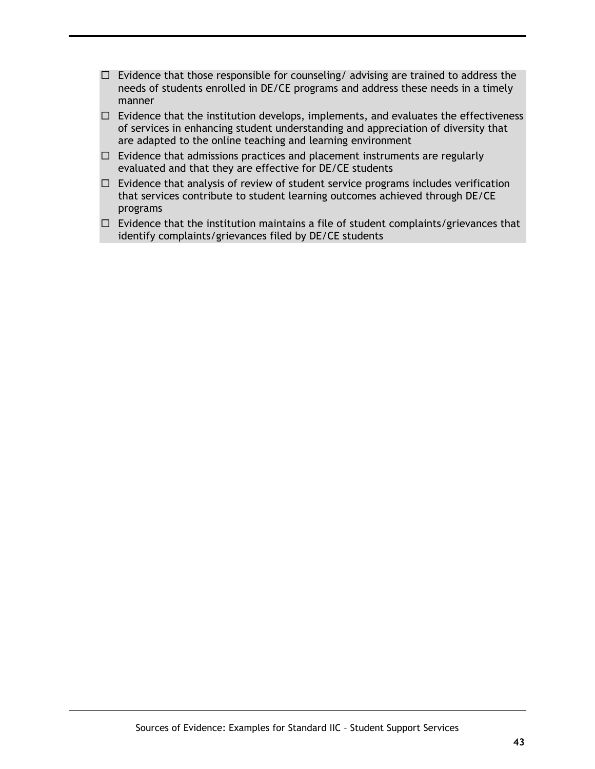- ☐ Evidence that those responsible for counseling/ advising are trained to address the needs of students enrolled in DE/CE programs and address these needs in a timely manner
- ☐ Evidence that the institution develops, implements, and evaluates the effectiveness of services in enhancing student understanding and appreciation of diversity that are adapted to the online teaching and learning environment
- ☐ Evidence that admissions practices and placement instruments are regularly evaluated and that they are effective for DE/CE students
- ☐ Evidence that analysis of review of student service programs includes verification that services contribute to student learning outcomes achieved through DE/CE programs
- ☐ Evidence that the institution maintains a file of student complaints/grievances that identify complaints/grievances filed by DE/CE students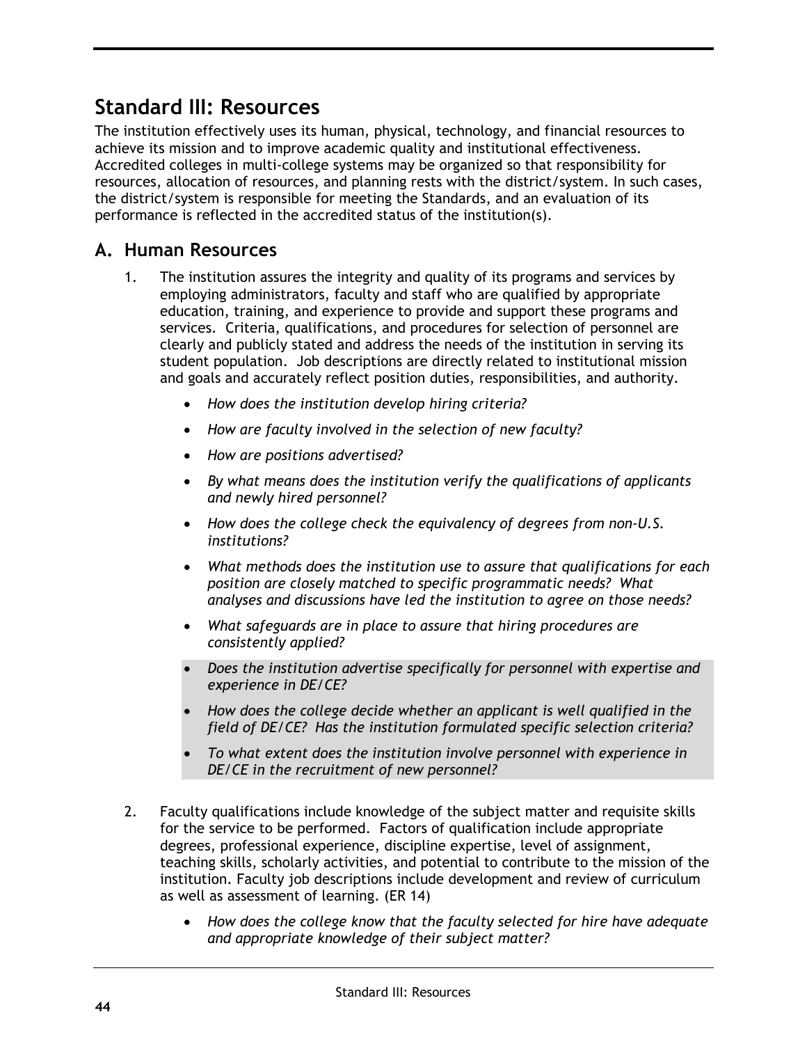# Standard III: Resources

The institution effectively uses its human, physical, technology, and financial resources to achieve its mission and to improve academic quality and institutional effectiveness. Accredited colleges in multi-college systems may be organized so that responsibility for resources, allocation of resources, and planning rests with the district/system. In such cases, the district/system is responsible for meeting the Standards, and an evaluation of its performance is reflected in the accredited status of the institution(s).

## A. Human Resources

1. The institution assures the integrity and quality of its programs and services by employing administrators, faculty and staff who are qualified by appropriate education, training, and experience to provide and support these programs and services. Criteria, qualifications, and procedures for selection of personnel are clearly and publicly stated and address the needs of the institution in serving its student population. Job descriptions are directly related to institutional mission and goals and accurately reflect position duties, responsibilities, and authority.

    - *How does the institution develop hiring criteria?*
    - *How are faculty involved in the selection of new faculty?*
    - *How are positions advertised?*
    - *By what means does the institution verify the qualifications of applicants and newly hired personnel?*
    - *How does the college check the equivalency of degrees from non-U.S. institutions?*
    - *What methods does the institution use to assure that qualifications for each position are closely matched to specific programmatic needs? What analyses and discussions have led the institution to agree on those needs?*
    - *What safeguards are in place to assure that hiring procedures are consistently applied?*
    - *Does the institution advertise specifically for personnel with expertise and experience in DE/CE?*
    - *How does the college decide whether an applicant is well qualified in the field of DE/CE? Has the institution formulated specific selection criteria?*
    - *To what extent does the institution involve personnel with experience in DE/CE in the recruitment of new personnel?*

2. Faculty qualifications include knowledge of the subject matter and requisite skills for the service to be performed. Factors of qualification include appropriate degrees, professional experience, discipline expertise, level of assignment, teaching skills, scholarly activities, and potential to contribute to the mission of the institution. Faculty job descriptions include development and review of curriculum as well as assessment of learning. (ER 14)

    - *How does the college know that the faculty selected for hire have adequate and appropriate knowledge of their subject matter?*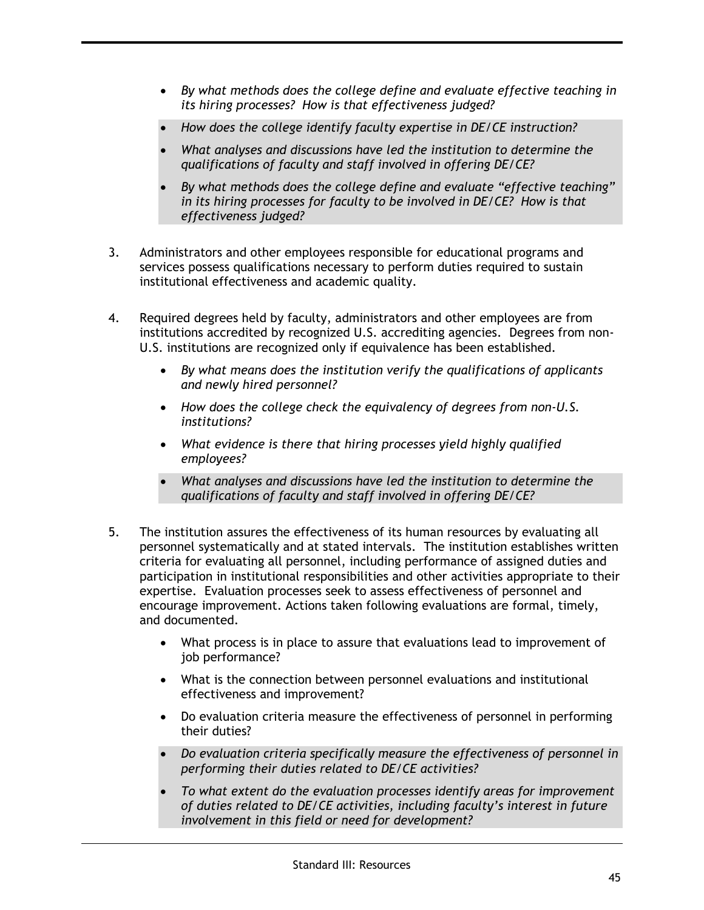- *By what methods does the college define and evaluate effective teaching in its hiring processes? How is that effectiveness judged?*
- *How does the college identify faculty expertise in DE/CE instruction?*
- *What analyses and discussions have led the institution to determine the qualifications of faculty and staff involved in offering DE/CE?*
- *By what methods does the college define and evaluate "effective teaching" in its hiring processes for faculty to be involved in DE/CE? How is that effectiveness judged?*

3. Administrators and other employees responsible for educational programs and services possess qualifications necessary to perform duties required to sustain institutional effectiveness and academic quality.

4. Required degrees held by faculty, administrators and other employees are from institutions accredited by recognized U.S. accrediting agencies. Degrees from non-U.S. institutions are recognized only if equivalence has been established.

    - *By what means does the institution verify the qualifications of applicants and newly hired personnel?*
    - *How does the college check the equivalency of degrees from non-U.S. institutions?*
    - *What evidence is there that hiring processes yield highly qualified employees?*
    - *What analyses and discussions have led the institution to determine the qualifications of faculty and staff involved in offering DE/CE?*

5. The institution assures the effectiveness of its human resources by evaluating all personnel systematically and at stated intervals. The institution establishes written criteria for evaluating all personnel, including performance of assigned duties and participation in institutional responsibilities and other activities appropriate to their expertise. Evaluation processes seek to assess effectiveness of personnel and encourage improvement. Actions taken following evaluations are formal, timely, and documented.

    - What process is in place to assure that evaluations lead to improvement of job performance?
    - What is the connection between personnel evaluations and institutional effectiveness and improvement?
    - Do evaluation criteria measure the effectiveness of personnel in performing their duties?
    - *Do evaluation criteria specifically measure the effectiveness of personnel in performing their duties related to DE/CE activities?*
    - *To what extent do the evaluation processes identify areas for improvement of duties related to DE/CE activities, including faculty's interest in future involvement in this field or need for development?*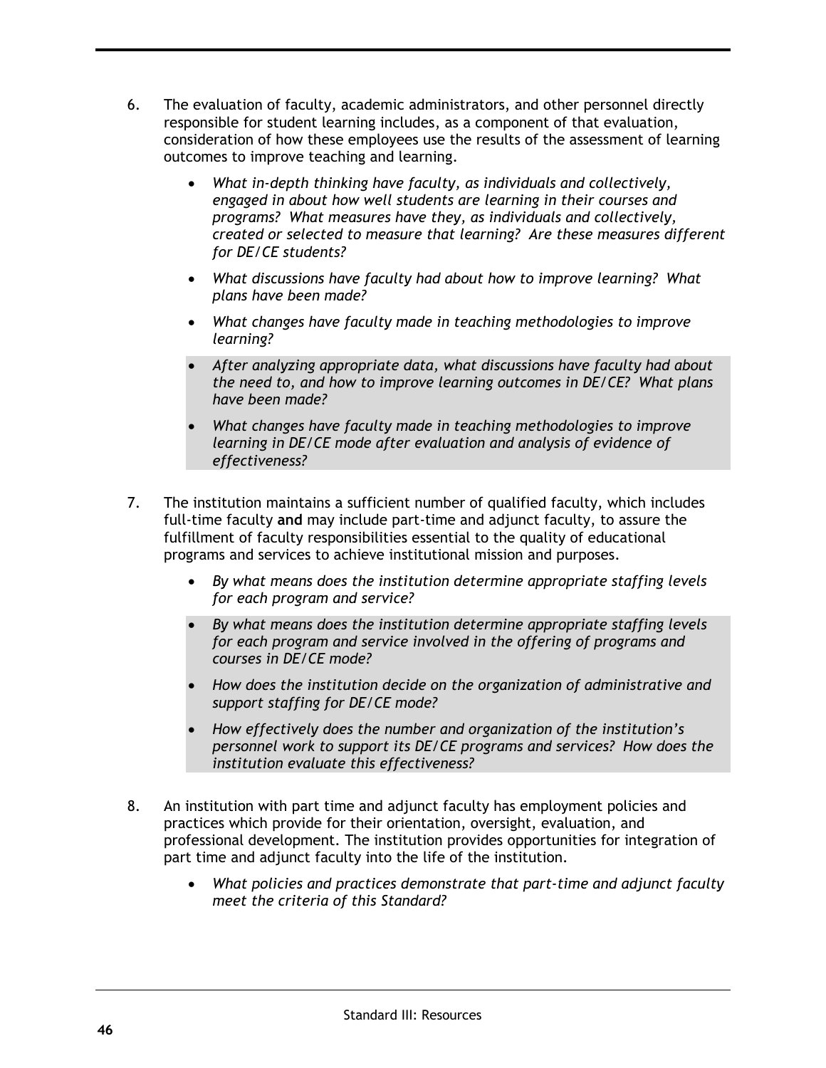6. The evaluation of faculty, academic administrators, and other personnel directly responsible for student learning includes, as a component of that evaluation, consideration of how these employees use the results of the assessment of learning outcomes to improve teaching and learning.

   - *What in-depth thinking have faculty, as individuals and collectively, engaged in about how well students are learning in their courses and programs? What measures have they, as individuals and collectively, created or selected to measure that learning? Are these measures different for DE/CE students?*
   - *What discussions have faculty had about how to improve learning? What plans have been made?*
   - *What changes have faculty made in teaching methodologies to improve learning?*
   - *After analyzing appropriate data, what discussions have faculty had about the need to, and how to improve learning outcomes in DE/CE? What plans have been made?*
   - *What changes have faculty made in teaching methodologies to improve learning in DE/CE mode after evaluation and analysis of evidence of effectiveness?*

7. The institution maintains a sufficient number of qualified faculty, which includes full-time faculty **and** may include part-time and adjunct faculty, to assure the fulfillment of faculty responsibilities essential to the quality of educational programs and services to achieve institutional mission and purposes.

   - *By what means does the institution determine appropriate staffing levels for each program and service?*
   - *By what means does the institution determine appropriate staffing levels for each program and service involved in the offering of programs and courses in DE/CE mode?*
   - *How does the institution decide on the organization of administrative and support staffing for DE/CE mode?*
   - *How effectively does the number and organization of the institution's personnel work to support its DE/CE programs and services? How does the institution evaluate this effectiveness?*

8. An institution with part time and adjunct faculty has employment policies and practices which provide for their orientation, oversight, evaluation, and professional development. The institution provides opportunities for integration of part time and adjunct faculty into the life of the institution.

   - *What policies and practices demonstrate that part-time and adjunct faculty meet the criteria of this Standard?*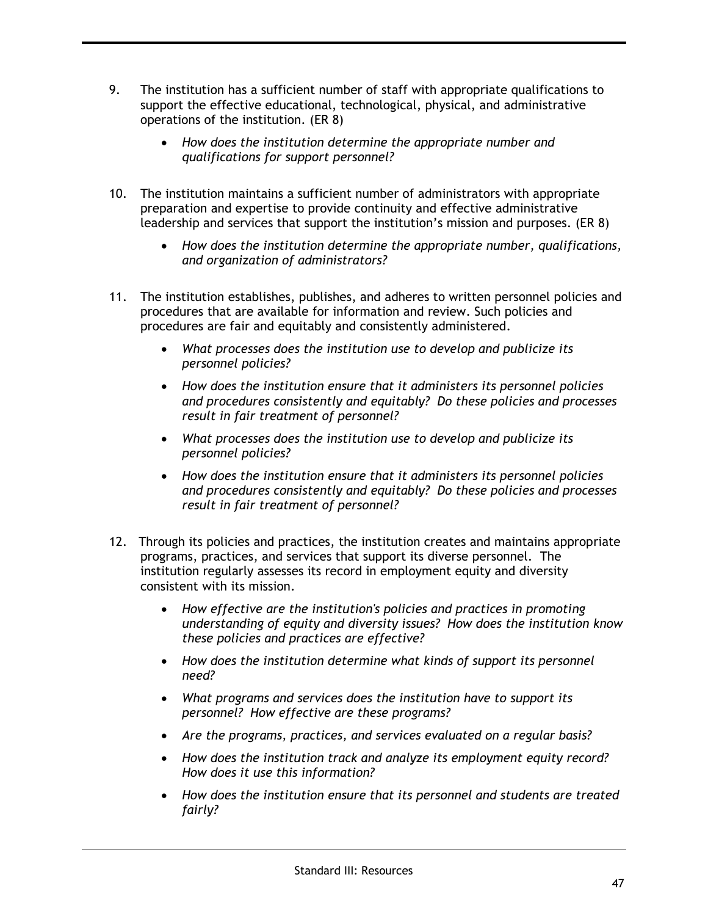9. The institution has a sufficient number of staff with appropriate qualifications to support the effective educational, technological, physical, and administrative operations of the institution. (ER 8)

    - *How does the institution determine the appropriate number and qualifications for support personnel?*

10. The institution maintains a sufficient number of administrators with appropriate preparation and expertise to provide continuity and effective administrative leadership and services that support the institution's mission and purposes. (ER 8)

    - *How does the institution determine the appropriate number, qualifications, and organization of administrators?*

11. The institution establishes, publishes, and adheres to written personnel policies and procedures that are available for information and review. Such policies and procedures are fair and equitably and consistently administered.

    - *What processes does the institution use to develop and publicize its personnel policies?*
    - *How does the institution ensure that it administers its personnel policies and procedures consistently and equitably? Do these policies and processes result in fair treatment of personnel?*
    - *What processes does the institution use to develop and publicize its personnel policies?*
    - *How does the institution ensure that it administers its personnel policies and procedures consistently and equitably? Do these policies and processes result in fair treatment of personnel?*

12. Through its policies and practices, the institution creates and maintains appropriate programs, practices, and services that support its diverse personnel. The institution regularly assesses its record in employment equity and diversity consistent with its mission.

    - *How effective are the institution's policies and practices in promoting understanding of equity and diversity issues? How does the institution know these policies and practices are effective?*
    - *How does the institution determine what kinds of support its personnel need?*
    - *What programs and services does the institution have to support its personnel? How effective are these programs?*
    - *Are the programs, practices, and services evaluated on a regular basis?*
    - *How does the institution track and analyze its employment equity record? How does it use this information?*
    - *How does the institution ensure that its personnel and students are treated fairly?*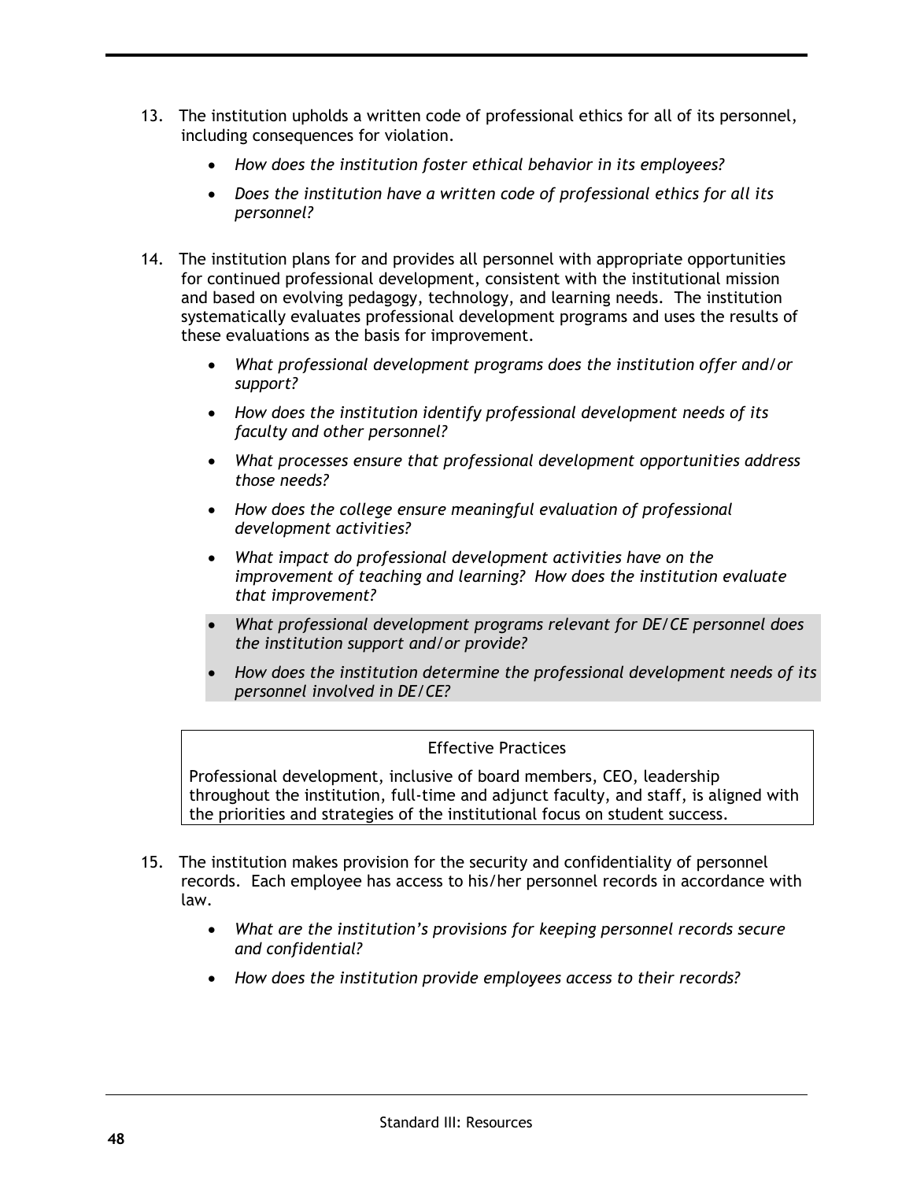13. The institution upholds a written code of professional ethics for all of its personnel, including consequences for violation.

    - *How does the institution foster ethical behavior in its employees?*
    - *Does the institution have a written code of professional ethics for all its personnel?*

14. The institution plans for and provides all personnel with appropriate opportunities for continued professional development, consistent with the institutional mission and based on evolving pedagogy, technology, and learning needs. The institution systematically evaluates professional development programs and uses the results of these evaluations as the basis for improvement.

    - *What professional development programs does the institution offer and/or support?*
    - *How does the institution identify professional development needs of its faculty and other personnel?*
    - *What processes ensure that professional development opportunities address those needs?*
    - *How does the college ensure meaningful evaluation of professional development activities?*
    - *What impact do professional development activities have on the improvement of teaching and learning? How does the institution evaluate that improvement?*
    - *What professional development programs relevant for DE/CE personnel does the institution support and/or provide?*
    - *How does the institution determine the professional development needs of its personnel involved in DE/CE?*

| Effective Practices |
|---|
| Professional development, inclusive of board members, CEO, leadership throughout the institution, full-time and adjunct faculty, and staff, is aligned with the priorities and strategies of the institutional focus on student success. |

15. The institution makes provision for the security and confidentiality of personnel records. Each employee has access to his/her personnel records in accordance with law.

    - *What are the institution's provisions for keeping personnel records secure and confidential?*
    - *How does the institution provide employees access to their records?*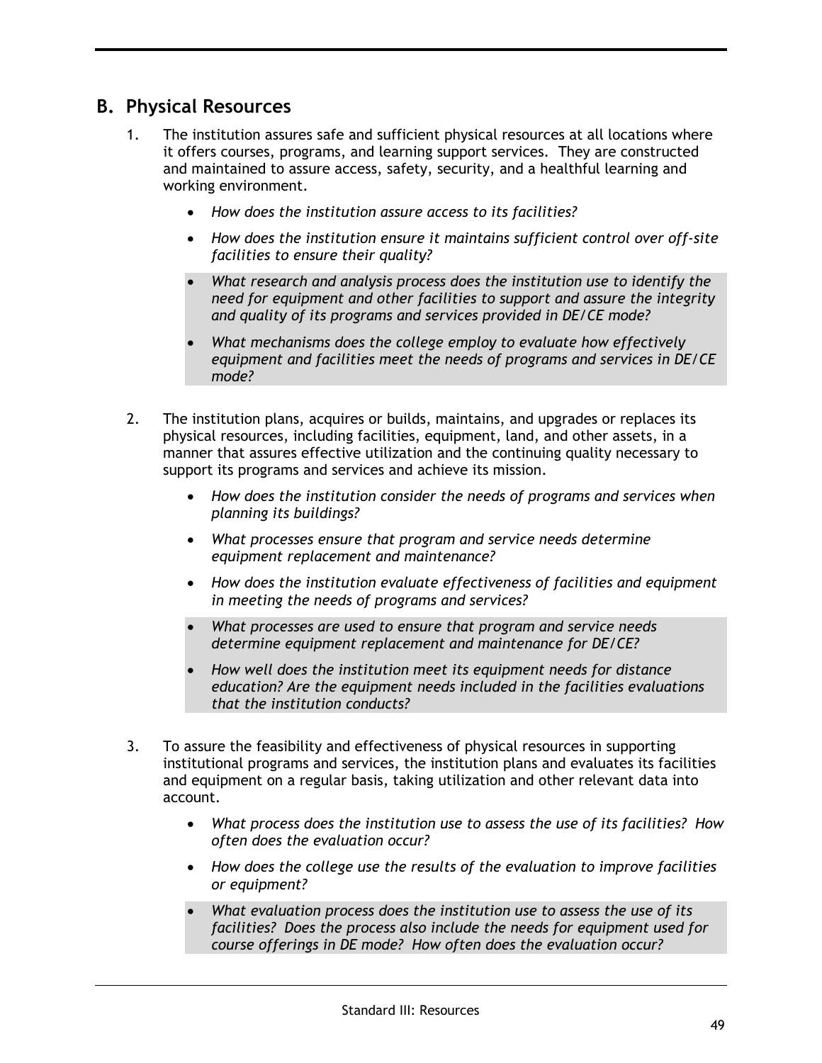## B. Physical Resources

1. The institution assures safe and sufficient physical resources at all locations where it offers courses, programs, and learning support services. They are constructed and maintained to assure access, safety, security, and a healthful learning and working environment.

   - *How does the institution assure access to its facilities?*
   - *How does the institution ensure it maintains sufficient control over off-site facilities to ensure their quality?*
   - *What research and analysis process does the institution use to identify the need for equipment and other facilities to support and assure the integrity and quality of its programs and services provided in DE/CE mode?*
   - *What mechanisms does the college employ to evaluate how effectively equipment and facilities meet the needs of programs and services in DE/CE mode?*

2. The institution plans, acquires or builds, maintains, and upgrades or replaces its physical resources, including facilities, equipment, land, and other assets, in a manner that assures effective utilization and the continuing quality necessary to support its programs and services and achieve its mission.

   - *How does the institution consider the needs of programs and services when planning its buildings?*
   - *What processes ensure that program and service needs determine equipment replacement and maintenance?*
   - *How does the institution evaluate effectiveness of facilities and equipment in meeting the needs of programs and services?*
   - *What processes are used to ensure that program and service needs determine equipment replacement and maintenance for DE/CE?*
   - *How well does the institution meet its equipment needs for distance education? Are the equipment needs included in the facilities evaluations that the institution conducts?*

3. To assure the feasibility and effectiveness of physical resources in supporting institutional programs and services, the institution plans and evaluates its facilities and equipment on a regular basis, taking utilization and other relevant data into account.

   - *What process does the institution use to assess the use of its facilities? How often does the evaluation occur?*
   - *How does the college use the results of the evaluation to improve facilities or equipment?*
   - *What evaluation process does the institution use to assess the use of its facilities? Does the process also include the needs for equipment used for course offerings in DE mode? How often does the evaluation occur?*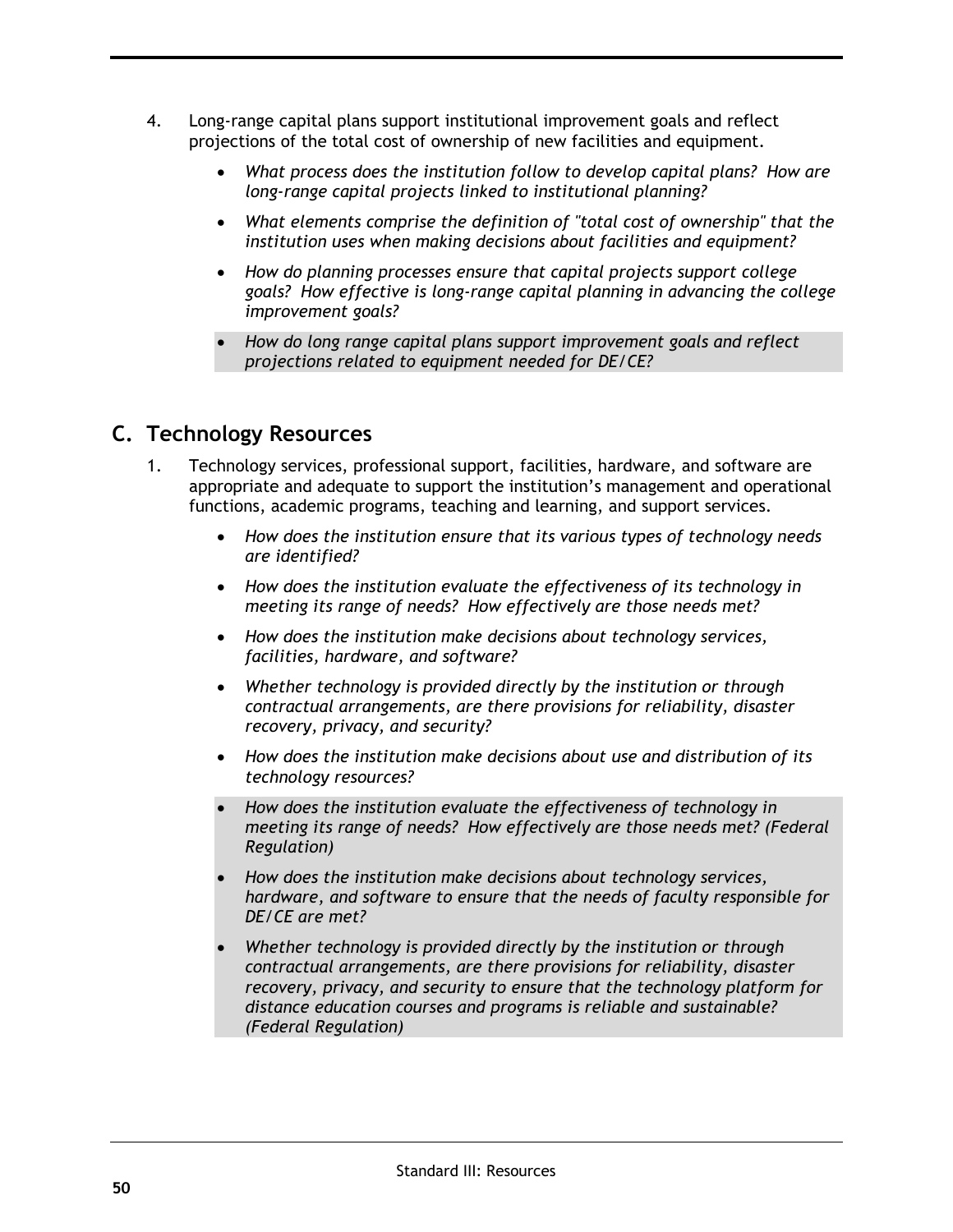4. Long-range capital plans support institutional improvement goals and reflect projections of the total cost of ownership of new facilities and equipment.

    - *What process does the institution follow to develop capital plans? How are long-range capital projects linked to institutional planning?*
    - *What elements comprise the definition of "total cost of ownership" that the institution uses when making decisions about facilities and equipment?*
    - *How do planning processes ensure that capital projects support college goals? How effective is long-range capital planning in advancing the college improvement goals?*
    - *How do long range capital plans support improvement goals and reflect projections related to equipment needed for DE/CE?*

## C. Technology Resources

1. Technology services, professional support, facilities, hardware, and software are appropriate and adequate to support the institution's management and operational functions, academic programs, teaching and learning, and support services.

    - *How does the institution ensure that its various types of technology needs are identified?*
    - *How does the institution evaluate the effectiveness of its technology in meeting its range of needs? How effectively are those needs met?*
    - *How does the institution make decisions about technology services, facilities, hardware, and software?*
    - *Whether technology is provided directly by the institution or through contractual arrangements, are there provisions for reliability, disaster recovery, privacy, and security?*
    - *How does the institution make decisions about use and distribution of its technology resources?*
    - *How does the institution evaluate the effectiveness of technology in meeting its range of needs? How effectively are those needs met? (Federal Regulation)*
    - *How does the institution make decisions about technology services, hardware, and software to ensure that the needs of faculty responsible for DE/CE are met?*
    - *Whether technology is provided directly by the institution or through contractual arrangements, are there provisions for reliability, disaster recovery, privacy, and security to ensure that the technology platform for distance education courses and programs is reliable and sustainable? (Federal Regulation)*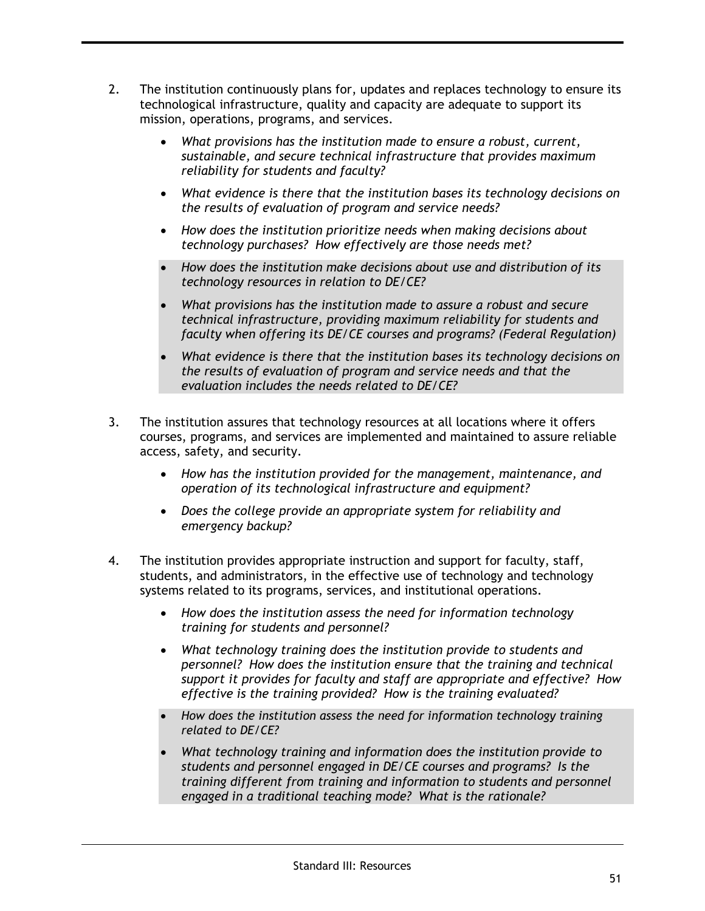2. The institution continuously plans for, updates and replaces technology to ensure its technological infrastructure, quality and capacity are adequate to support its mission, operations, programs, and services.

   - *What provisions has the institution made to ensure a robust, current, sustainable, and secure technical infrastructure that provides maximum reliability for students and faculty?*
   - *What evidence is there that the institution bases its technology decisions on the results of evaluation of program and service needs?*
   - *How does the institution prioritize needs when making decisions about technology purchases? How effectively are those needs met?*
   - *How does the institution make decisions about use and distribution of its technology resources in relation to DE/CE?*
   - *What provisions has the institution made to assure a robust and secure technical infrastructure, providing maximum reliability for students and faculty when offering its DE/CE courses and programs? (Federal Regulation)*
   - *What evidence is there that the institution bases its technology decisions on the results of evaluation of program and service needs and that the evaluation includes the needs related to DE/CE?*

3. The institution assures that technology resources at all locations where it offers courses, programs, and services are implemented and maintained to assure reliable access, safety, and security.

   - *How has the institution provided for the management, maintenance, and operation of its technological infrastructure and equipment?*
   - *Does the college provide an appropriate system for reliability and emergency backup?*

4. The institution provides appropriate instruction and support for faculty, staff, students, and administrators, in the effective use of technology and technology systems related to its programs, services, and institutional operations.

   - *How does the institution assess the need for information technology training for students and personnel?*
   - *What technology training does the institution provide to students and personnel? How does the institution ensure that the training and technical support it provides for faculty and staff are appropriate and effective? How effective is the training provided? How is the training evaluated?*
   - *How does the institution assess the need for information technology training related to DE/CE?*
   - *What technology training and information does the institution provide to students and personnel engaged in DE/CE courses and programs? Is the training different from training and information to students and personnel engaged in a traditional teaching mode? What is the rationale?*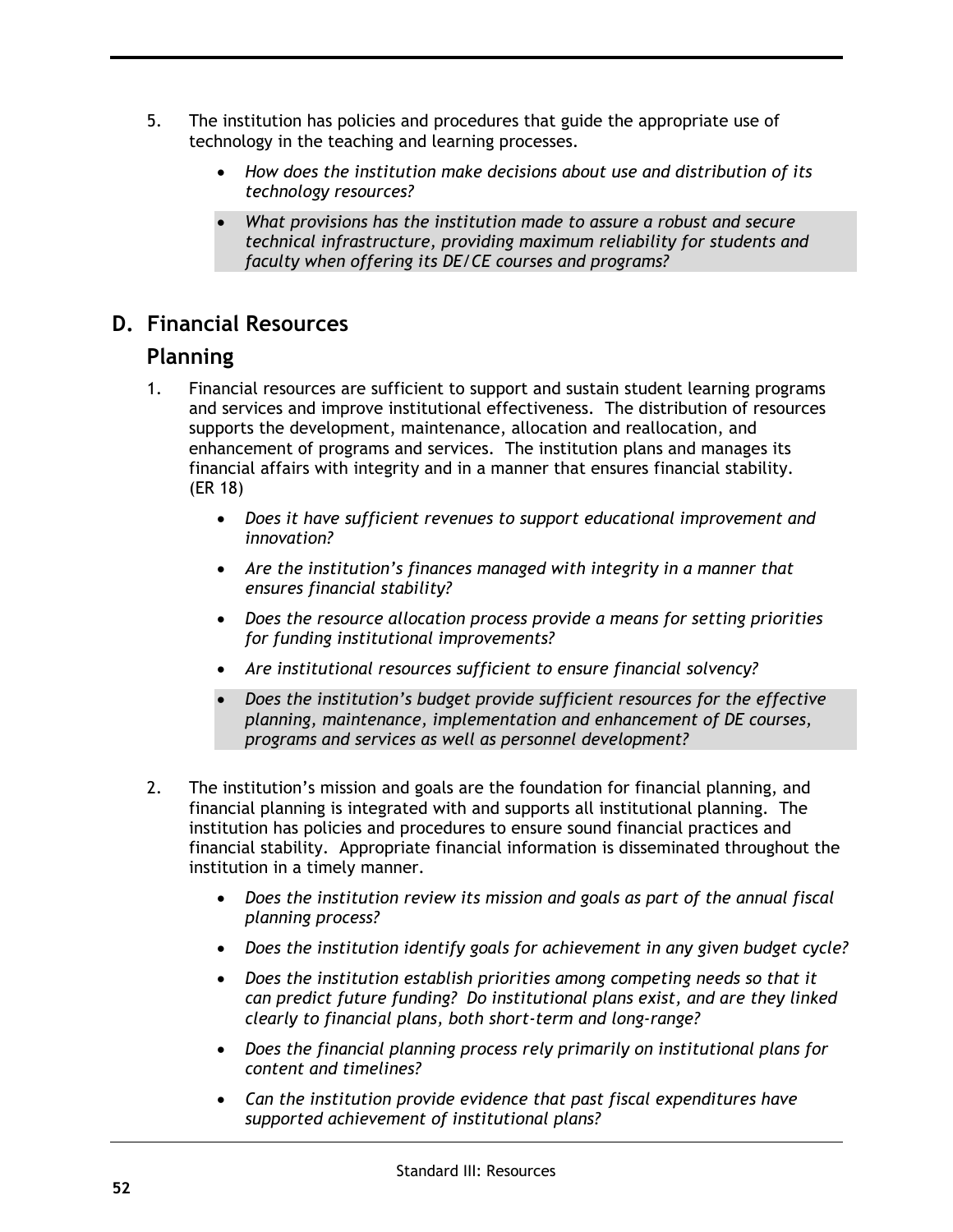5. The institution has policies and procedures that guide the appropriate use of technology in the teaching and learning processes.

    - *How does the institution make decisions about use and distribution of its technology resources?*
    - *What provisions has the institution made to assure a robust and secure technical infrastructure, providing maximum reliability for students and faculty when offering its DE/CE courses and programs?*

## D. Financial Resources

### Planning

1. Financial resources are sufficient to support and sustain student learning programs and services and improve institutional effectiveness. The distribution of resources supports the development, maintenance, allocation and reallocation, and enhancement of programs and services. The institution plans and manages its financial affairs with integrity and in a manner that ensures financial stability. (ER 18)

    - *Does it have sufficient revenues to support educational improvement and innovation?*
    - *Are the institution's finances managed with integrity in a manner that ensures financial stability?*
    - *Does the resource allocation process provide a means for setting priorities for funding institutional improvements?*
    - *Are institutional resources sufficient to ensure financial solvency?*
    - *Does the institution's budget provide sufficient resources for the effective planning, maintenance, implementation and enhancement of DE courses, programs and services as well as personnel development?*

2. The institution's mission and goals are the foundation for financial planning, and financial planning is integrated with and supports all institutional planning. The institution has policies and procedures to ensure sound financial practices and financial stability. Appropriate financial information is disseminated throughout the institution in a timely manner.

    - *Does the institution review its mission and goals as part of the annual fiscal planning process?*
    - *Does the institution identify goals for achievement in any given budget cycle?*
    - *Does the institution establish priorities among competing needs so that it can predict future funding? Do institutional plans exist, and are they linked clearly to financial plans, both short-term and long-range?*
    - *Does the financial planning process rely primarily on institutional plans for content and timelines?*
    - *Can the institution provide evidence that past fiscal expenditures have supported achievement of institutional plans?*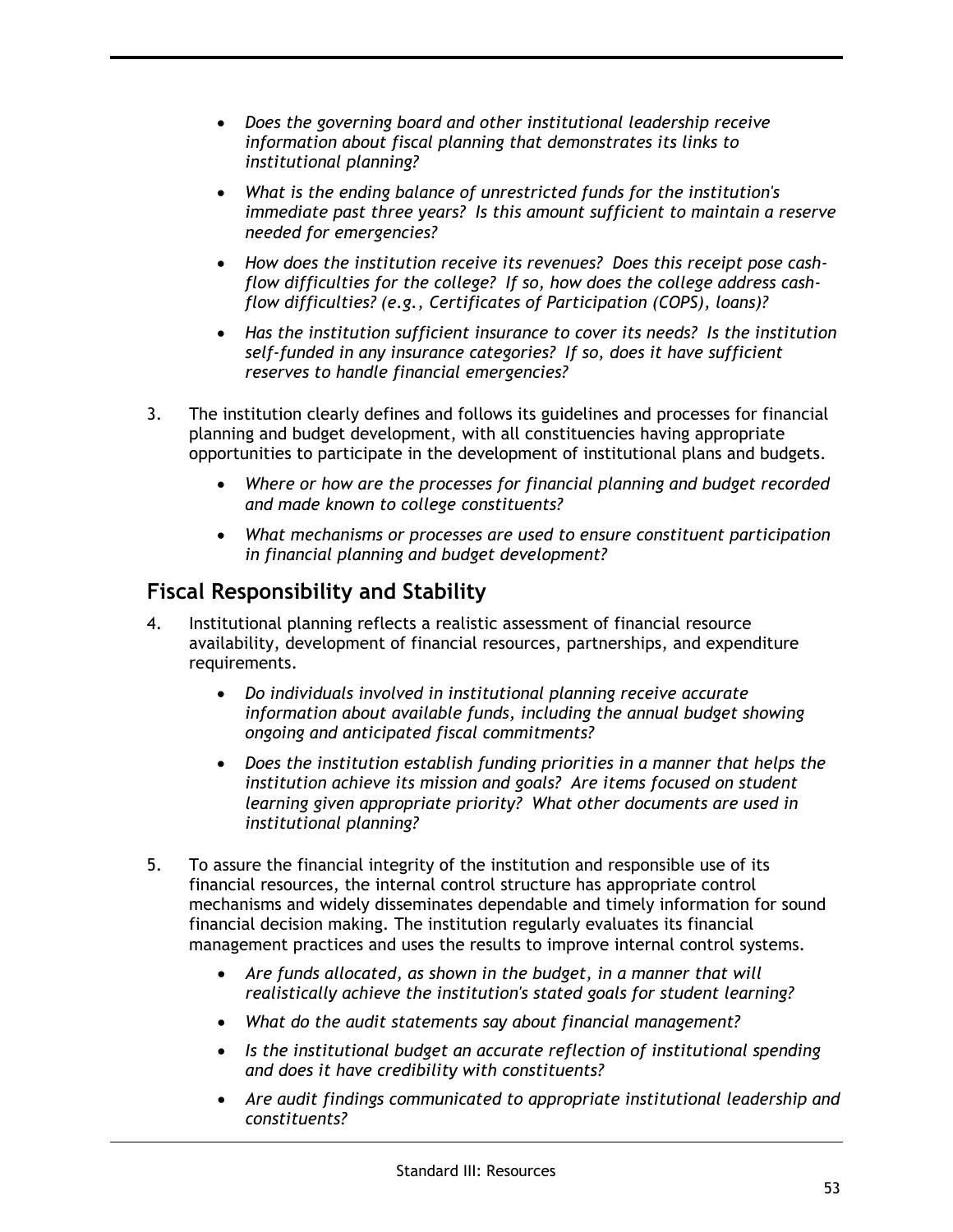- *Does the governing board and other institutional leadership receive information about fiscal planning that demonstrates its links to institutional planning?*
- *What is the ending balance of unrestricted funds for the institution's immediate past three years? Is this amount sufficient to maintain a reserve needed for emergencies?*
- *How does the institution receive its revenues? Does this receipt pose cash-flow difficulties for the college? If so, how does the college address cash-flow difficulties? (e.g., Certificates of Participation (COPS), loans)?*
- *Has the institution sufficient insurance to cover its needs? Is the institution self-funded in any insurance categories? If so, does it have sufficient reserves to handle financial emergencies?*

3. The institution clearly defines and follows its guidelines and processes for financial planning and budget development, with all constituencies having appropriate opportunities to participate in the development of institutional plans and budgets.

    - *Where or how are the processes for financial planning and budget recorded and made known to college constituents?*
    - *What mechanisms or processes are used to ensure constituent participation in financial planning and budget development?*

## Fiscal Responsibility and Stability

4. Institutional planning reflects a realistic assessment of financial resource availability, development of financial resources, partnerships, and expenditure requirements.

    - *Do individuals involved in institutional planning receive accurate information about available funds, including the annual budget showing ongoing and anticipated fiscal commitments?*
    - *Does the institution establish funding priorities in a manner that helps the institution achieve its mission and goals? Are items focused on student learning given appropriate priority? What other documents are used in institutional planning?*

5. To assure the financial integrity of the institution and responsible use of its financial resources, the internal control structure has appropriate control mechanisms and widely disseminates dependable and timely information for sound financial decision making. The institution regularly evaluates its financial management practices and uses the results to improve internal control systems.

    - *Are funds allocated, as shown in the budget, in a manner that will realistically achieve the institution's stated goals for student learning?*
    - *What do the audit statements say about financial management?*
    - *Is the institutional budget an accurate reflection of institutional spending and does it have credibility with constituents?*
    - *Are audit findings communicated to appropriate institutional leadership and constituents?*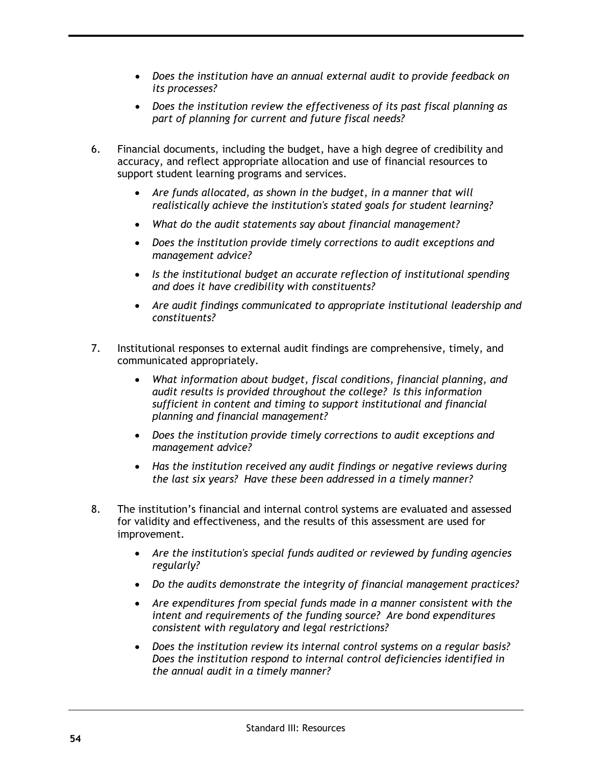- *Does the institution have an annual external audit to provide feedback on its processes?*
- *Does the institution review the effectiveness of its past fiscal planning as part of planning for current and future fiscal needs?*

6. Financial documents, including the budget, have a high degree of credibility and accuracy, and reflect appropriate allocation and use of financial resources to support student learning programs and services.

   - *Are funds allocated, as shown in the budget, in a manner that will realistically achieve the institution's stated goals for student learning?*
   - *What do the audit statements say about financial management?*
   - *Does the institution provide timely corrections to audit exceptions and management advice?*
   - *Is the institutional budget an accurate reflection of institutional spending and does it have credibility with constituents?*
   - *Are audit findings communicated to appropriate institutional leadership and constituents?*

7. Institutional responses to external audit findings are comprehensive, timely, and communicated appropriately.

   - *What information about budget, fiscal conditions, financial planning, and audit results is provided throughout the college? Is this information sufficient in content and timing to support institutional and financial planning and financial management?*
   - *Does the institution provide timely corrections to audit exceptions and management advice?*
   - *Has the institution received any audit findings or negative reviews during the last six years? Have these been addressed in a timely manner?*

8. The institution's financial and internal control systems are evaluated and assessed for validity and effectiveness, and the results of this assessment are used for improvement.

   - *Are the institution's special funds audited or reviewed by funding agencies regularly?*
   - *Do the audits demonstrate the integrity of financial management practices?*
   - *Are expenditures from special funds made in a manner consistent with the intent and requirements of the funding source? Are bond expenditures consistent with regulatory and legal restrictions?*
   - *Does the institution review its internal control systems on a regular basis? Does the institution respond to internal control deficiencies identified in the annual audit in a timely manner?*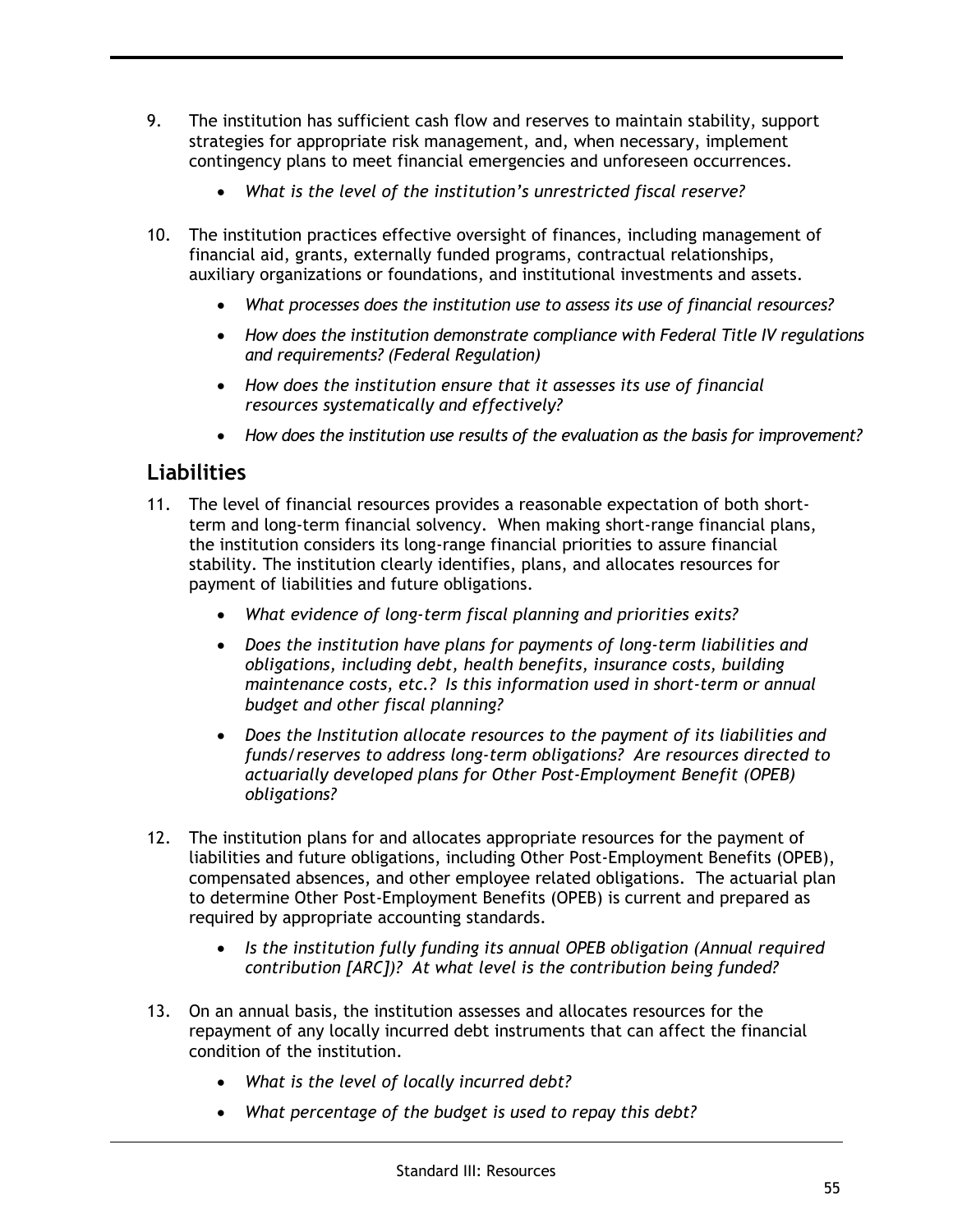9. The institution has sufficient cash flow and reserves to maintain stability, support strategies for appropriate risk management, and, when necessary, implement contingency plans to meet financial emergencies and unforeseen occurrences.

    - *What is the level of the institution's unrestricted fiscal reserve?*

10. The institution practices effective oversight of finances, including management of financial aid, grants, externally funded programs, contractual relationships, auxiliary organizations or foundations, and institutional investments and assets.

    - *What processes does the institution use to assess its use of financial resources?*
    - *How does the institution demonstrate compliance with Federal Title IV regulations and requirements? (Federal Regulation)*
    - *How does the institution ensure that it assesses its use of financial resources systematically and effectively?*
    - *How does the institution use results of the evaluation as the basis for improvement?*

## Liabilities

11. The level of financial resources provides a reasonable expectation of both short-term and long-term financial solvency. When making short-range financial plans, the institution considers its long-range financial priorities to assure financial stability. The institution clearly identifies, plans, and allocates resources for payment of liabilities and future obligations.

    - *What evidence of long-term fiscal planning and priorities exits?*
    - *Does the institution have plans for payments of long-term liabilities and obligations, including debt, health benefits, insurance costs, building maintenance costs, etc.? Is this information used in short-term or annual budget and other fiscal planning?*
    - *Does the Institution allocate resources to the payment of its liabilities and funds/reserves to address long-term obligations? Are resources directed to actuarially developed plans for Other Post-Employment Benefit (OPEB) obligations?*

12. The institution plans for and allocates appropriate resources for the payment of liabilities and future obligations, including Other Post-Employment Benefits (OPEB), compensated absences, and other employee related obligations. The actuarial plan to determine Other Post-Employment Benefits (OPEB) is current and prepared as required by appropriate accounting standards.

    - *Is the institution fully funding its annual OPEB obligation (Annual required contribution [ARC])? At what level is the contribution being funded?*

13. On an annual basis, the institution assesses and allocates resources for the repayment of any locally incurred debt instruments that can affect the financial condition of the institution.

    - *What is the level of locally incurred debt?*
    - *What percentage of the budget is used to repay this debt?*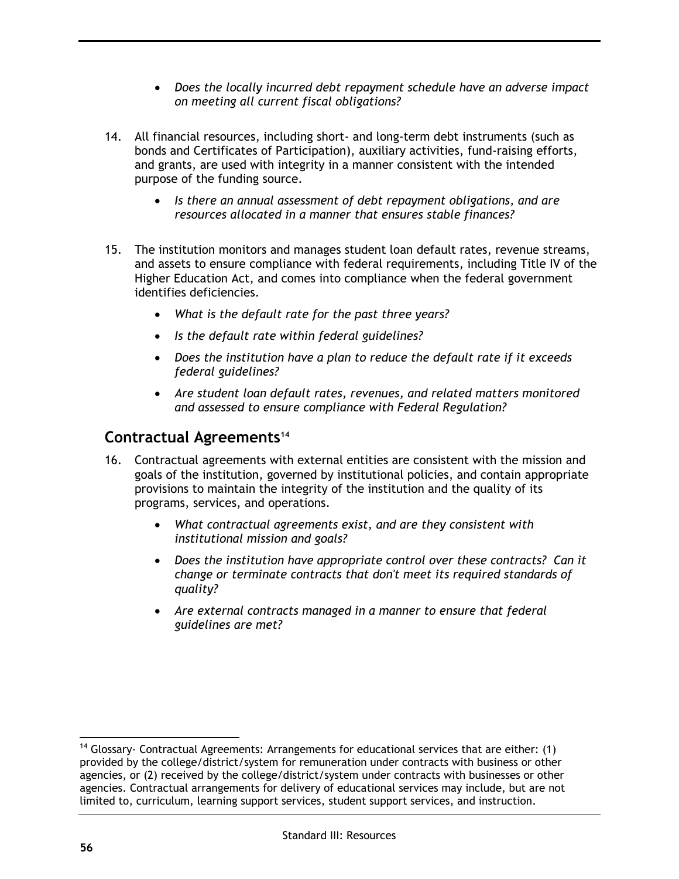- *Does the locally incurred debt repayment schedule have an adverse impact on meeting all current fiscal obligations?*

14. All financial resources, including short- and long-term debt instruments (such as bonds and Certificates of Participation), auxiliary activities, fund-raising efforts, and grants, are used with integrity in a manner consistent with the intended purpose of the funding source.

    - *Is there an annual assessment of debt repayment obligations, and are resources allocated in a manner that ensures stable finances?*

15. The institution monitors and manages student loan default rates, revenue streams, and assets to ensure compliance with federal requirements, including Title IV of the Higher Education Act, and comes into compliance when the federal government identifies deficiencies.

    - *What is the default rate for the past three years?*
    - *Is the default rate within federal guidelines?*
    - *Does the institution have a plan to reduce the default rate if it exceeds federal guidelines?*
    - *Are student loan default rates, revenues, and related matters monitored and assessed to ensure compliance with Federal Regulation?*

## Contractual Agreements[14]

16. Contractual agreements with external entities are consistent with the mission and goals of the institution, governed by institutional policies, and contain appropriate provisions to maintain the integrity of the institution and the quality of its programs, services, and operations.

    - *What contractual agreements exist, and are they consistent with institutional mission and goals?*
    - *Does the institution have appropriate control over these contracts? Can it change or terminate contracts that don't meet its required standards of quality?*
    - *Are external contracts managed in a manner to ensure that federal guidelines are met?*

[14] Glossary- Contractual Agreements: Arrangements for educational services that are either: (1) provided by the college/district/system for remuneration under contracts with business or other agencies, or (2) received by the college/district/system under contracts with businesses or other agencies. Contractual arrangements for delivery of educational services may include, but are not limited to, curriculum, learning support services, student support services, and instruction.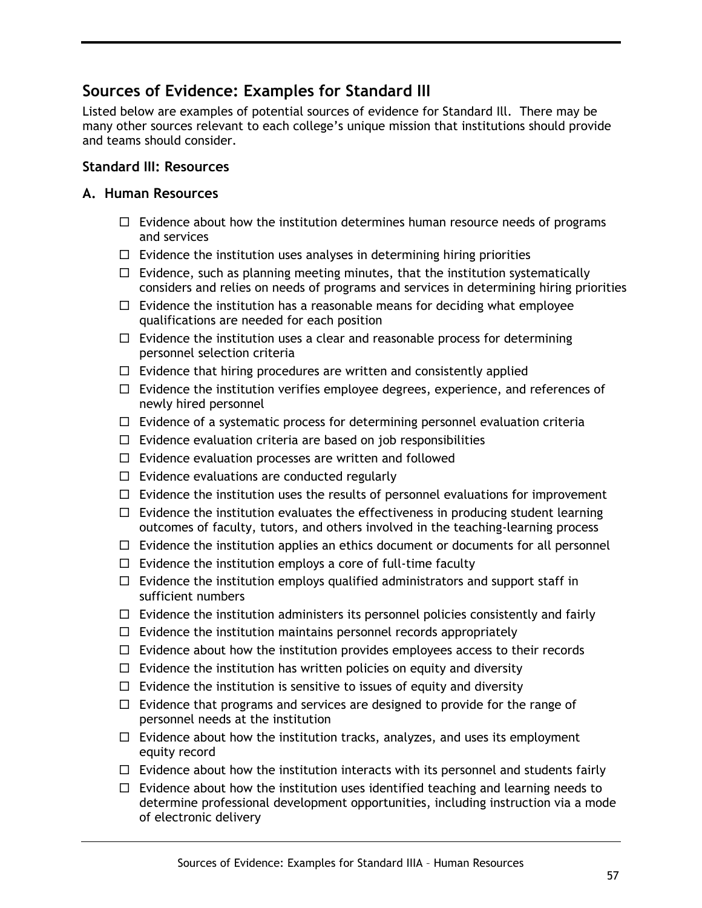## Sources of Evidence: Examples for Standard III

Listed below are examples of potential sources of evidence for Standard Ill. There may be many other sources relevant to each college's unique mission that institutions should provide and teams should consider.

### Standard III: Resources

### A. Human Resources

- ☐ Evidence about how the institution determines human resource needs of programs and services
- ☐ Evidence the institution uses analyses in determining hiring priorities
- ☐ Evidence, such as planning meeting minutes, that the institution systematically considers and relies on needs of programs and services in determining hiring priorities
- ☐ Evidence the institution has a reasonable means for deciding what employee qualifications are needed for each position
- ☐ Evidence the institution uses a clear and reasonable process for determining personnel selection criteria
- ☐ Evidence that hiring procedures are written and consistently applied
- ☐ Evidence the institution verifies employee degrees, experience, and references of newly hired personnel
- ☐ Evidence of a systematic process for determining personnel evaluation criteria
- ☐ Evidence evaluation criteria are based on job responsibilities
- ☐ Evidence evaluation processes are written and followed
- ☐ Evidence evaluations are conducted regularly
- ☐ Evidence the institution uses the results of personnel evaluations for improvement
- ☐ Evidence the institution evaluates the effectiveness in producing student learning outcomes of faculty, tutors, and others involved in the teaching-learning process
- ☐ Evidence the institution applies an ethics document or documents for all personnel
- ☐ Evidence the institution employs a core of full-time faculty
- ☐ Evidence the institution employs qualified administrators and support staff in sufficient numbers
- ☐ Evidence the institution administers its personnel policies consistently and fairly
- ☐ Evidence the institution maintains personnel records appropriately
- ☐ Evidence about how the institution provides employees access to their records
- ☐ Evidence the institution has written policies on equity and diversity
- ☐ Evidence the institution is sensitive to issues of equity and diversity
- ☐ Evidence that programs and services are designed to provide for the range of personnel needs at the institution
- ☐ Evidence about how the institution tracks, analyzes, and uses its employment equity record
- ☐ Evidence about how the institution interacts with its personnel and students fairly
- ☐ Evidence about how the institution uses identified teaching and learning needs to determine professional development opportunities, including instruction via a mode of electronic delivery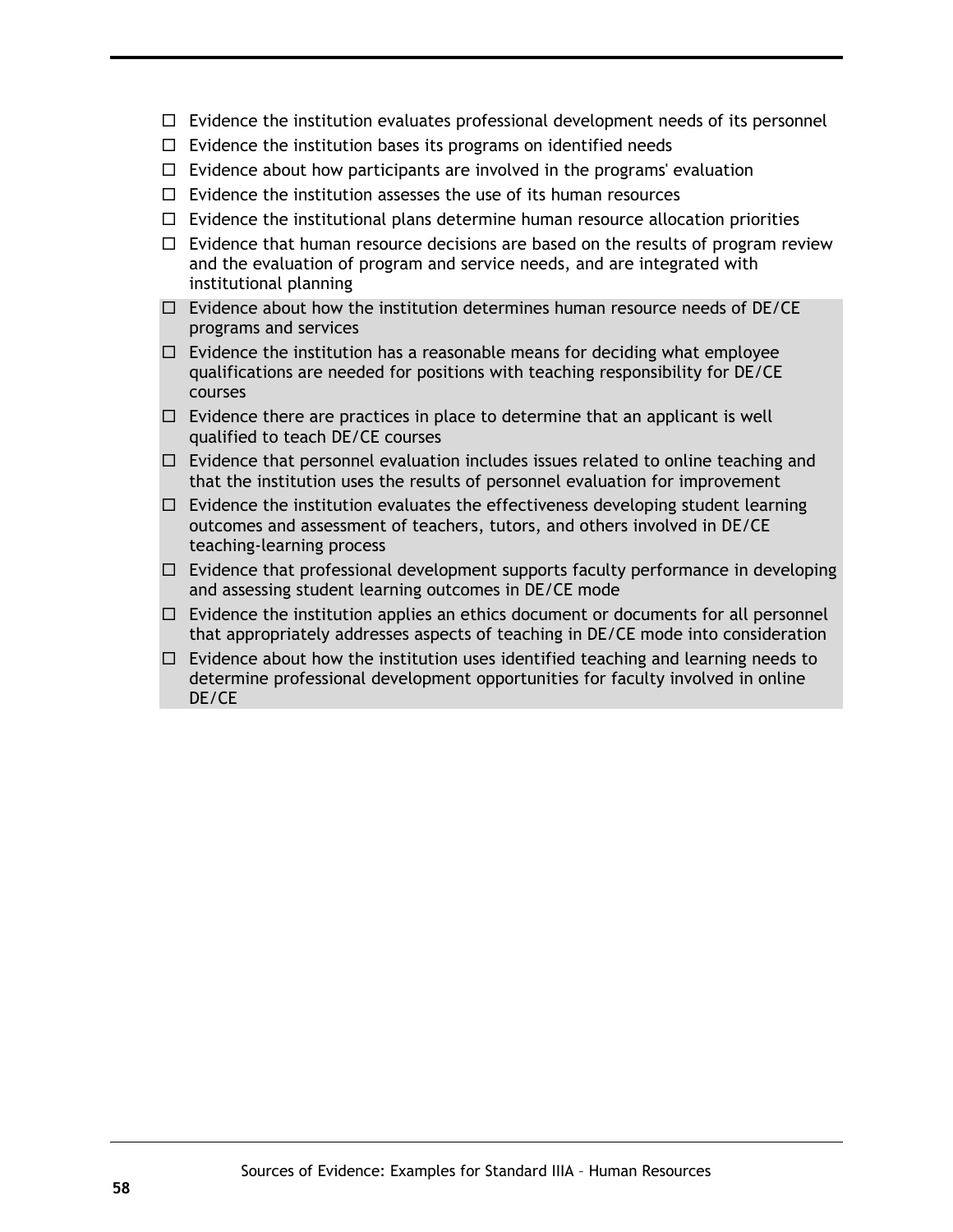- ☐ Evidence the institution evaluates professional development needs of its personnel
- ☐ Evidence the institution bases its programs on identified needs
- ☐ Evidence about how participants are involved in the programs' evaluation
- ☐ Evidence the institution assesses the use of its human resources
- ☐ Evidence the institutional plans determine human resource allocation priorities
- ☐ Evidence that human resource decisions are based on the results of program review and the evaluation of program and service needs, and are integrated with institutional planning
- ☐ Evidence about how the institution determines human resource needs of DE/CE programs and services
- ☐ Evidence the institution has a reasonable means for deciding what employee qualifications are needed for positions with teaching responsibility for DE/CE courses
- ☐ Evidence there are practices in place to determine that an applicant is well qualified to teach DE/CE courses
- ☐ Evidence that personnel evaluation includes issues related to online teaching and that the institution uses the results of personnel evaluation for improvement
- ☐ Evidence the institution evaluates the effectiveness developing student learning outcomes and assessment of teachers, tutors, and others involved in DE/CE teaching-learning process
- ☐ Evidence that professional development supports faculty performance in developing and assessing student learning outcomes in DE/CE mode
- ☐ Evidence the institution applies an ethics document or documents for all personnel that appropriately addresses aspects of teaching in DE/CE mode into consideration
- ☐ Evidence about how the institution uses identified teaching and learning needs to determine professional development opportunities for faculty involved in online DE/CE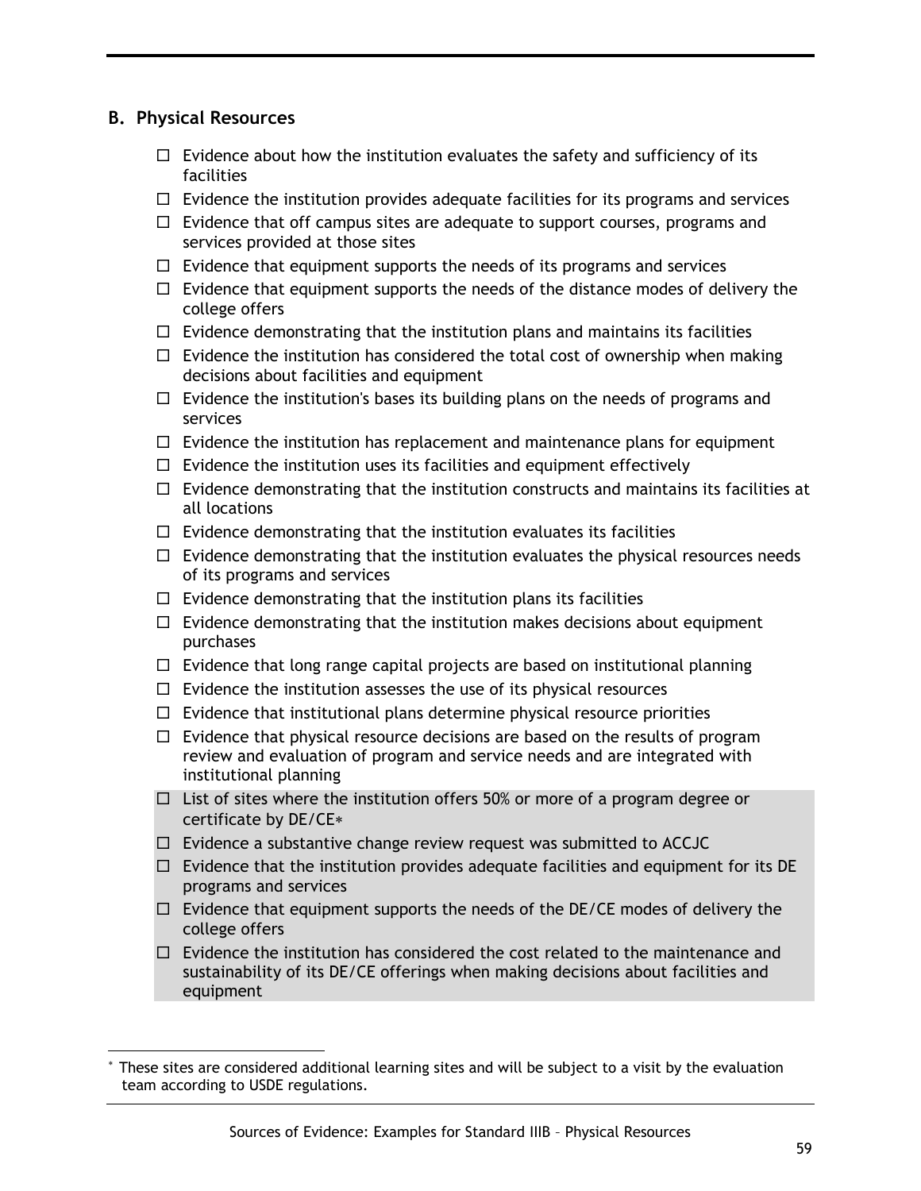## B. Physical Resources

- ☐ Evidence about how the institution evaluates the safety and sufficiency of its facilities
- ☐ Evidence the institution provides adequate facilities for its programs and services
- ☐ Evidence that off campus sites are adequate to support courses, programs and services provided at those sites
- ☐ Evidence that equipment supports the needs of its programs and services
- ☐ Evidence that equipment supports the needs of the distance modes of delivery the college offers
- ☐ Evidence demonstrating that the institution plans and maintains its facilities
- ☐ Evidence the institution has considered the total cost of ownership when making decisions about facilities and equipment
- ☐ Evidence the institution's bases its building plans on the needs of programs and services
- ☐ Evidence the institution has replacement and maintenance plans for equipment
- ☐ Evidence the institution uses its facilities and equipment effectively
- ☐ Evidence demonstrating that the institution constructs and maintains its facilities at all locations
- ☐ Evidence demonstrating that the institution evaluates its facilities
- ☐ Evidence demonstrating that the institution evaluates the physical resources needs of its programs and services
- ☐ Evidence demonstrating that the institution plans its facilities
- ☐ Evidence demonstrating that the institution makes decisions about equipment purchases
- ☐ Evidence that long range capital projects are based on institutional planning
- ☐ Evidence the institution assesses the use of its physical resources
- ☐ Evidence that institutional plans determine physical resource priorities
- ☐ Evidence that physical resource decisions are based on the results of program review and evaluation of program and service needs and are integrated with institutional planning
- ☐ List of sites where the institution offers 50% or more of a program degree or certificate by DE/CE*
- ☐ Evidence a substantive change review request was submitted to ACCJC
- ☐ Evidence that the institution provides adequate facilities and equipment for its DE programs and services
- ☐ Evidence that equipment supports the needs of the DE/CE modes of delivery the college offers
- ☐ Evidence the institution has considered the cost related to the maintenance and sustainability of its DE/CE offerings when making decisions about facilities and equipment

* These sites are considered additional learning sites and will be subject to a visit by the evaluation team according to USDE regulations.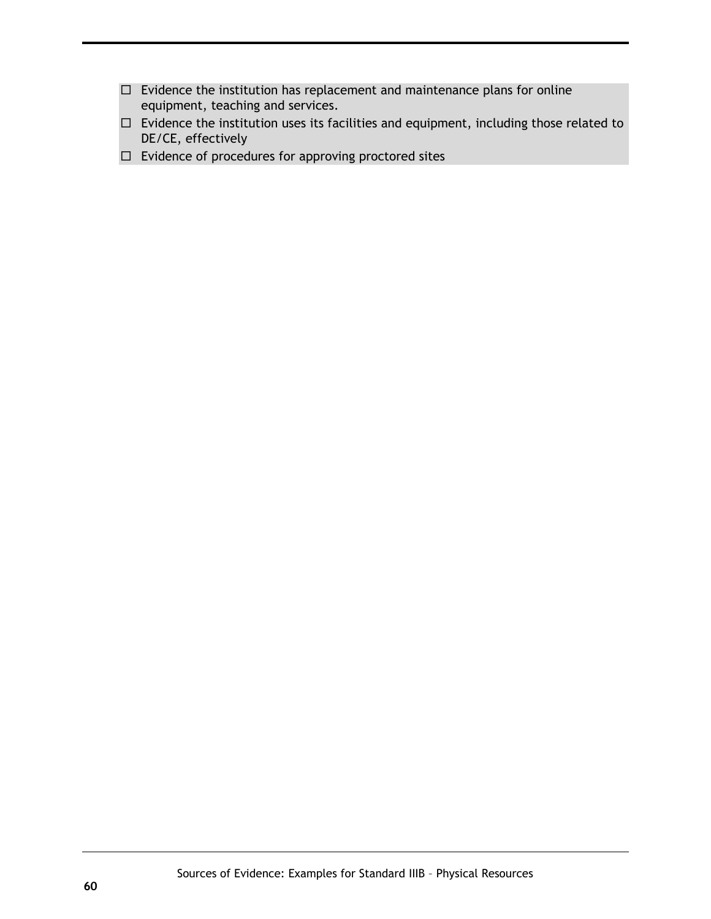- ☐ Evidence the institution has replacement and maintenance plans for online equipment, teaching and services.
- ☐ Evidence the institution uses its facilities and equipment, including those related to DE/CE, effectively
- ☐ Evidence of procedures for approving proctored sites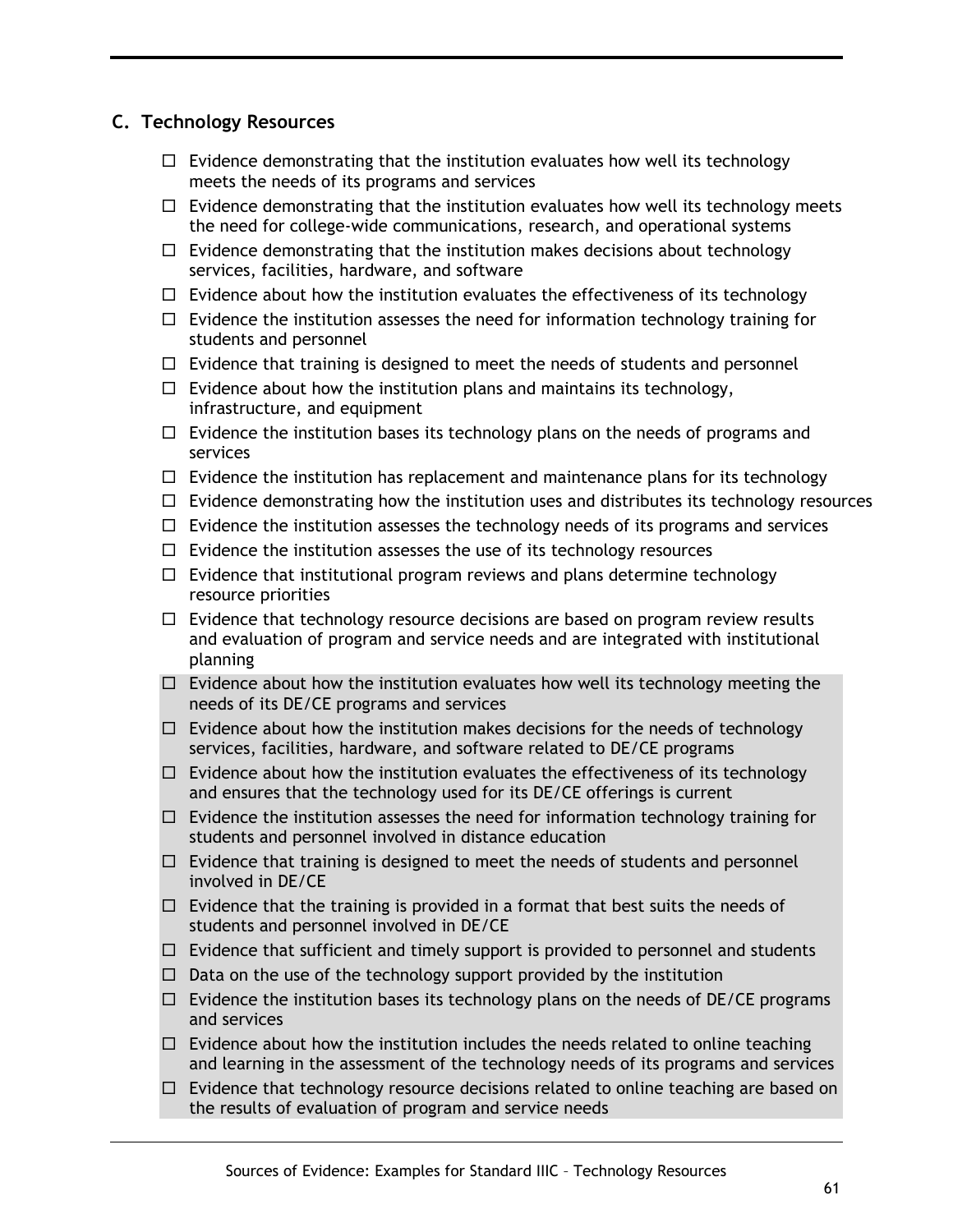## C. Technology Resources

- ☐ Evidence demonstrating that the institution evaluates how well its technology meets the needs of its programs and services
- ☐ Evidence demonstrating that the institution evaluates how well its technology meets the need for college-wide communications, research, and operational systems
- ☐ Evidence demonstrating that the institution makes decisions about technology services, facilities, hardware, and software
- ☐ Evidence about how the institution evaluates the effectiveness of its technology
- ☐ Evidence the institution assesses the need for information technology training for students and personnel
- ☐ Evidence that training is designed to meet the needs of students and personnel
- ☐ Evidence about how the institution plans and maintains its technology, infrastructure, and equipment
- ☐ Evidence the institution bases its technology plans on the needs of programs and services
- ☐ Evidence the institution has replacement and maintenance plans for its technology
- ☐ Evidence demonstrating how the institution uses and distributes its technology resources
- ☐ Evidence the institution assesses the technology needs of its programs and services
- ☐ Evidence the institution assesses the use of its technology resources
- ☐ Evidence that institutional program reviews and plans determine technology resource priorities
- ☐ Evidence that technology resource decisions are based on program review results and evaluation of program and service needs and are integrated with institutional planning
- ☐ Evidence about how the institution evaluates how well its technology meeting the needs of its DE/CE programs and services
- ☐ Evidence about how the institution makes decisions for the needs of technology services, facilities, hardware, and software related to DE/CE programs
- ☐ Evidence about how the institution evaluates the effectiveness of its technology and ensures that the technology used for its DE/CE offerings is current
- ☐ Evidence the institution assesses the need for information technology training for students and personnel involved in distance education
- ☐ Evidence that training is designed to meet the needs of students and personnel involved in DE/CE
- ☐ Evidence that the training is provided in a format that best suits the needs of students and personnel involved in DE/CE
- ☐ Evidence that sufficient and timely support is provided to personnel and students
- ☐ Data on the use of the technology support provided by the institution
- ☐ Evidence the institution bases its technology plans on the needs of DE/CE programs and services
- ☐ Evidence about how the institution includes the needs related to online teaching and learning in the assessment of the technology needs of its programs and services
- ☐ Evidence that technology resource decisions related to online teaching are based on the results of evaluation of program and service needs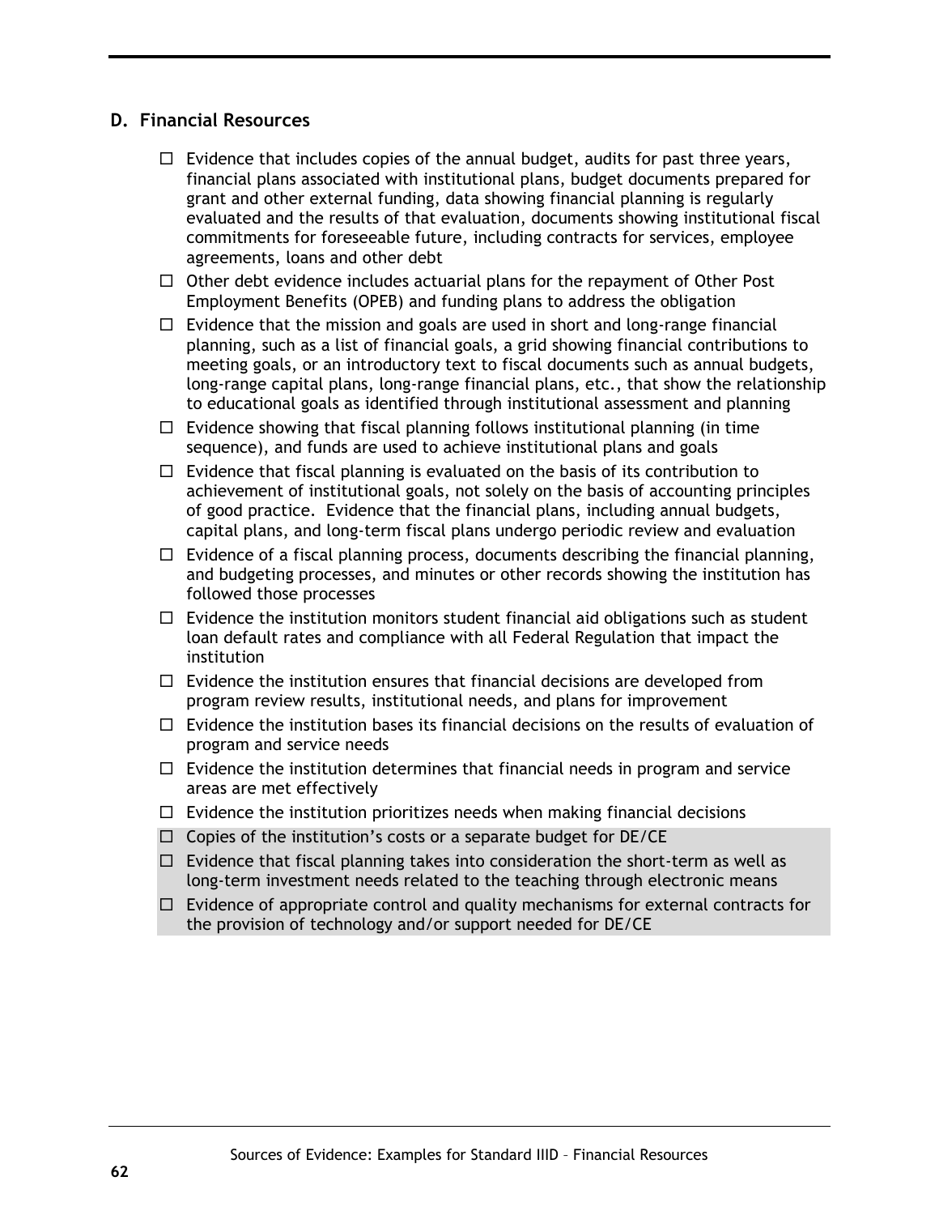## D. Financial Resources

- ☐ Evidence that includes copies of the annual budget, audits for past three years, financial plans associated with institutional plans, budget documents prepared for grant and other external funding, data showing financial planning is regularly evaluated and the results of that evaluation, documents showing institutional fiscal commitments for foreseeable future, including contracts for services, employee agreements, loans and other debt
- ☐ Other debt evidence includes actuarial plans for the repayment of Other Post Employment Benefits (OPEB) and funding plans to address the obligation
- ☐ Evidence that the mission and goals are used in short and long-range financial planning, such as a list of financial goals, a grid showing financial contributions to meeting goals, or an introductory text to fiscal documents such as annual budgets, long-range capital plans, long-range financial plans, etc., that show the relationship to educational goals as identified through institutional assessment and planning
- ☐ Evidence showing that fiscal planning follows institutional planning (in time sequence), and funds are used to achieve institutional plans and goals
- ☐ Evidence that fiscal planning is evaluated on the basis of its contribution to achievement of institutional goals, not solely on the basis of accounting principles of good practice. Evidence that the financial plans, including annual budgets, capital plans, and long-term fiscal plans undergo periodic review and evaluation
- ☐ Evidence of a fiscal planning process, documents describing the financial planning, and budgeting processes, and minutes or other records showing the institution has followed those processes
- ☐ Evidence the institution monitors student financial aid obligations such as student loan default rates and compliance with all Federal Regulation that impact the institution
- ☐ Evidence the institution ensures that financial decisions are developed from program review results, institutional needs, and plans for improvement
- ☐ Evidence the institution bases its financial decisions on the results of evaluation of program and service needs
- ☐ Evidence the institution determines that financial needs in program and service areas are met effectively
- ☐ Evidence the institution prioritizes needs when making financial decisions
- ☐ Copies of the institution's costs or a separate budget for DE/CE
- ☐ Evidence that fiscal planning takes into consideration the short-term as well as long-term investment needs related to the teaching through electronic means
- ☐ Evidence of appropriate control and quality mechanisms for external contracts for the provision of technology and/or support needed for DE/CE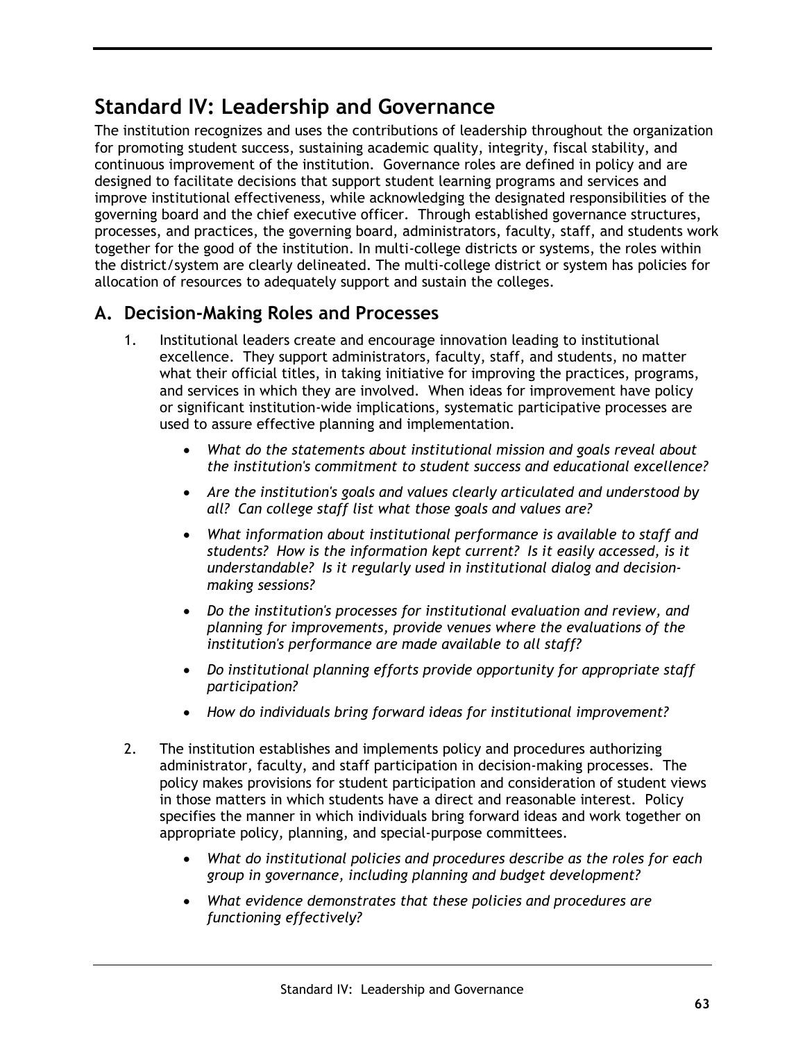# Standard IV: Leadership and Governance

The institution recognizes and uses the contributions of leadership throughout the organization for promoting student success, sustaining academic quality, integrity, fiscal stability, and continuous improvement of the institution. Governance roles are defined in policy and are designed to facilitate decisions that support student learning programs and services and improve institutional effectiveness, while acknowledging the designated responsibilities of the governing board and the chief executive officer. Through established governance structures, processes, and practices, the governing board, administrators, faculty, staff, and students work together for the good of the institution. In multi-college districts or systems, the roles within the district/system are clearly delineated. The multi-college district or system has policies for allocation of resources to adequately support and sustain the colleges.

## A. Decision-Making Roles and Processes

1. Institutional leaders create and encourage innovation leading to institutional excellence. They support administrators, faculty, staff, and students, no matter what their official titles, in taking initiative for improving the practices, programs, and services in which they are involved. When ideas for improvement have policy or significant institution-wide implications, systematic participative processes are used to assure effective planning and implementation.

   - *What do the statements about institutional mission and goals reveal about the institution's commitment to student success and educational excellence?*
   - *Are the institution's goals and values clearly articulated and understood by all? Can college staff list what those goals and values are?*
   - *What information about institutional performance is available to staff and students? How is the information kept current? Is it easily accessed, is it understandable? Is it regularly used in institutional dialog and decision-making sessions?*
   - *Do the institution's processes for institutional evaluation and review, and planning for improvements, provide venues where the evaluations of the institution's performance are made available to all staff?*
   - *Do institutional planning efforts provide opportunity for appropriate staff participation?*
   - *How do individuals bring forward ideas for institutional improvement?*

2. The institution establishes and implements policy and procedures authorizing administrator, faculty, and staff participation in decision-making processes. The policy makes provisions for student participation and consideration of student views in those matters in which students have a direct and reasonable interest. Policy specifies the manner in which individuals bring forward ideas and work together on appropriate policy, planning, and special-purpose committees.

   - *What do institutional policies and procedures describe as the roles for each group in governance, including planning and budget development?*
   - *What evidence demonstrates that these policies and procedures are functioning effectively?*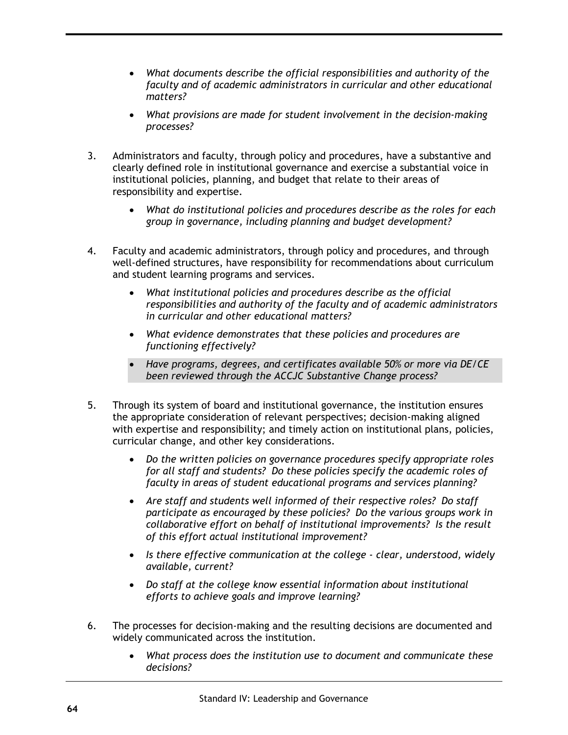- *What documents describe the official responsibilities and authority of the faculty and of academic administrators in curricular and other educational matters?*
- *What provisions are made for student involvement in the decision-making processes?*

3. Administrators and faculty, through policy and procedures, have a substantive and clearly defined role in institutional governance and exercise a substantial voice in institutional policies, planning, and budget that relate to their areas of responsibility and expertise.

   - *What do institutional policies and procedures describe as the roles for each group in governance, including planning and budget development?*

4. Faculty and academic administrators, through policy and procedures, and through well-defined structures, have responsibility for recommendations about curriculum and student learning programs and services.

   - *What institutional policies and procedures describe as the official responsibilities and authority of the faculty and of academic administrators in curricular and other educational matters?*
   - *What evidence demonstrates that these policies and procedures are functioning effectively?*
   - *Have programs, degrees, and certificates available 50% or more via DE/CE been reviewed through the ACCJC Substantive Change process?*

5. Through its system of board and institutional governance, the institution ensures the appropriate consideration of relevant perspectives; decision-making aligned with expertise and responsibility; and timely action on institutional plans, policies, curricular change, and other key considerations.

   - *Do the written policies on governance procedures specify appropriate roles for all staff and students? Do these policies specify the academic roles of faculty in areas of student educational programs and services planning?*
   - *Are staff and students well informed of their respective roles? Do staff participate as encouraged by these policies? Do the various groups work in collaborative effort on behalf of institutional improvements? Is the result of this effort actual institutional improvement?*
   - *Is there effective communication at the college - clear, understood, widely available, current?*
   - *Do staff at the college know essential information about institutional efforts to achieve goals and improve learning?*

6. The processes for decision-making and the resulting decisions are documented and widely communicated across the institution.

   - *What process does the institution use to document and communicate these decisions?*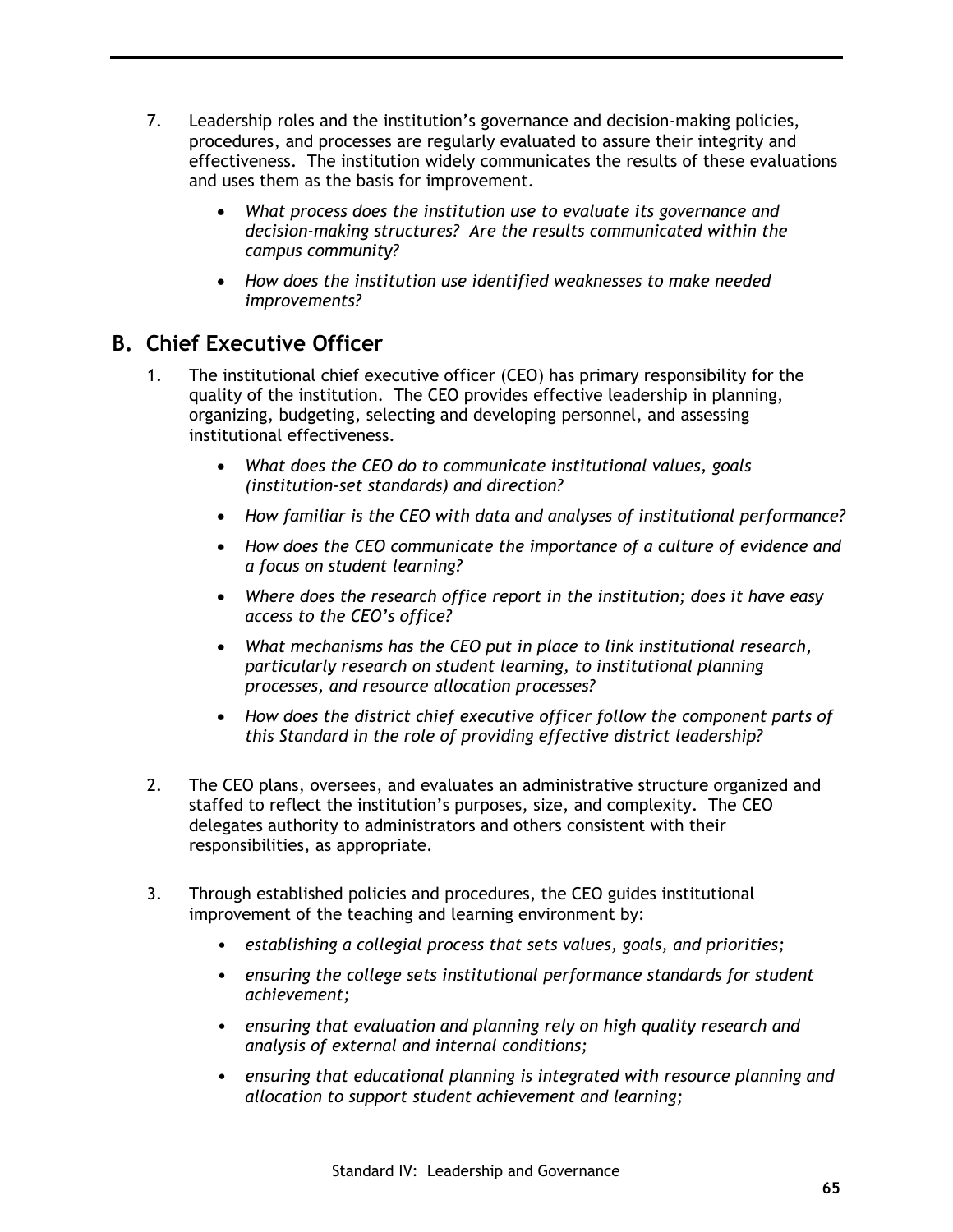7. Leadership roles and the institution's governance and decision-making policies, procedures, and processes are regularly evaluated to assure their integrity and effectiveness. The institution widely communicates the results of these evaluations and uses them as the basis for improvement.

    - *What process does the institution use to evaluate its governance and decision-making structures? Are the results communicated within the campus community?*
    - *How does the institution use identified weaknesses to make needed improvements?*

## B. Chief Executive Officer

1. The institutional chief executive officer (CEO) has primary responsibility for the quality of the institution. The CEO provides effective leadership in planning, organizing, budgeting, selecting and developing personnel, and assessing institutional effectiveness.

    - *What does the CEO do to communicate institutional values, goals (institution-set standards) and direction?*
    - *How familiar is the CEO with data and analyses of institutional performance?*
    - *How does the CEO communicate the importance of a culture of evidence and a focus on student learning?*
    - *Where does the research office report in the institution; does it have easy access to the CEO's office?*
    - *What mechanisms has the CEO put in place to link institutional research, particularly research on student learning, to institutional planning processes, and resource allocation processes?*
    - *How does the district chief executive officer follow the component parts of this Standard in the role of providing effective district leadership?*

2. The CEO plans, oversees, and evaluates an administrative structure organized and staffed to reflect the institution's purposes, size, and complexity. The CEO delegates authority to administrators and others consistent with their responsibilities, as appropriate.

3. Through established policies and procedures, the CEO guides institutional improvement of the teaching and learning environment by:

    - *establishing a collegial process that sets values, goals, and priorities;*
    - *ensuring the college sets institutional performance standards for student achievement;*
    - *ensuring that evaluation and planning rely on high quality research and analysis of external and internal conditions;*
    - *ensuring that educational planning is integrated with resource planning and allocation to support student achievement and learning;*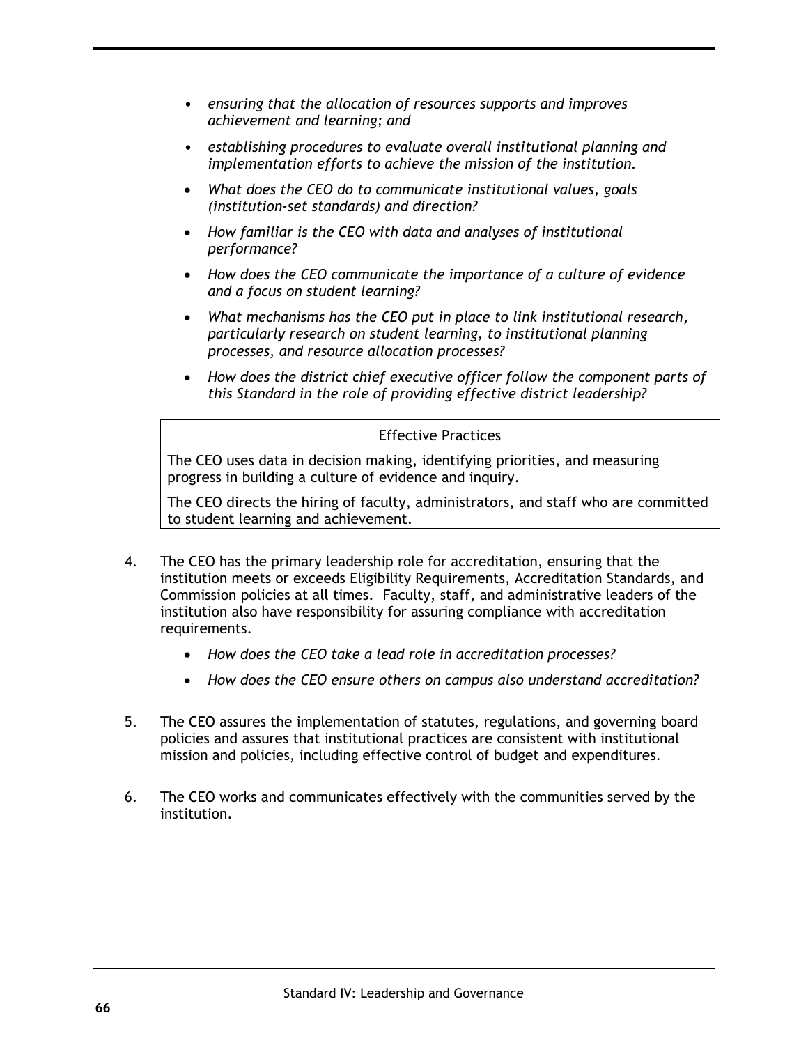- *ensuring that the allocation of resources supports and improves achievement and learning; and*
- *establishing procedures to evaluate overall institutional planning and implementation efforts to achieve the mission of the institution.*
- *What does the CEO do to communicate institutional values, goals (institution-set standards) and direction?*
- *How familiar is the CEO with data and analyses of institutional performance?*
- *How does the CEO communicate the importance of a culture of evidence and a focus on student learning?*
- *What mechanisms has the CEO put in place to link institutional research, particularly research on student learning, to institutional planning processes, and resource allocation processes?*
- *How does the district chief executive officer follow the component parts of this Standard in the role of providing effective district leadership?*

| Effective Practices |
| --- |
| The CEO uses data in decision making, identifying priorities, and measuring progress in building a culture of evidence and inquiry.<br><br>The CEO directs the hiring of faculty, administrators, and staff who are committed to student learning and achievement. |

4. The CEO has the primary leadership role for accreditation, ensuring that the institution meets or exceeds Eligibility Requirements, Accreditation Standards, and Commission policies at all times. Faculty, staff, and administrative leaders of the institution also have responsibility for assuring compliance with accreditation requirements.

    - *How does the CEO take a lead role in accreditation processes?*
    - *How does the CEO ensure others on campus also understand accreditation?*

5. The CEO assures the implementation of statutes, regulations, and governing board policies and assures that institutional practices are consistent with institutional mission and policies, including effective control of budget and expenditures.

6. The CEO works and communicates effectively with the communities served by the institution.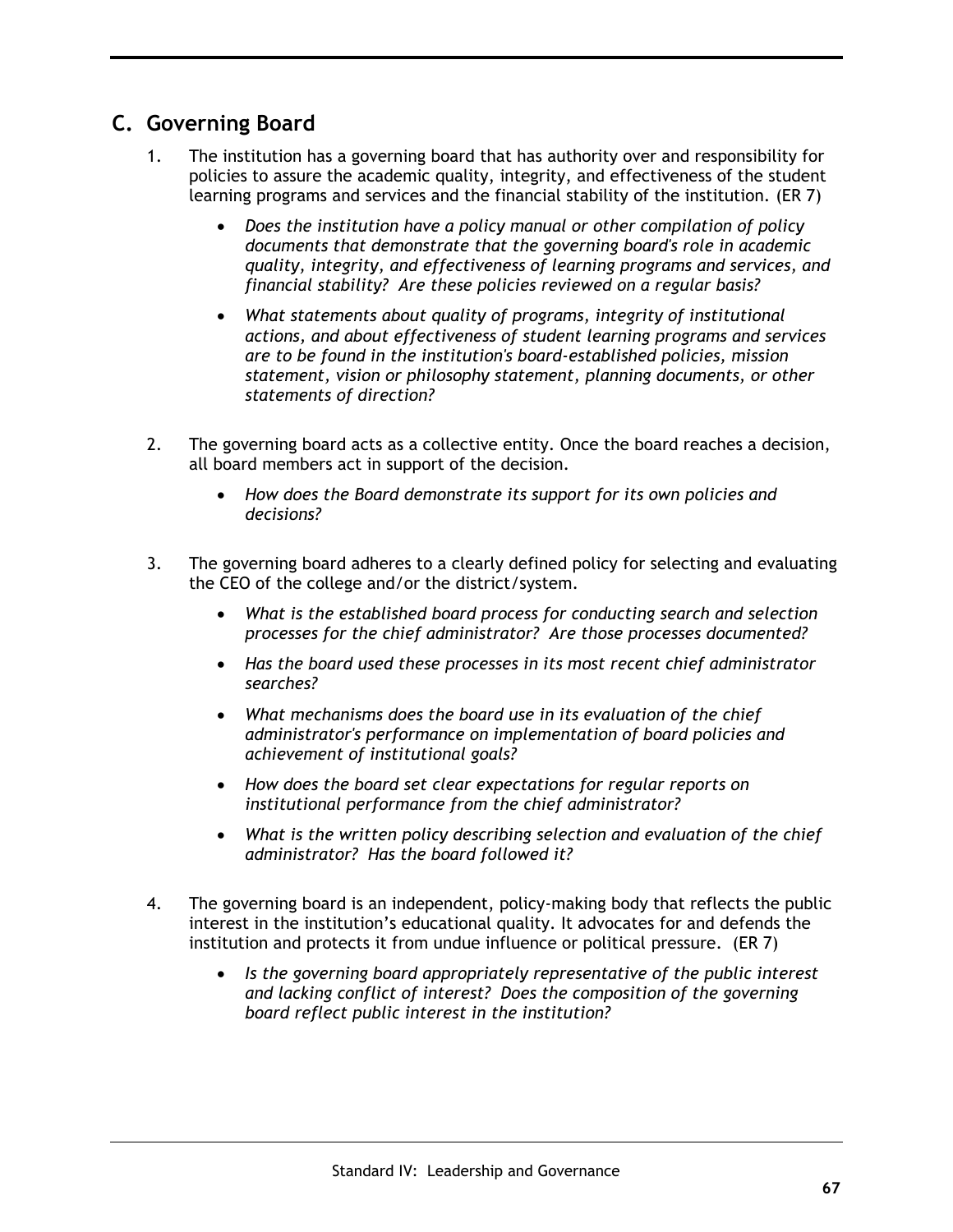## C. Governing Board

1. The institution has a governing board that has authority over and responsibility for policies to assure the academic quality, integrity, and effectiveness of the student learning programs and services and the financial stability of the institution. (ER 7)

    - *Does the institution have a policy manual or other compilation of policy documents that demonstrate that the governing board's role in academic quality, integrity, and effectiveness of learning programs and services, and financial stability? Are these policies reviewed on a regular basis?*
    - *What statements about quality of programs, integrity of institutional actions, and about effectiveness of student learning programs and services are to be found in the institution's board-established policies, mission statement, vision or philosophy statement, planning documents, or other statements of direction?*

2. The governing board acts as a collective entity. Once the board reaches a decision, all board members act in support of the decision.

    - *How does the Board demonstrate its support for its own policies and decisions?*

3. The governing board adheres to a clearly defined policy for selecting and evaluating the CEO of the college and/or the district/system.

    - *What is the established board process for conducting search and selection processes for the chief administrator? Are those processes documented?*
    - *Has the board used these processes in its most recent chief administrator searches?*
    - *What mechanisms does the board use in its evaluation of the chief administrator's performance on implementation of board policies and achievement of institutional goals?*
    - *How does the board set clear expectations for regular reports on institutional performance from the chief administrator?*
    - *What is the written policy describing selection and evaluation of the chief administrator? Has the board followed it?*

4. The governing board is an independent, policy-making body that reflects the public interest in the institution's educational quality. It advocates for and defends the institution and protects it from undue influence or political pressure. (ER 7)

    - *Is the governing board appropriately representative of the public interest and lacking conflict of interest? Does the composition of the governing board reflect public interest in the institution?*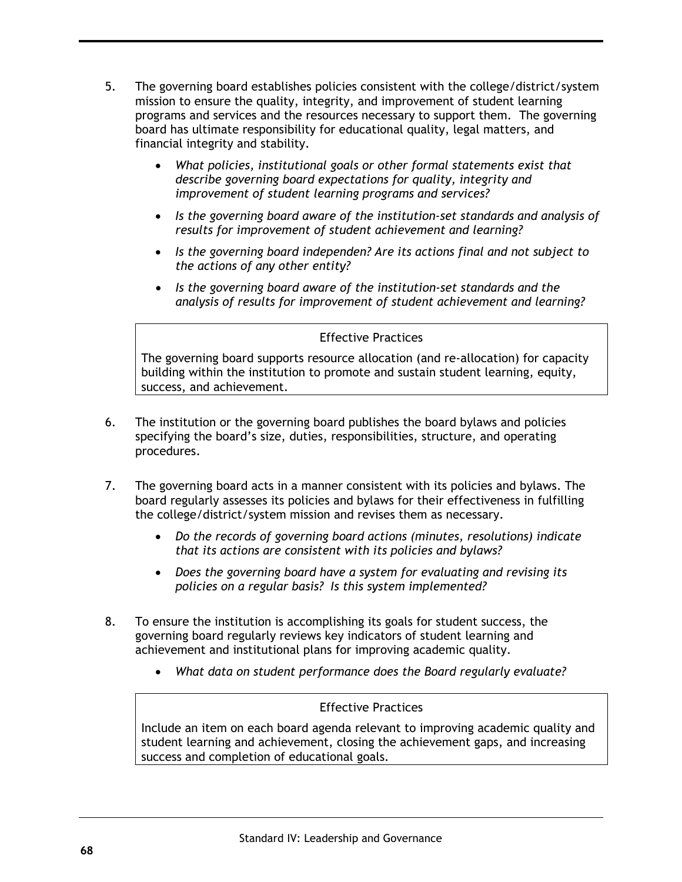5. The governing board establishes policies consistent with the college/district/system mission to ensure the quality, integrity, and improvement of student learning programs and services and the resources necessary to support them. The governing board has ultimate responsibility for educational quality, legal matters, and financial integrity and stability.

    - *What policies, institutional goals or other formal statements exist that describe governing board expectations for quality, integrity and improvement of student learning programs and services?*
    - *Is the governing board aware of the institution-set standards and analysis of results for improvement of student achievement and learning?*
    - *Is the governing board independen? Are its actions final and not subject to the actions of any other entity?*
    - *Is the governing board aware of the institution-set standards and the analysis of results for improvement of student achievement and learning?*

| Effective Practices |
|---|
| The governing board supports resource allocation (and re-allocation) for capacity building within the institution to promote and sustain student learning, equity, success, and achievement. |

6. The institution or the governing board publishes the board bylaws and policies specifying the board's size, duties, responsibilities, structure, and operating procedures.

7. The governing board acts in a manner consistent with its policies and bylaws. The board regularly assesses its policies and bylaws for their effectiveness in fulfilling the college/district/system mission and revises them as necessary.

    - *Do the records of governing board actions (minutes, resolutions) indicate that its actions are consistent with its policies and bylaws?*
    - *Does the governing board have a system for evaluating and revising its policies on a regular basis? Is this system implemented?*

8. To ensure the institution is accomplishing its goals for student success, the governing board regularly reviews key indicators of student learning and achievement and institutional plans for improving academic quality.

    - *What data on student performance does the Board regularly evaluate?*

| Effective Practices |
|---|
| Include an item on each board agenda relevant to improving academic quality and student learning and achievement, closing the achievement gaps, and increasing success and completion of educational goals. |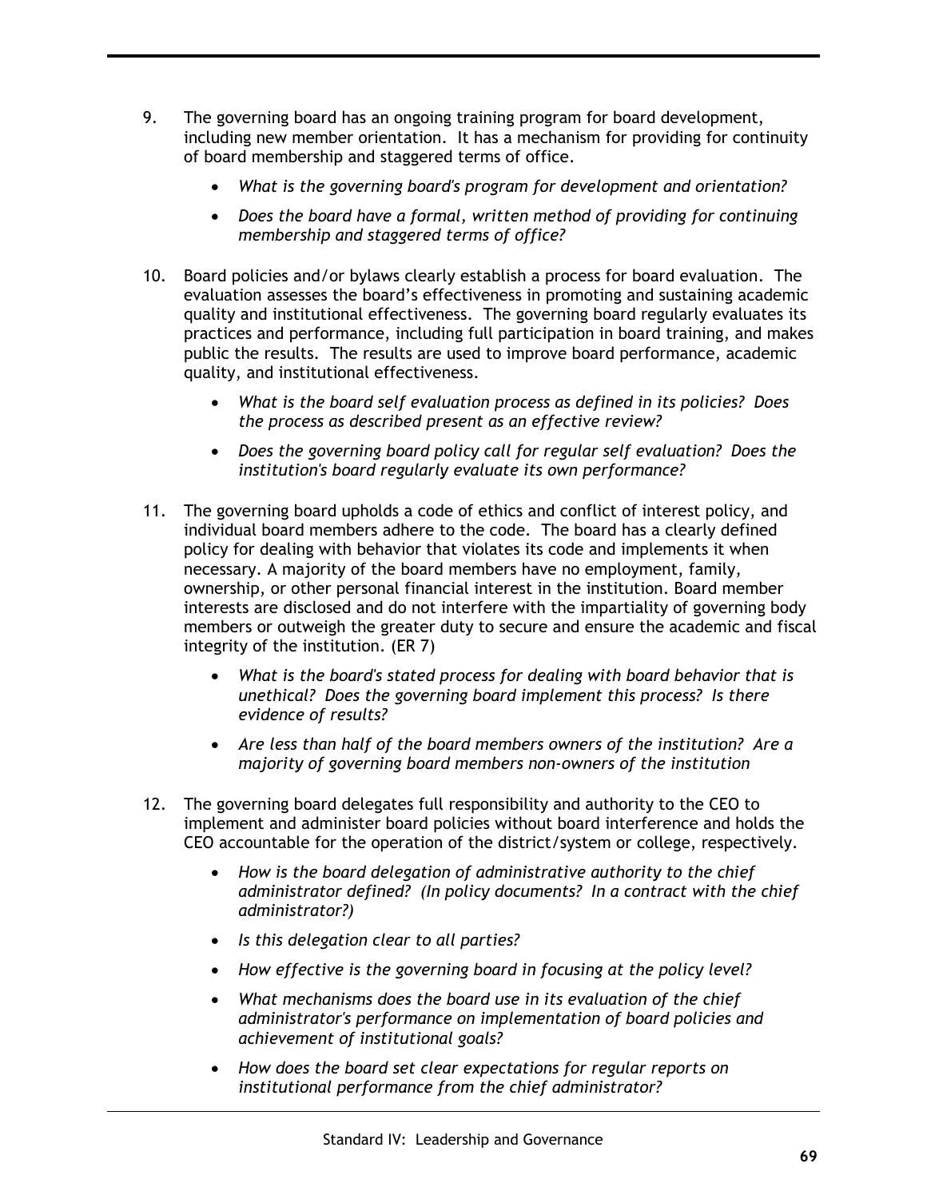9. The governing board has an ongoing training program for board development, including new member orientation. It has a mechanism for providing for continuity of board membership and staggered terms of office.

    - *What is the governing board's program for development and orientation?*
    - *Does the board have a formal, written method of providing for continuing membership and staggered terms of office?*

10. Board policies and/or bylaws clearly establish a process for board evaluation. The evaluation assesses the board's effectiveness in promoting and sustaining academic quality and institutional effectiveness. The governing board regularly evaluates its practices and performance, including full participation in board training, and makes public the results. The results are used to improve board performance, academic quality, and institutional effectiveness.

    - *What is the board self evaluation process as defined in its policies? Does the process as described present as an effective review?*
    - *Does the governing board policy call for regular self evaluation? Does the institution's board regularly evaluate its own performance?*

11. The governing board upholds a code of ethics and conflict of interest policy, and individual board members adhere to the code. The board has a clearly defined policy for dealing with behavior that violates its code and implements it when necessary. A majority of the board members have no employment, family, ownership, or other personal financial interest in the institution. Board member interests are disclosed and do not interfere with the impartiality of governing body members or outweigh the greater duty to secure and ensure the academic and fiscal integrity of the institution. (ER 7)

    - *What is the board's stated process for dealing with board behavior that is unethical? Does the governing board implement this process? Is there evidence of results?*
    - *Are less than half of the board members owners of the institution? Are a majority of governing board members non-owners of the institution*

12. The governing board delegates full responsibility and authority to the CEO to implement and administer board policies without board interference and holds the CEO accountable for the operation of the district/system or college, respectively.

    - *How is the board delegation of administrative authority to the chief administrator defined? (In policy documents? In a contract with the chief administrator?)*
    - *Is this delegation clear to all parties?*
    - *How effective is the governing board in focusing at the policy level?*
    - *What mechanisms does the board use in its evaluation of the chief administrator's performance on implementation of board policies and achievement of institutional goals?*
    - *How does the board set clear expectations for regular reports on institutional performance from the chief administrator?*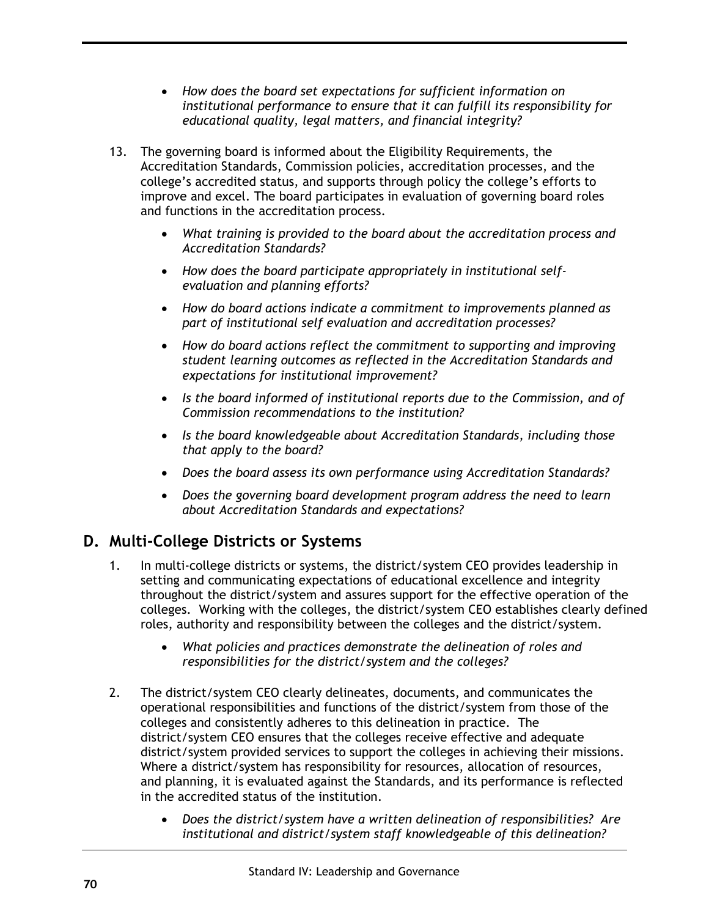- *How does the board set expectations for sufficient information on institutional performance to ensure that it can fulfill its responsibility for educational quality, legal matters, and financial integrity?*

13. The governing board is informed about the Eligibility Requirements, the Accreditation Standards, Commission policies, accreditation processes, and the college's accredited status, and supports through policy the college's efforts to improve and excel. The board participates in evaluation of governing board roles and functions in the accreditation process.

    - *What training is provided to the board about the accreditation process and Accreditation Standards?*
    - *How does the board participate appropriately in institutional self-evaluation and planning efforts?*
    - *How do board actions indicate a commitment to improvements planned as part of institutional self evaluation and accreditation processes?*
    - *How do board actions reflect the commitment to supporting and improving student learning outcomes as reflected in the Accreditation Standards and expectations for institutional improvement?*
    - *Is the board informed of institutional reports due to the Commission, and of Commission recommendations to the institution?*
    - *Is the board knowledgeable about Accreditation Standards, including those that apply to the board?*
    - *Does the board assess its own performance using Accreditation Standards?*
    - *Does the governing board development program address the need to learn about Accreditation Standards and expectations?*

## D. Multi-College Districts or Systems

1. In multi-college districts or systems, the district/system CEO provides leadership in setting and communicating expectations of educational excellence and integrity throughout the district/system and assures support for the effective operation of the colleges. Working with the colleges, the district/system CEO establishes clearly defined roles, authority and responsibility between the colleges and the district/system.

    - *What policies and practices demonstrate the delineation of roles and responsibilities for the district/system and the colleges?*

2. The district/system CEO clearly delineates, documents, and communicates the operational responsibilities and functions of the district/system from those of the colleges and consistently adheres to this delineation in practice. The district/system CEO ensures that the colleges receive effective and adequate district/system provided services to support the colleges in achieving their missions. Where a district/system has responsibility for resources, allocation of resources, and planning, it is evaluated against the Standards, and its performance is reflected in the accredited status of the institution.

    - *Does the district/system have a written delineation of responsibilities? Are institutional and district/system staff knowledgeable of this delineation?*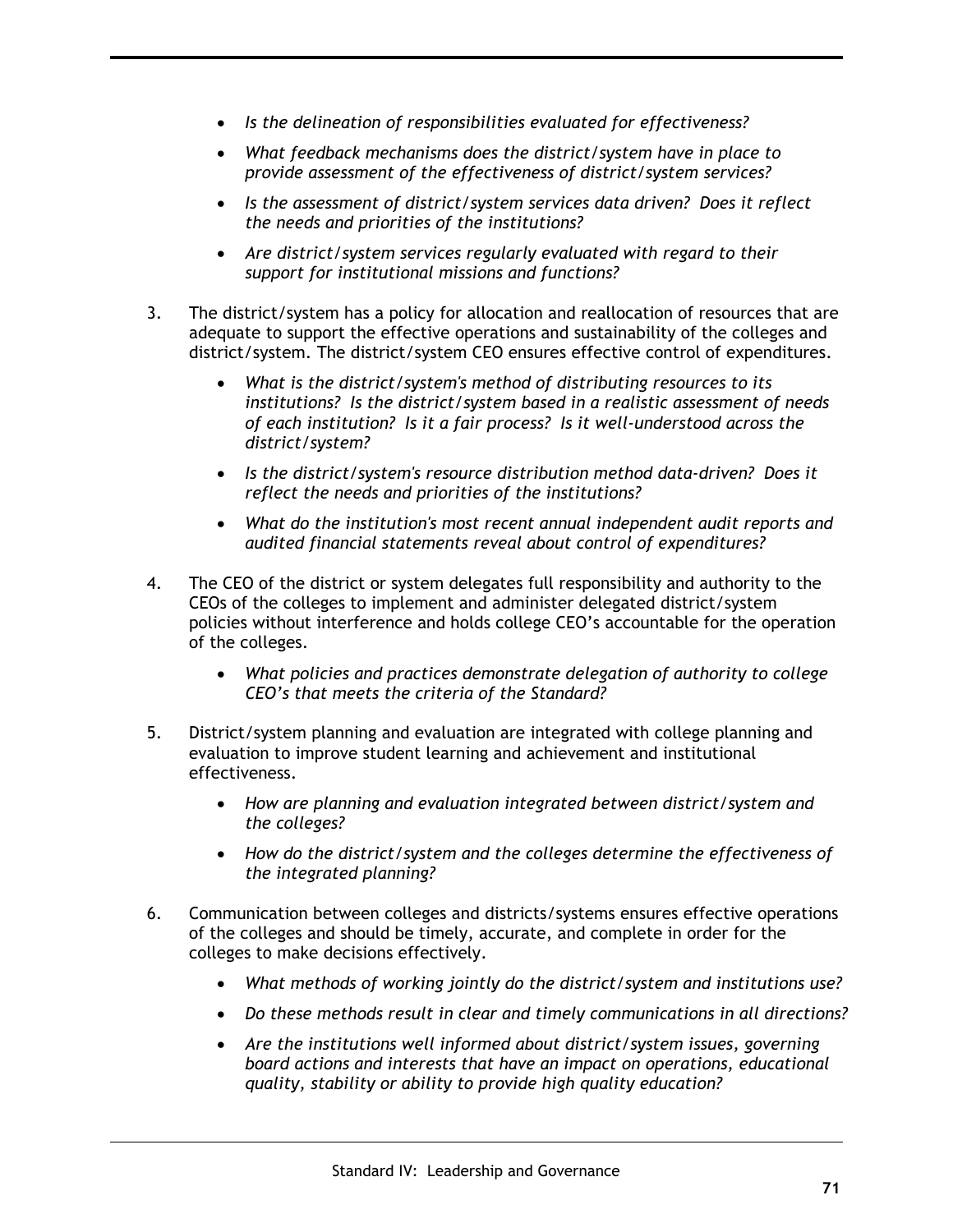- *Is the delineation of responsibilities evaluated for effectiveness?*
- *What feedback mechanisms does the district/system have in place to provide assessment of the effectiveness of district/system services?*
- *Is the assessment of district/system services data driven? Does it reflect the needs and priorities of the institutions?*
- *Are district/system services regularly evaluated with regard to their support for institutional missions and functions?*

3. The district/system has a policy for allocation and reallocation of resources that are adequate to support the effective operations and sustainability of the colleges and district/system. The district/system CEO ensures effective control of expenditures.

    - *What is the district/system's method of distributing resources to its institutions? Is the district/system based in a realistic assessment of needs of each institution? Is it a fair process? Is it well-understood across the district/system?*
    - *Is the district/system's resource distribution method data-driven? Does it reflect the needs and priorities of the institutions?*
    - *What do the institution's most recent annual independent audit reports and audited financial statements reveal about control of expenditures?*

4. The CEO of the district or system delegates full responsibility and authority to the CEOs of the colleges to implement and administer delegated district/system policies without interference and holds college CEO's accountable for the operation of the colleges.

    - *What policies and practices demonstrate delegation of authority to college CEO's that meets the criteria of the Standard?*

5. District/system planning and evaluation are integrated with college planning and evaluation to improve student learning and achievement and institutional effectiveness.

    - *How are planning and evaluation integrated between district/system and the colleges?*
    - *How do the district/system and the colleges determine the effectiveness of the integrated planning?*

6. Communication between colleges and districts/systems ensures effective operations of the colleges and should be timely, accurate, and complete in order for the colleges to make decisions effectively.

    - *What methods of working jointly do the district/system and institutions use?*
    - *Do these methods result in clear and timely communications in all directions?*
    - *Are the institutions well informed about district/system issues, governing board actions and interests that have an impact on operations, educational quality, stability or ability to provide high quality education?*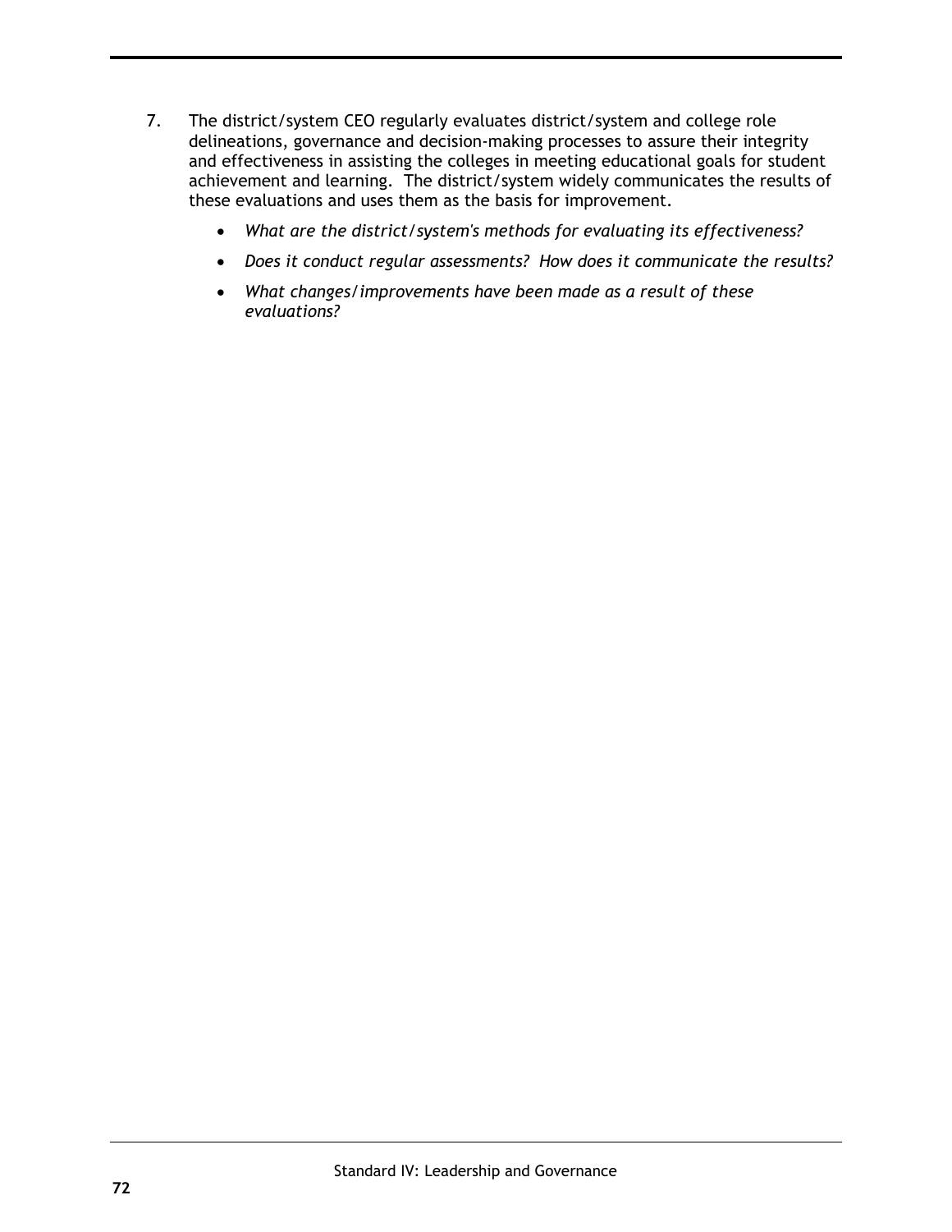7. The district/system CEO regularly evaluates district/system and college role delineations, governance and decision-making processes to assure their integrity and effectiveness in assisting the colleges in meeting educational goals for student achievement and learning. The district/system widely communicates the results of these evaluations and uses them as the basis for improvement.

    - *What are the district/system's methods for evaluating its effectiveness?*
    - *Does it conduct regular assessments? How does it communicate the results?*
    - *What changes/improvements have been made as a result of these evaluations?*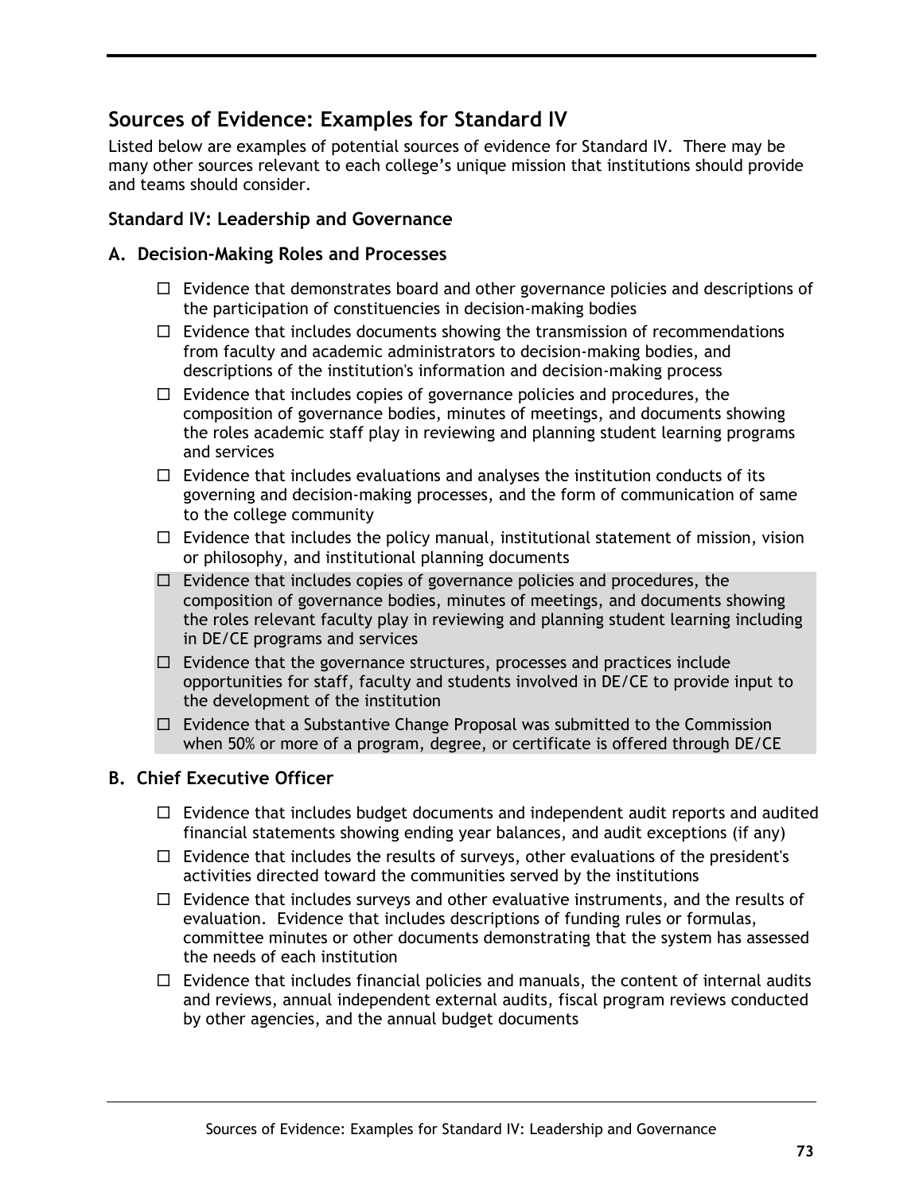## Sources of Evidence: Examples for Standard IV

Listed below are examples of potential sources of evidence for Standard IV. There may be many other sources relevant to each college's unique mission that institutions should provide and teams should consider.

### Standard IV: Leadership and Governance

### A. Decision-Making Roles and Processes

- ☐ Evidence that demonstrates board and other governance policies and descriptions of the participation of constituencies in decision-making bodies
- ☐ Evidence that includes documents showing the transmission of recommendations from faculty and academic administrators to decision-making bodies, and descriptions of the institution's information and decision-making process
- ☐ Evidence that includes copies of governance policies and procedures, the composition of governance bodies, minutes of meetings, and documents showing the roles academic staff play in reviewing and planning student learning programs and services
- ☐ Evidence that includes evaluations and analyses the institution conducts of its governing and decision-making processes, and the form of communication of same to the college community
- ☐ Evidence that includes the policy manual, institutional statement of mission, vision or philosophy, and institutional planning documents
- ☐ Evidence that includes copies of governance policies and procedures, the composition of governance bodies, minutes of meetings, and documents showing the roles relevant faculty play in reviewing and planning student learning including in DE/CE programs and services
- ☐ Evidence that the governance structures, processes and practices include opportunities for staff, faculty and students involved in DE/CE to provide input to the development of the institution
- ☐ Evidence that a Substantive Change Proposal was submitted to the Commission when 50% or more of a program, degree, or certificate is offered through DE/CE

### B. Chief Executive Officer

- ☐ Evidence that includes budget documents and independent audit reports and audited financial statements showing ending year balances, and audit exceptions (if any)
- ☐ Evidence that includes the results of surveys, other evaluations of the president's activities directed toward the communities served by the institutions
- ☐ Evidence that includes surveys and other evaluative instruments, and the results of evaluation. Evidence that includes descriptions of funding rules or formulas, committee minutes or other documents demonstrating that the system has assessed the needs of each institution
- ☐ Evidence that includes financial policies and manuals, the content of internal audits and reviews, annual independent external audits, fiscal program reviews conducted by other agencies, and the annual budget documents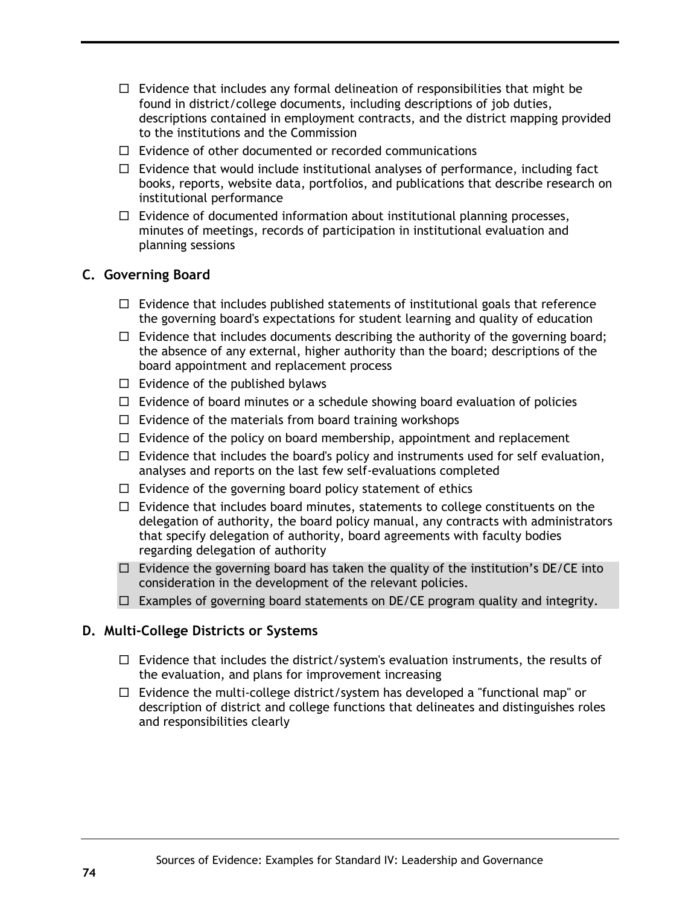- ☐ Evidence that includes any formal delineation of responsibilities that might be found in district/college documents, including descriptions of job duties, descriptions contained in employment contracts, and the district mapping provided to the institutions and the Commission
- ☐ Evidence of other documented or recorded communications
- ☐ Evidence that would include institutional analyses of performance, including fact books, reports, website data, portfolios, and publications that describe research on institutional performance
- ☐ Evidence of documented information about institutional planning processes, minutes of meetings, records of participation in institutional evaluation and planning sessions

## C. Governing Board

- ☐ Evidence that includes published statements of institutional goals that reference the governing board's expectations for student learning and quality of education
- ☐ Evidence that includes documents describing the authority of the governing board; the absence of any external, higher authority than the board; descriptions of the board appointment and replacement process
- ☐ Evidence of the published bylaws
- ☐ Evidence of board minutes or a schedule showing board evaluation of policies
- ☐ Evidence of the materials from board training workshops
- ☐ Evidence of the policy on board membership, appointment and replacement
- ☐ Evidence that includes the board's policy and instruments used for self evaluation, analyses and reports on the last few self-evaluations completed
- ☐ Evidence of the governing board policy statement of ethics
- ☐ Evidence that includes board minutes, statements to college constituents on the delegation of authority, the board policy manual, any contracts with administrators that specify delegation of authority, board agreements with faculty bodies regarding delegation of authority
- ☐ Evidence the governing board has taken the quality of the institution's DE/CE into consideration in the development of the relevant policies.
- ☐ Examples of governing board statements on DE/CE program quality and integrity.

## D. Multi-College Districts or Systems

- ☐ Evidence that includes the district/system's evaluation instruments, the results of the evaluation, and plans for improvement increasing
- ☐ Evidence the multi-college district/system has developed a "functional map" or description of district and college functions that delineates and distinguishes roles and responsibilities clearly